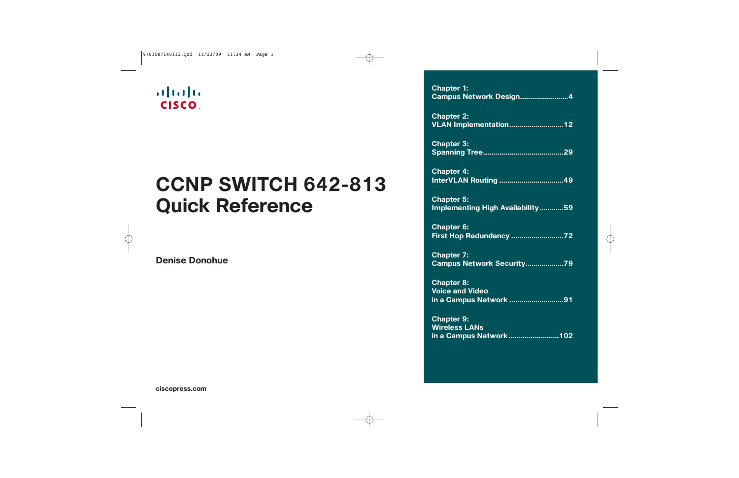# CCNP SWITCH 642-813 Quick Reference

**Denise Donohue**

**Chapter 1:**
**Campus Network Design........................4**

**Chapter 2:**
**VLAN Implementation...........................12**

**Chapter 3:**
**Spanning Tree........................................29**

**Chapter 4:**
**InterVLAN Routing ................................49**

**Chapter 5:**
**Implementing High Availability............59**

**Chapter 6:**
**First Hop Redundancy ..........................72**

**Chapter 7:**
**Campus Network Security...................79**

**Chapter 8:**
**Voice and Video**
**in a Campus Network ...........................91**

**Chapter 9:**
**Wireless LANs**
**in a Campus Network .........................102**

**ciscopress.com**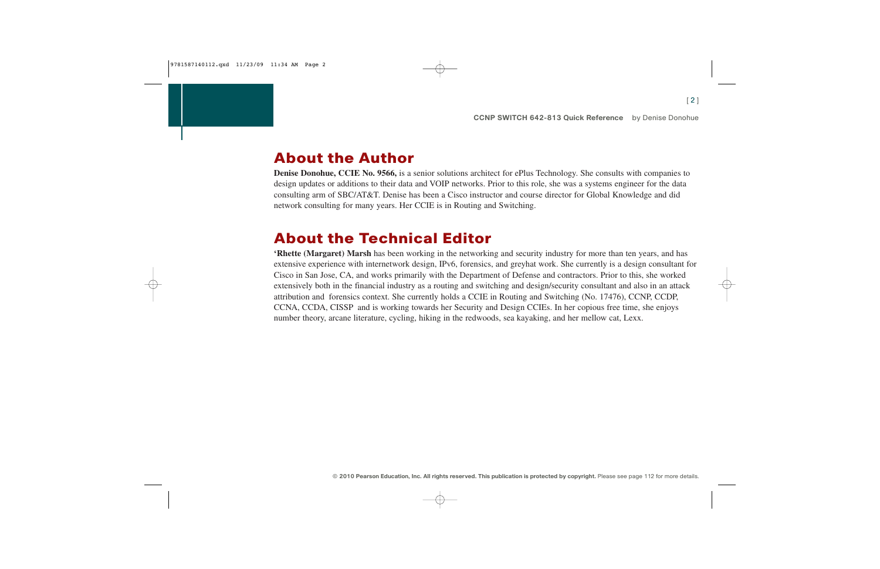## About the Author

**Denise Donohue, CCIE No. 9566,** is a senior solutions architect for ePlus Technology. She consults with companies to design updates or additions to their data and VOIP networks. Prior to this role, she was a systems engineer for the data consulting arm of SBC/AT&T. Denise has been a Cisco instructor and course director for Global Knowledge and did network consulting for many years. Her CCIE is in Routing and Switching.

## About the Technical Editor

**'Rhette (Margaret) Marsh** has been working in the networking and security industry for more than ten years, and has extensive experience with internetwork design, IPv6, forensics, and greyhat work. She currently is a design consultant for Cisco in San Jose, CA, and works primarily with the Department of Defense and contractors. Prior to this, she worked extensively both in the financial industry as a routing and switching and design/security consultant and also in an attack attribution and forensics context. She currently holds a CCIE in Routing and Switching (No. 17476), CCNP, CCDP, CCNA, CCDA, CISSP and is working towards her Security and Design CCIEs. In her copious free time, she enjoys number theory, arcane literature, cycling, hiking in the redwoods, sea kayaking, and her mellow cat, Lexx.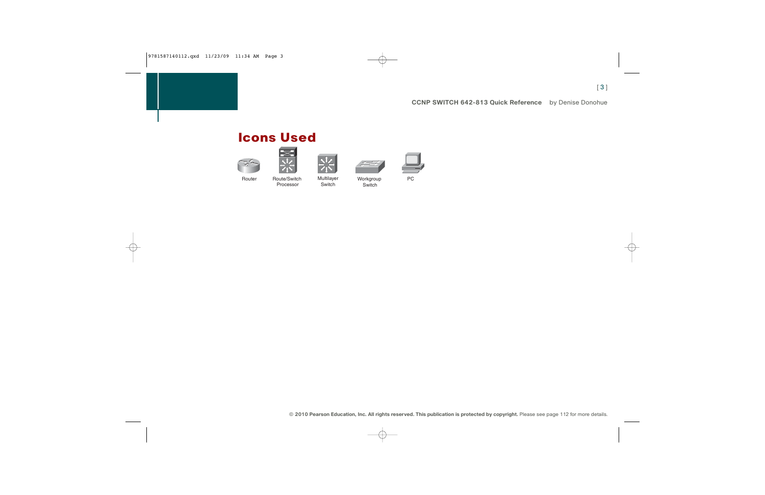# Icons Used

Router

Route/Switch Processor

Multilayer Switch

Workgroup Switch

PC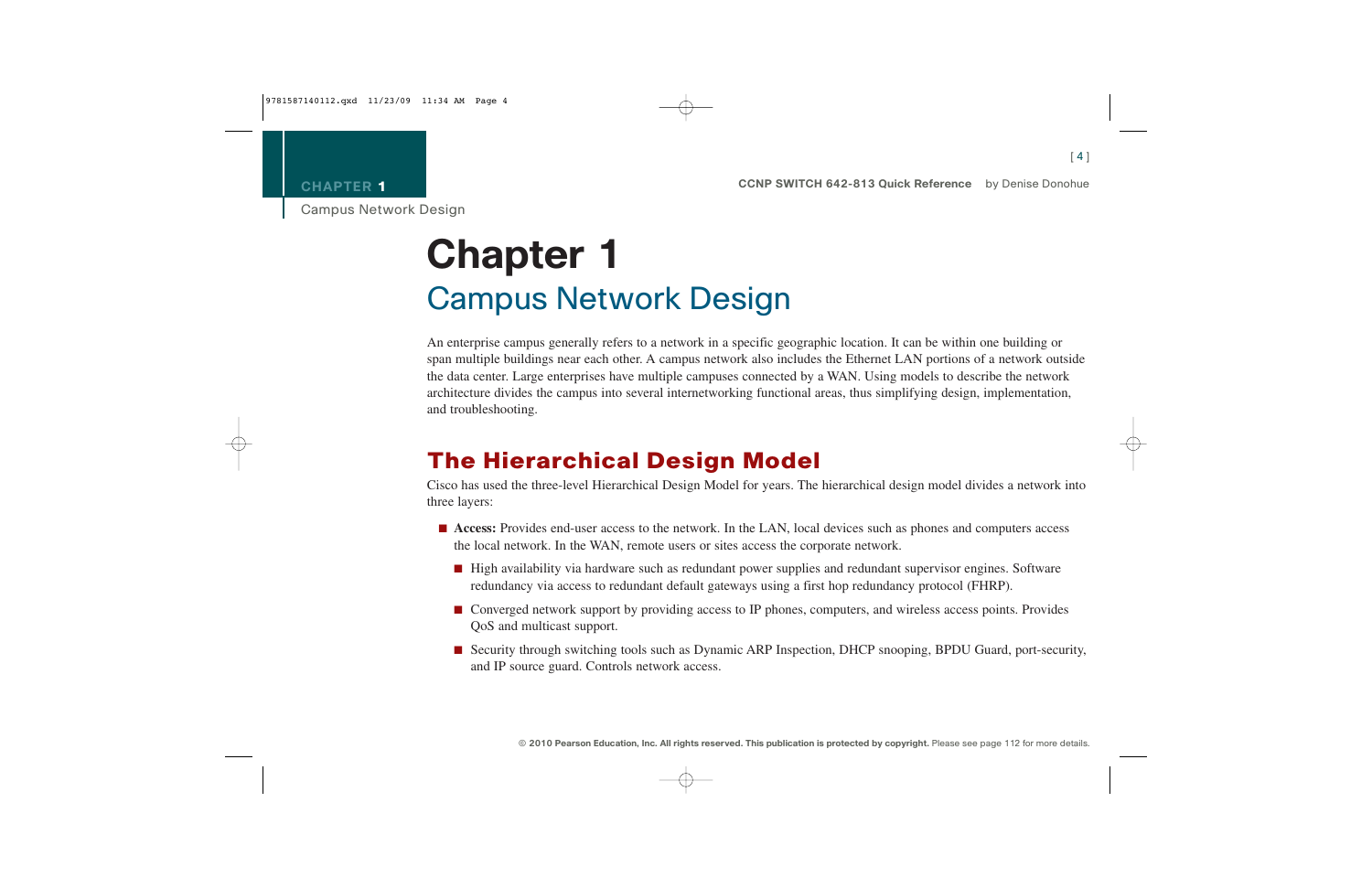# Chapter 1

## Campus Network Design

An enterprise campus generally refers to a network in a specific geographic location. It can be within one building or span multiple buildings near each other. A campus network also includes the Ethernet LAN portions of a network outside the data center. Large enterprises have multiple campuses connected by a WAN. Using models to describe the network architecture divides the campus into several internetworking functional areas, thus simplifying design, implementation, and troubleshooting.

## The Hierarchical Design Model

Cisco has used the three-level Hierarchical Design Model for years. The hierarchical design model divides a network into three layers:

- **Access:** Provides end-user access to the network. In the LAN, local devices such as phones and computers access the local network. In the WAN, remote users or sites access the corporate network.
  - High availability via hardware such as redundant power supplies and redundant supervisor engines. Software redundancy via access to redundant default gateways using a first hop redundancy protocol (FHRP).
  - Converged network support by providing access to IP phones, computers, and wireless access points. Provides QoS and multicast support.
  - Security through switching tools such as Dynamic ARP Inspection, DHCP snooping, BPDU Guard, port-security, and IP source guard. Controls network access.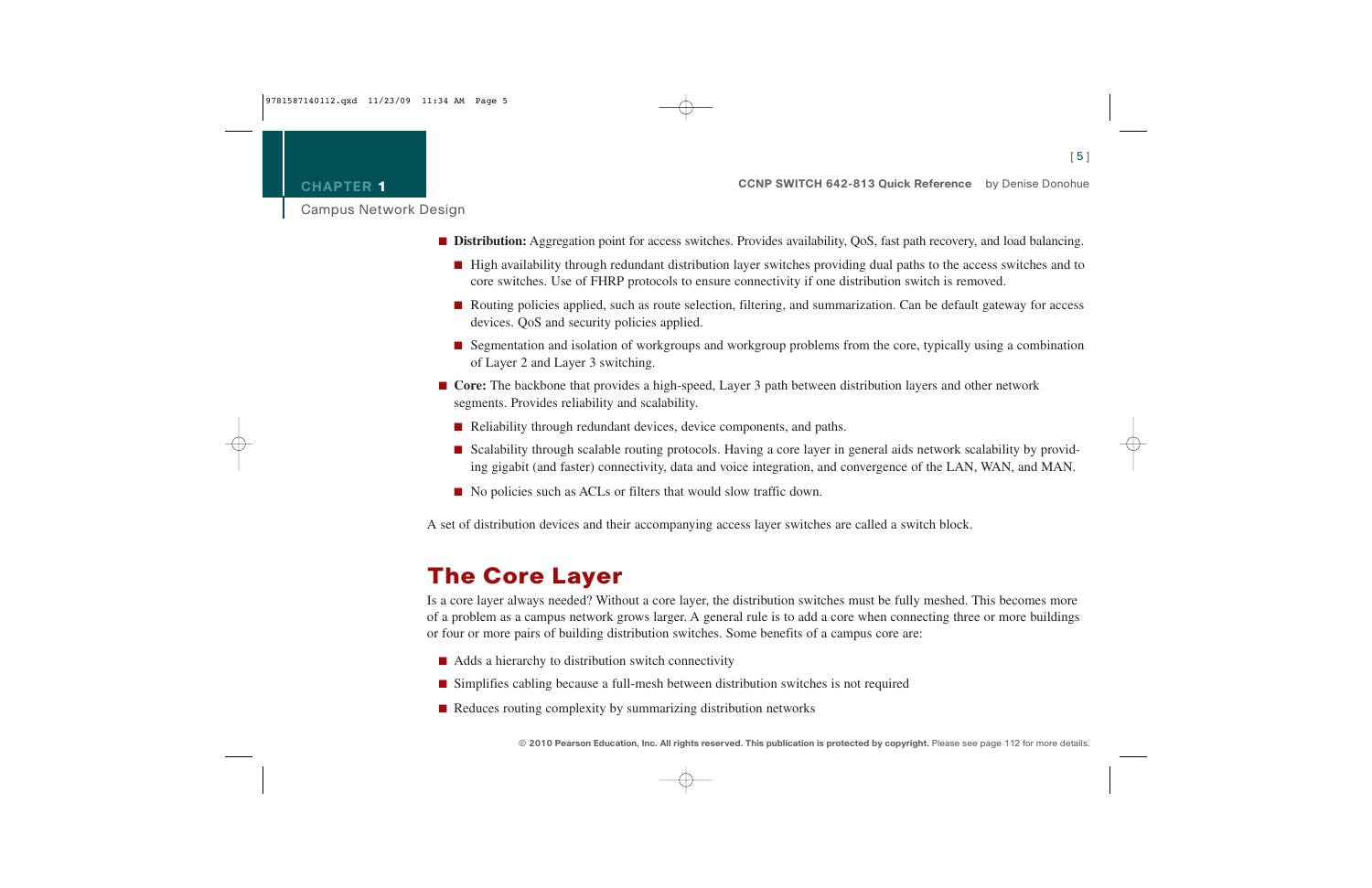- **Distribution:** Aggregation point for access switches. Provides availability, QoS, fast path recovery, and load balancing.
  - High availability through redundant distribution layer switches providing dual paths to the access switches and to core switches. Use of FHRP protocols to ensure connectivity if one distribution switch is removed.
  - Routing policies applied, such as route selection, filtering, and summarization. Can be default gateway for access devices. QoS and security policies applied.
  - Segmentation and isolation of workgroups and workgroup problems from the core, typically using a combination of Layer 2 and Layer 3 switching.
- **Core:** The backbone that provides a high-speed, Layer 3 path between distribution layers and other network segments. Provides reliability and scalability.
  - Reliability through redundant devices, device components, and paths.
  - Scalability through scalable routing protocols. Having a core layer in general aids network scalability by providing gigabit (and faster) connectivity, data and voice integration, and convergence of the LAN, WAN, and MAN.
  - No policies such as ACLs or filters that would slow traffic down.

A set of distribution devices and their accompanying access layer switches are called a switch block.

## The Core Layer

Is a core layer always needed? Without a core layer, the distribution switches must be fully meshed. This becomes more of a problem as a campus network grows larger. A general rule is to add a core when connecting three or more buildings or four or more pairs of building distribution switches. Some benefits of a campus core are:

- Adds a hierarchy to distribution switch connectivity
- Simplifies cabling because a full-mesh between distribution switches is not required
- Reduces routing complexity by summarizing distribution networks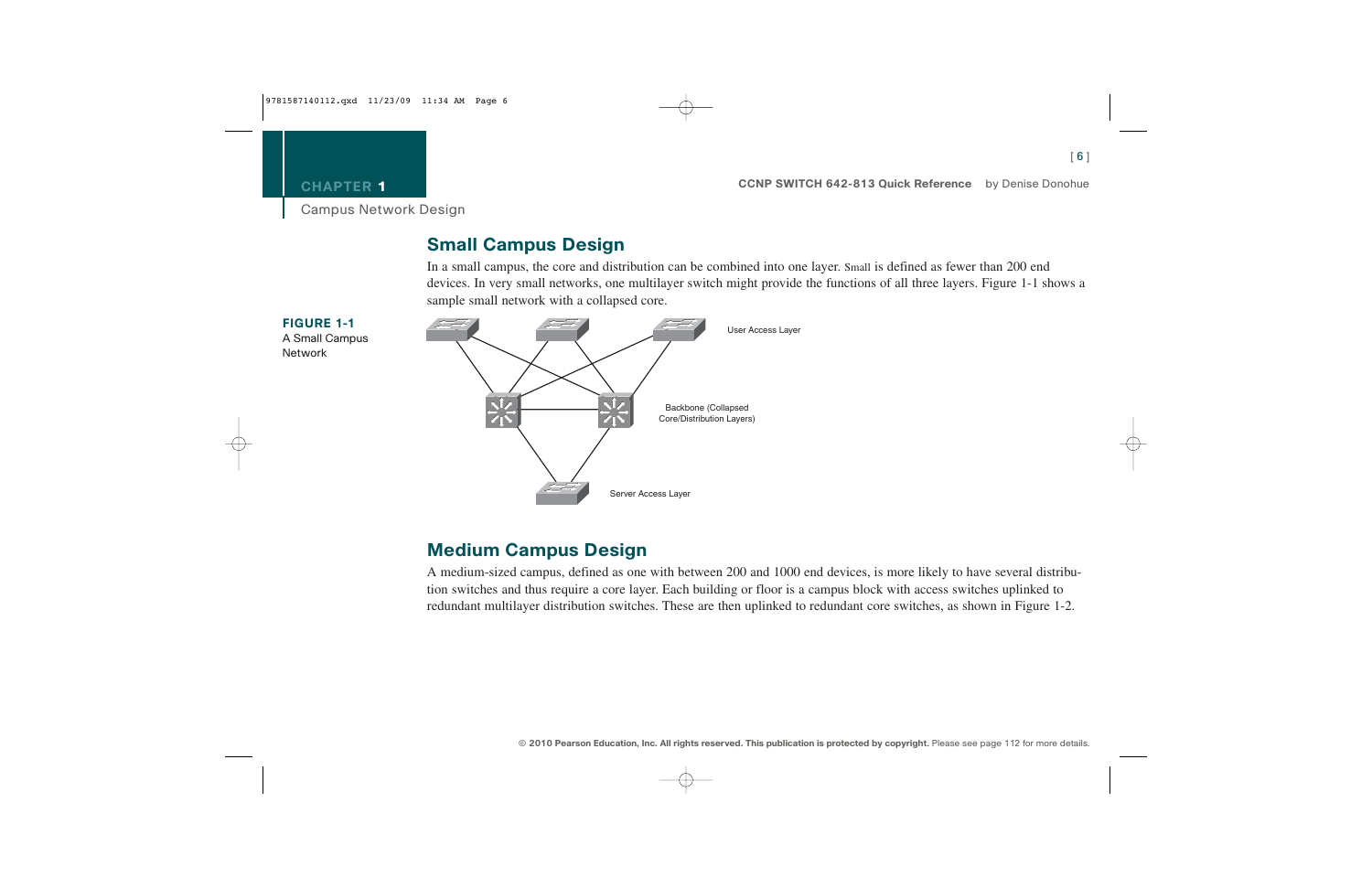## Small Campus Design

In a small campus, the core and distribution can be combined into one layer. Small is defined as fewer than 200 end devices. In very small networks, one multilayer switch might provide the functions of all three layers. Figure 1-1 shows a sample small network with a collapsed core.

**FIGURE 1-1**
A Small Campus Network

User Access Layer

Backbone (Collapsed Core/Distribution Layers)

Server Access Layer

## Medium Campus Design

A medium-sized campus, defined as one with between 200 and 1000 end devices, is more likely to have several distribution switches and thus require a core layer. Each building or floor is a campus block with access switches uplinked to redundant multilayer distribution switches. These are then uplinked to redundant core switches, as shown in Figure 1-2.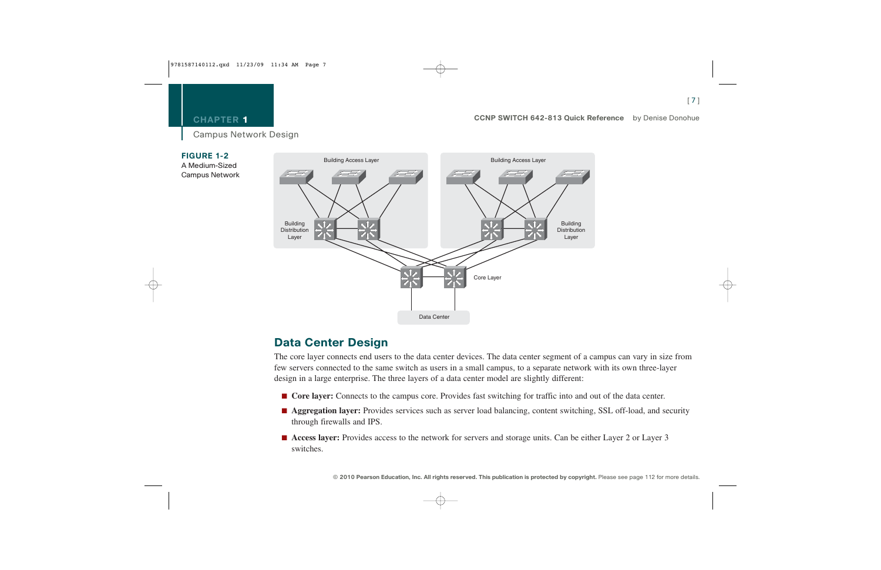**FIGURE 1-2**
A Medium-Sized Campus Network

## Data Center Design

The core layer connects end users to the data center devices. The data center segment of a campus can vary in size from few servers connected to the same switch as users in a small campus, to a separate network with its own three-layer design in a large enterprise. The three layers of a data center model are slightly different:

- **Core layer:** Connects to the campus core. Provides fast switching for traffic into and out of the data center.
- **Aggregation layer:** Provides services such as server load balancing, content switching, SSL off-load, and security through firewalls and IPS.
- **Access layer:** Provides access to the network for servers and storage units. Can be either Layer 2 or Layer 3 switches.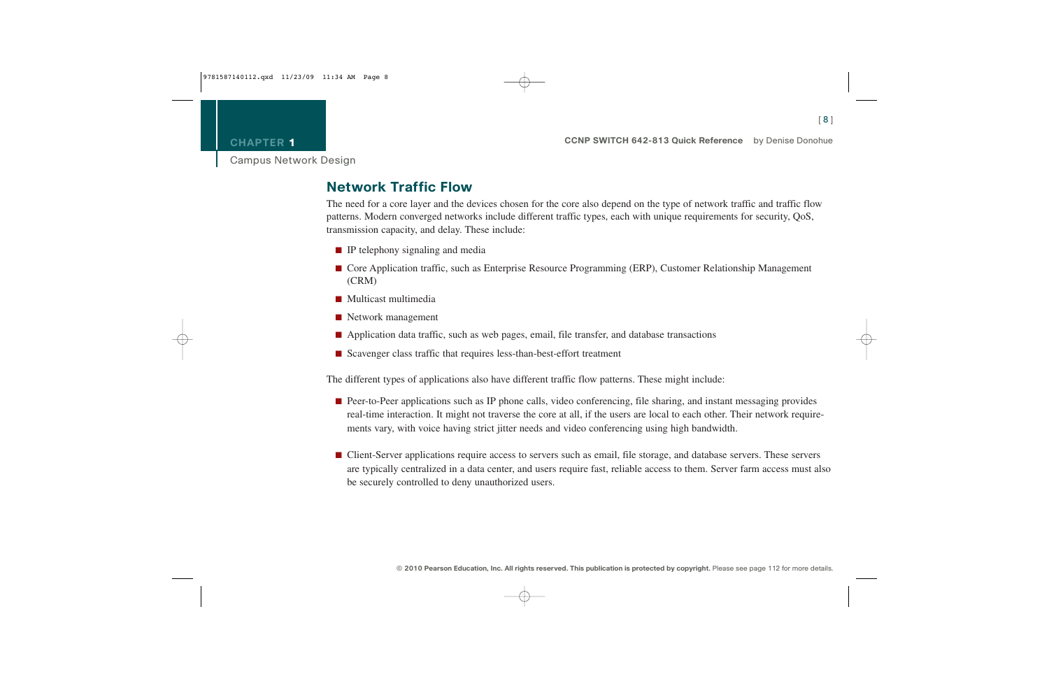## Network Traffic Flow

The need for a core layer and the devices chosen for the core also depend on the type of network traffic and traffic flow patterns. Modern converged networks include different traffic types, each with unique requirements for security, QoS, transmission capacity, and delay. These include:

- IP telephony signaling and media
- Core Application traffic, such as Enterprise Resource Programming (ERP), Customer Relationship Management (CRM)
- Multicast multimedia
- Network management
- Application data traffic, such as web pages, email, file transfer, and database transactions
- Scavenger class traffic that requires less-than-best-effort treatment

The different types of applications also have different traffic flow patterns. These might include:

- Peer-to-Peer applications such as IP phone calls, video conferencing, file sharing, and instant messaging provides real-time interaction. It might not traverse the core at all, if the users are local to each other. Their network requirements vary, with voice having strict jitter needs and video conferencing using high bandwidth.
- Client-Server applications require access to servers such as email, file storage, and database servers. These servers are typically centralized in a data center, and users require fast, reliable access to them. Server farm access must also be securely controlled to deny unauthorized users.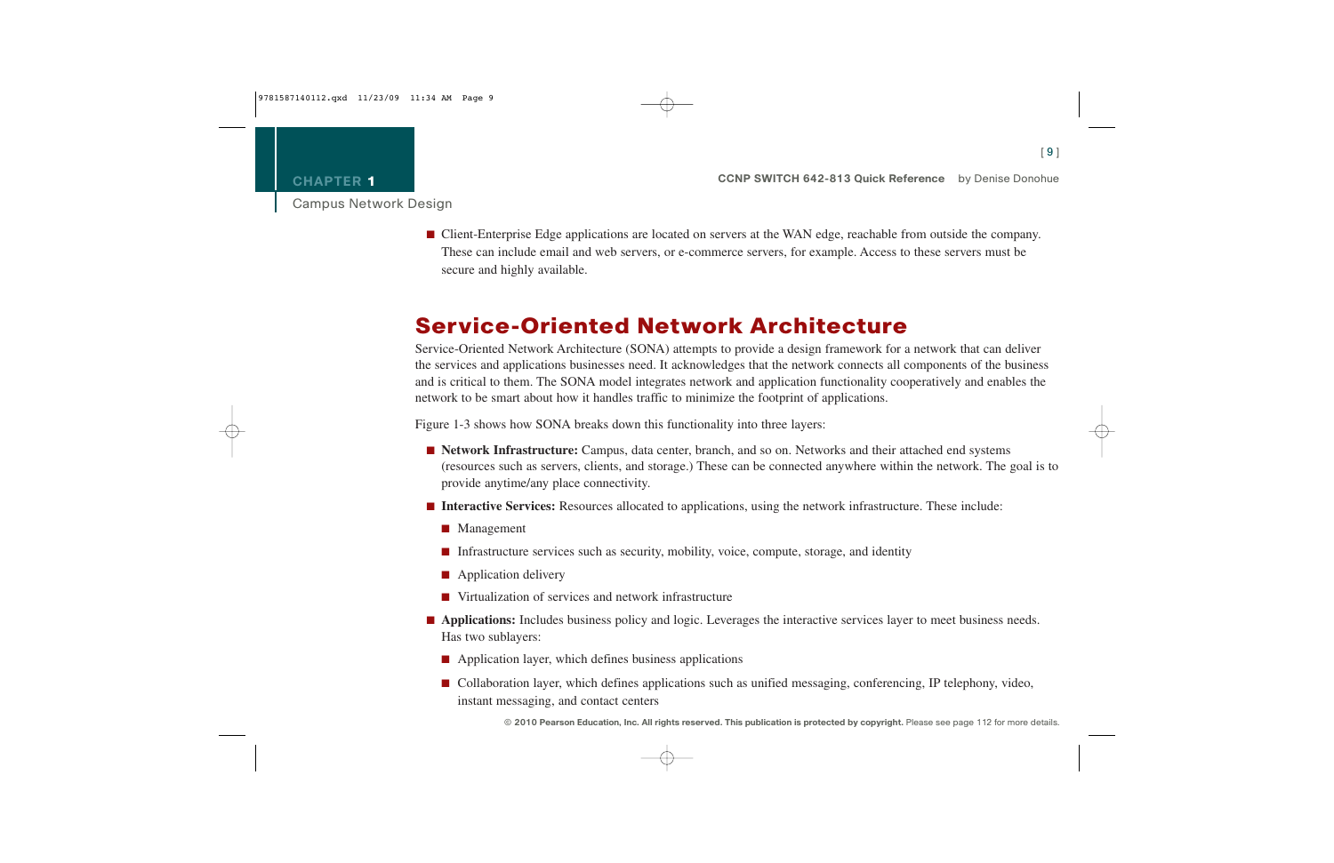- Client-Enterprise Edge applications are located on servers at the WAN edge, reachable from outside the company. These can include email and web servers, or e-commerce servers, for example. Access to these servers must be secure and highly available.

## Service-Oriented Network Architecture

Service-Oriented Network Architecture (SONA) attempts to provide a design framework for a network that can deliver the services and applications businesses need. It acknowledges that the network connects all components of the business and is critical to them. The SONA model integrates network and application functionality cooperatively and enables the network to be smart about how it handles traffic to minimize the footprint of applications.

Figure 1-3 shows how SONA breaks down this functionality into three layers:

- **Network Infrastructure:** Campus, data center, branch, and so on. Networks and their attached end systems (resources such as servers, clients, and storage.) These can be connected anywhere within the network. The goal is to provide anytime/any place connectivity.
- **Interactive Services:** Resources allocated to applications, using the network infrastructure. These include:
  - Management
  - Infrastructure services such as security, mobility, voice, compute, storage, and identity
  - Application delivery
  - Virtualization of services and network infrastructure
- **Applications:** Includes business policy and logic. Leverages the interactive services layer to meet business needs. Has two sublayers:
  - Application layer, which defines business applications
  - Collaboration layer, which defines applications such as unified messaging, conferencing, IP telephony, video, instant messaging, and contact centers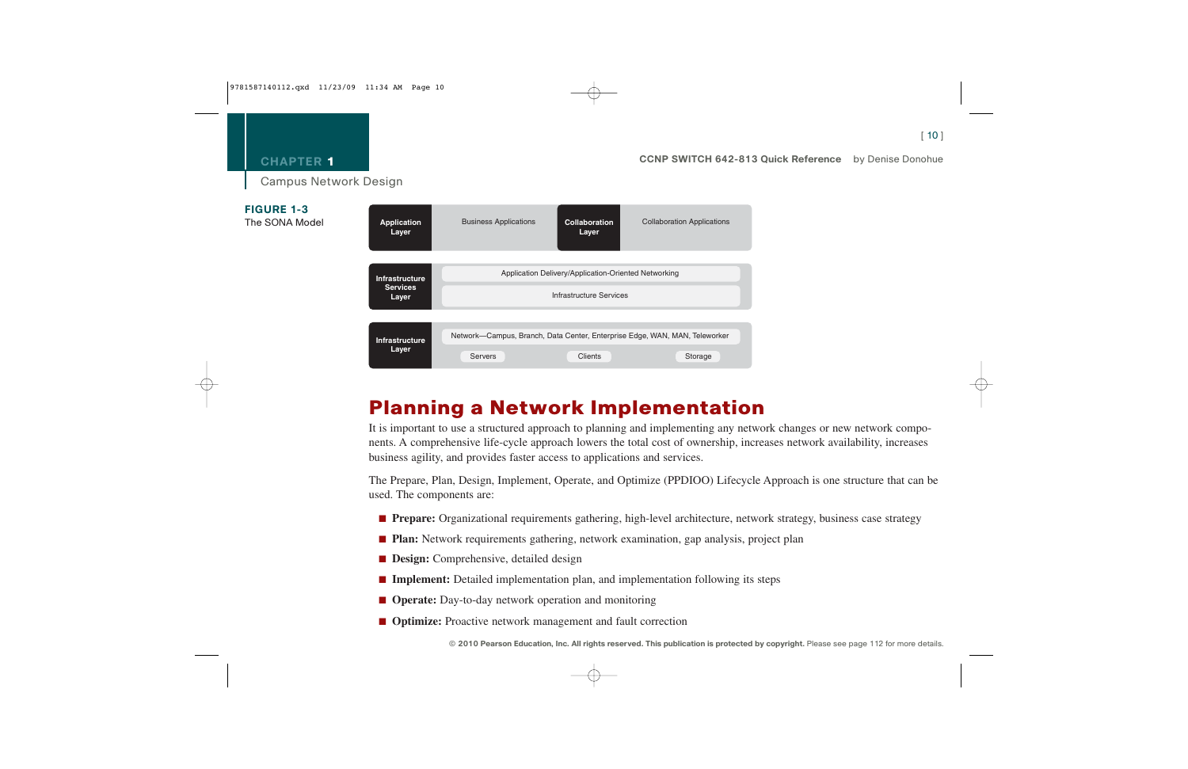**FIGURE 1-3**
The SONA Model

| Layer | Components |
| --- | --- |
| Application Layer | Business Applications |
| Collaboration Layer | Collaboration Applications |
| Infrastructure Services Layer | Application Delivery/Application-Oriented Networking; Infrastructure Services |
| Infrastructure Layer | Network—Campus, Branch, Data Center, Enterprise Edge, WAN, MAN, Teleworker; Servers; Clients; Storage |

## Planning a Network Implementation

It is important to use a structured approach to planning and implementing any network changes or new network components. A comprehensive life-cycle approach lowers the total cost of ownership, increases network availability, increases business agility, and provides faster access to applications and services.

The Prepare, Plan, Design, Implement, Operate, and Optimize (PPDIOO) Lifecycle Approach is one structure that can be used. The components are:

- **Prepare:** Organizational requirements gathering, high-level architecture, network strategy, business case strategy
- **Plan:** Network requirements gathering, network examination, gap analysis, project plan
- **Design:** Comprehensive, detailed design
- **Implement:** Detailed implementation plan, and implementation following its steps
- **Operate:** Day-to-day network operation and monitoring
- **Optimize:** Proactive network management and fault correction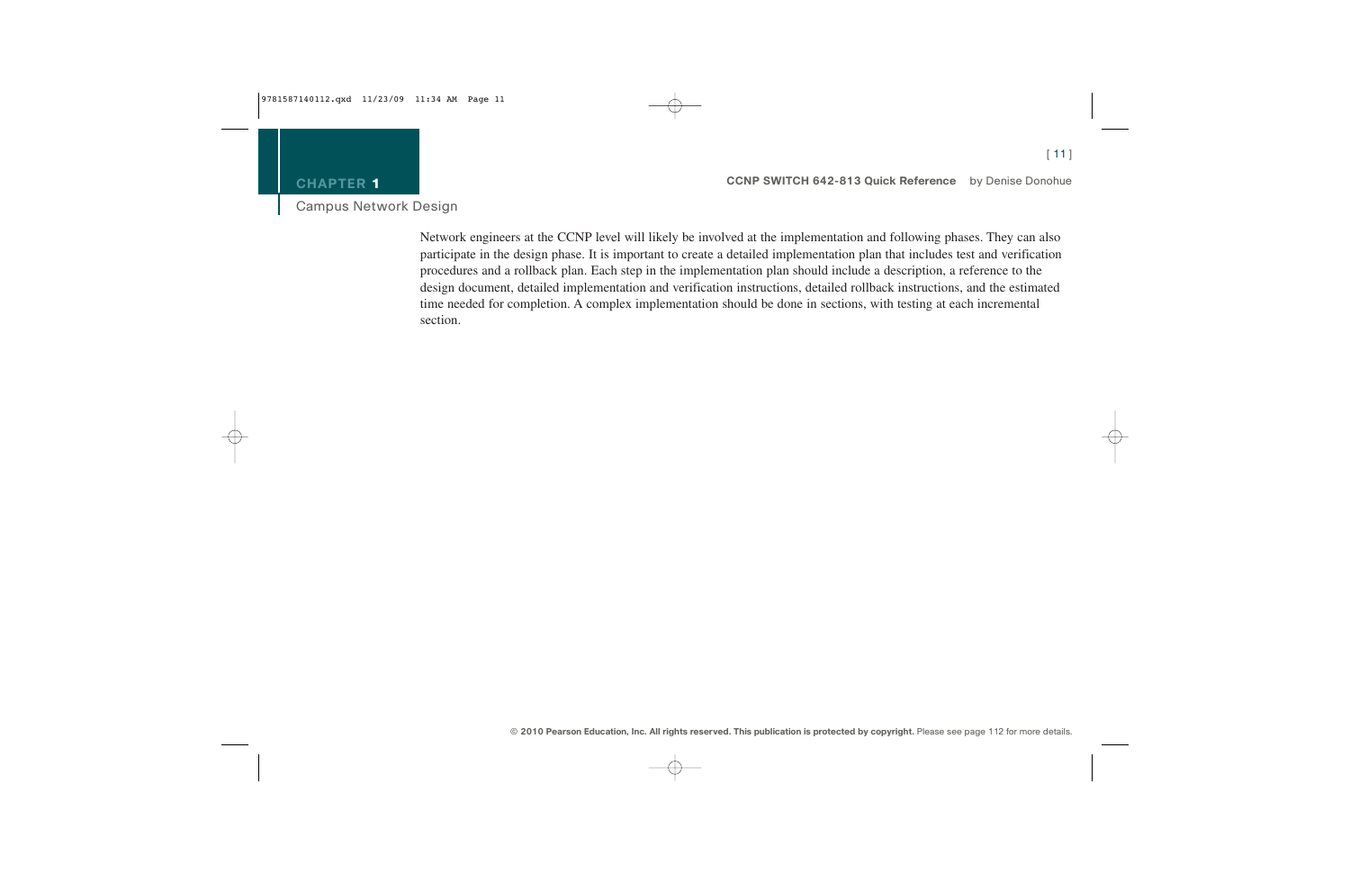Network engineers at the CCNP level will likely be involved at the implementation and following phases. They can also participate in the design phase. It is important to create a detailed implementation plan that includes test and verification procedures and a rollback plan. Each step in the implementation plan should include a description, a reference to the design document, detailed implementation and verification instructions, detailed rollback instructions, and the estimated time needed for completion. A complex implementation should be done in sections, with testing at each incremental section.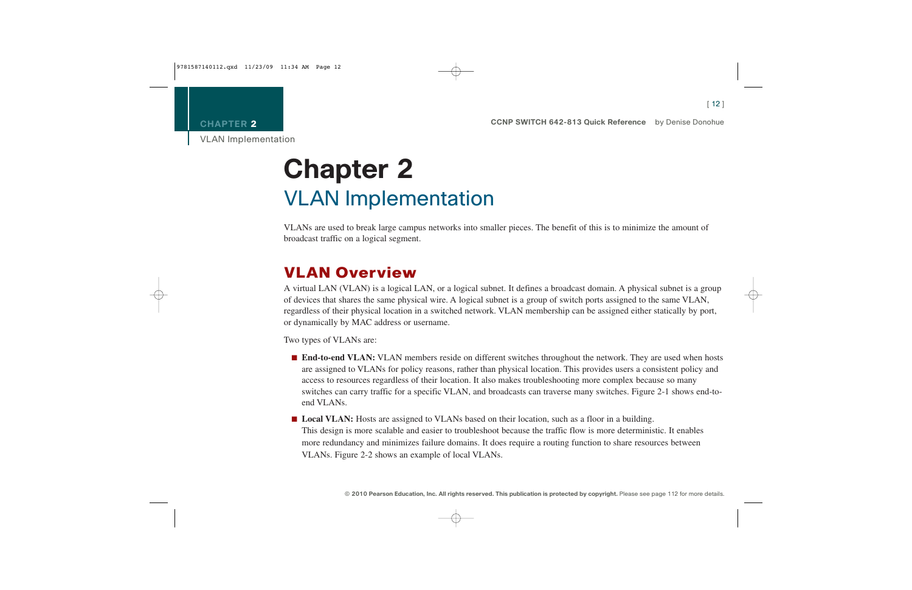# Chapter 2

## VLAN Implementation

VLANs are used to break large campus networks into smaller pieces. The benefit of this is to minimize the amount of broadcast traffic on a logical segment.

## VLAN Overview

A virtual LAN (VLAN) is a logical LAN, or a logical subnet. It defines a broadcast domain. A physical subnet is a group of devices that shares the same physical wire. A logical subnet is a group of switch ports assigned to the same VLAN, regardless of their physical location in a switched network. VLAN membership can be assigned either statically by port, or dynamically by MAC address or username.

Two types of VLANs are:

- **End-to-end VLAN:** VLAN members reside on different switches throughout the network. They are used when hosts are assigned to VLANs for policy reasons, rather than physical location. This provides users a consistent policy and access to resources regardless of their location. It also makes troubleshooting more complex because so many switches can carry traffic for a specific VLAN, and broadcasts can traverse many switches. Figure 2-1 shows end-to-end VLANs.
- **Local VLAN:** Hosts are assigned to VLANs based on their location, such as a floor in a building. This design is more scalable and easier to troubleshoot because the traffic flow is more deterministic. It enables more redundancy and minimizes failure domains. It does require a routing function to share resources between VLANs. Figure 2-2 shows an example of local VLANs.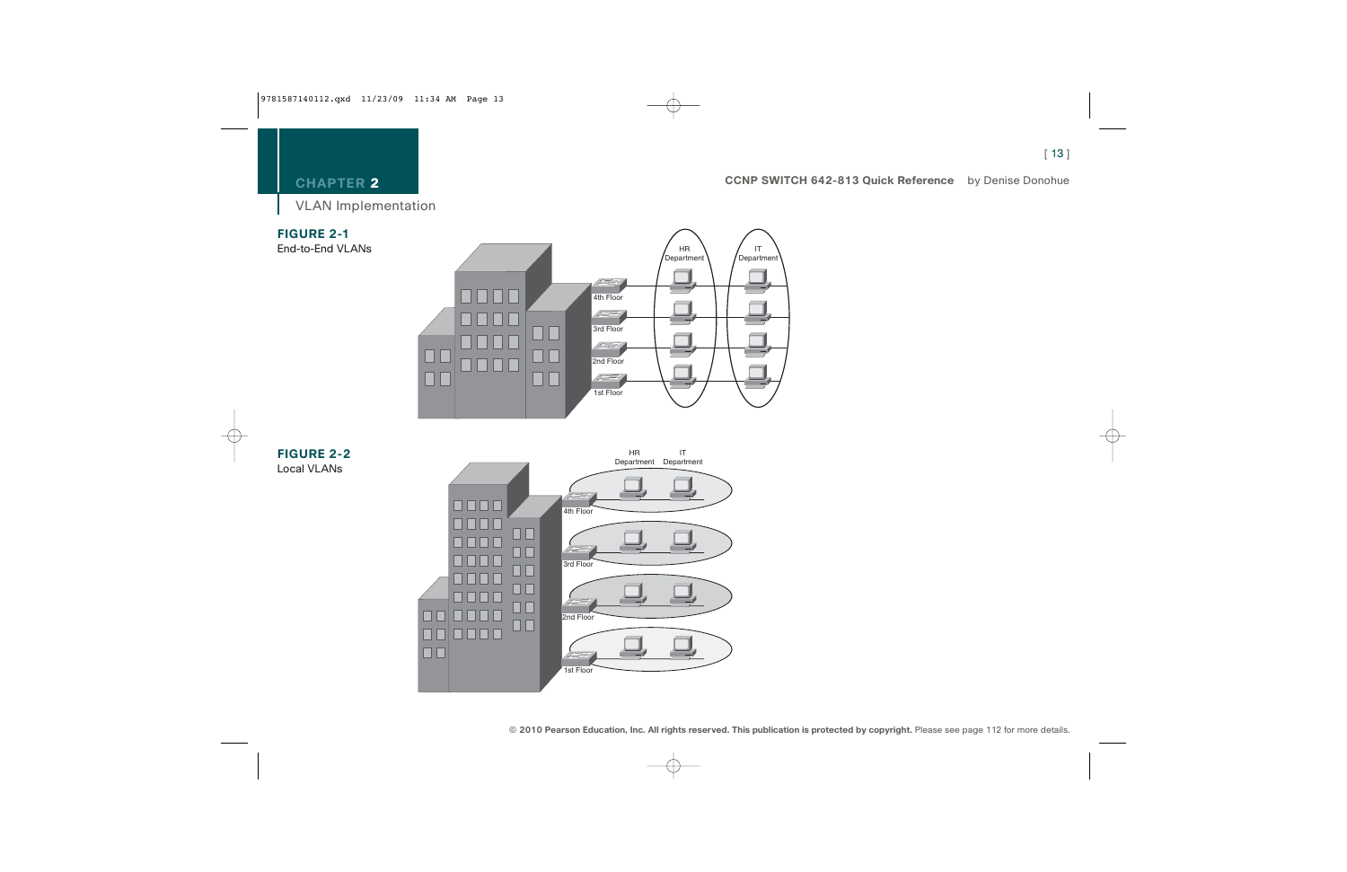## CHAPTER 2

VLAN Implementation

**FIGURE 2-1**
End-to-End VLANs

**FIGURE 2-2**
Local VLANs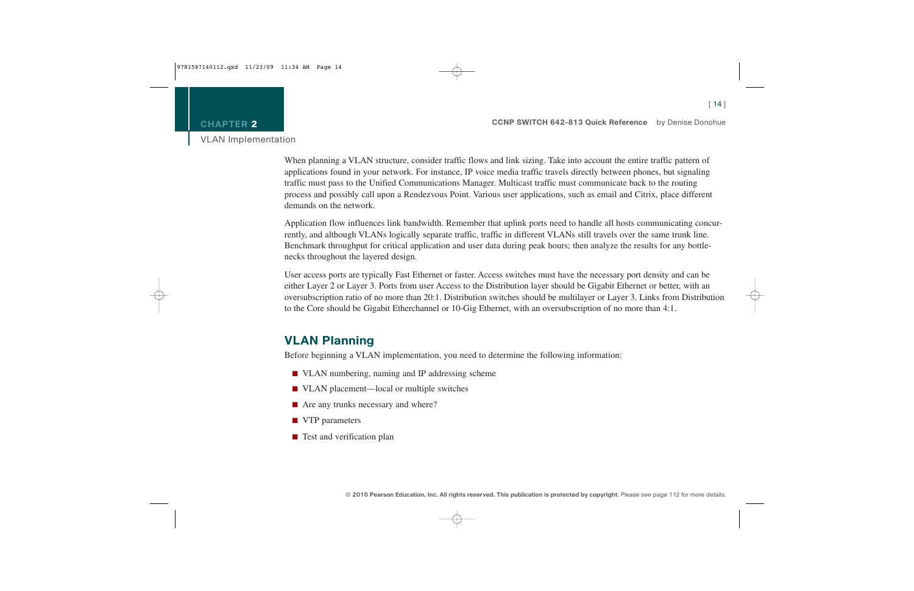When planning a VLAN structure, consider traffic flows and link sizing. Take into account the entire traffic pattern of applications found in your network. For instance, IP voice media traffic travels directly between phones, but signaling traffic must pass to the Unified Communications Manager. Multicast traffic must communicate back to the routing process and possibly call upon a Rendezvous Point. Various user applications, such as email and Citrix, place different demands on the network.

Application flow influences link bandwidth. Remember that uplink ports need to handle all hosts communicating concurrently, and although VLANs logically separate traffic, traffic in different VLANs still travels over the same trunk line. Benchmark throughput for critical application and user data during peak hours; then analyze the results for any bottlenecks throughout the layered design.

User access ports are typically Fast Ethernet or faster. Access switches must have the necessary port density and can be either Layer 2 or Layer 3. Ports from user Access to the Distribution layer should be Gigabit Ethernet or better, with an oversubscription ratio of no more than 20:1. Distribution switches should be multilayer or Layer 3. Links from Distribution to the Core should be Gigabit Etherchannel or 10-Gig Ethernet, with an oversubscription of no more than 4:1.

## VLAN Planning

Before beginning a VLAN implementation, you need to determine the following information:

- VLAN numbering, naming and IP addressing scheme
- VLAN placement—local or multiple switches
- Are any trunks necessary and where?
- VTP parameters
- Test and verification plan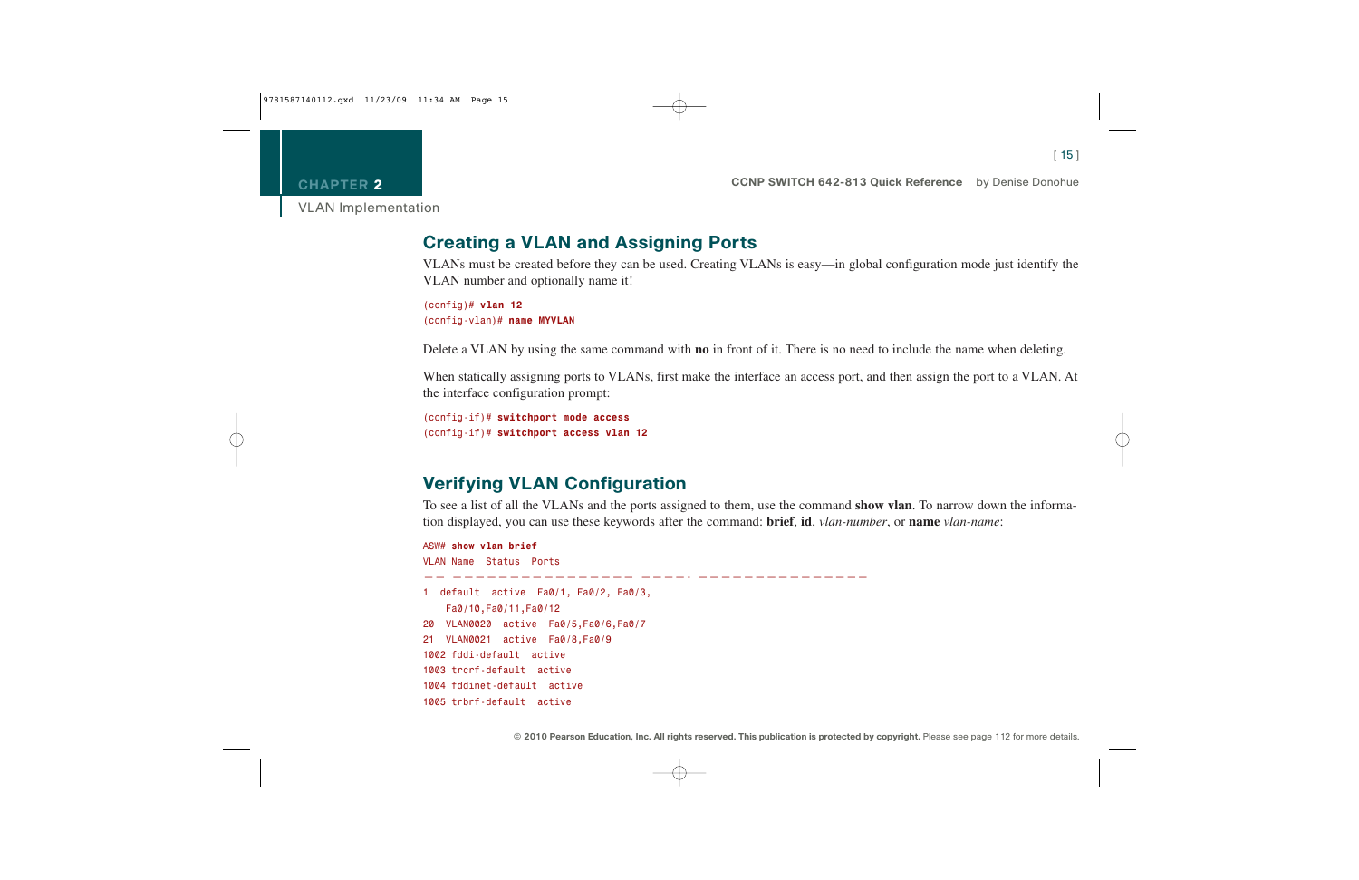## Creating a VLAN and Assigning Ports

VLANs must be created before they can be used. Creating VLANs is easy—in global configuration mode just identify the VLAN number and optionally name it!

```
(config)# vlan 12
(config-vlan)# name MYVLAN
```

Delete a VLAN by using the same command with **no** in front of it. There is no need to include the name when deleting.

When statically assigning ports to VLANs, first make the interface an access port, and then assign the port to a VLAN. At the interface configuration prompt:

```
(config-if)# switchport mode access
(config-if)# switchport access vlan 12
```

## Verifying VLAN Configuration

To see a list of all the VLANs and the ports assigned to them, use the command **show vlan**. To narrow down the information displayed, you can use these keywords after the command: **brief**, **id**, *vlan-number*, or **name** *vlan-name*:

```
ASW# show vlan brief
VLAN Name  Status  Ports
-- ---------------- ----- ---------------
1  default  active  Fa0/1, Fa0/2, Fa0/3,
    Fa0/10,Fa0/11,Fa0/12
20  VLAN0020  active  Fa0/5,Fa0/6,Fa0/7
21  VLAN0021  active  Fa0/8,Fa0/9
1002 fddi-default  active
1003 trcrf-default  active
1004 fddinet-default  active
1005 trbrf-default  active
```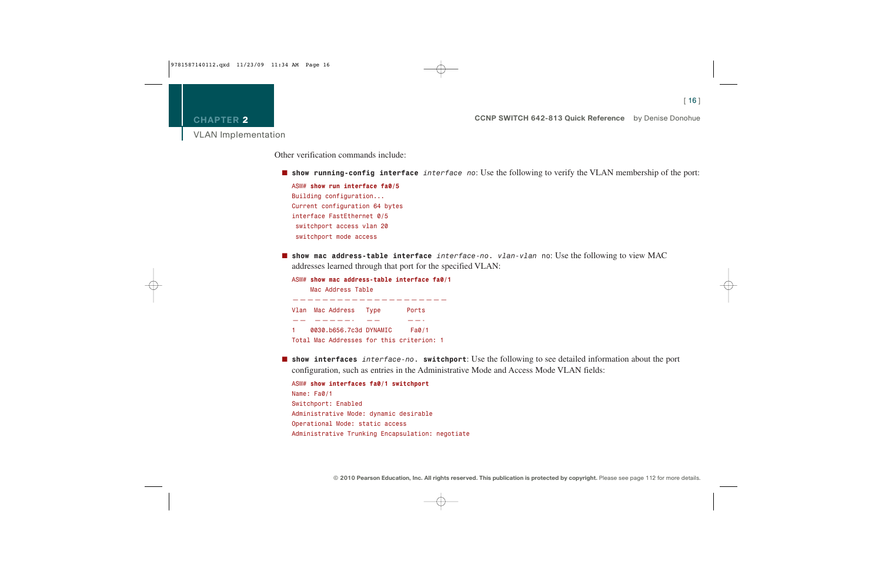Other verification commands include:

- **show running-config interface** *interface no*: Use the following to verify the VLAN membership of the port:

```
ASW# show run interface fa0/5
Building configuration...
Current configuration 64 bytes
interface FastEthernet 0/5
 switchport access vlan 20
 switchport mode access
```

- **show mac address-table interface** *interface-no.* *vlan-vlan* no: Use the following to view MAC addresses learned through that port for the specified VLAN:

```
ASW# show mac address-table interface fa0/1
     Mac Address Table
--------------------------------------
Vlan  Mac Address   Type       Ports
----  -----------   ----       -----
1    0030.b656.7c3d DYNAMIC     Fa0/1
Total Mac Addresses for this criterion: 1
```

- **show interfaces** *interface-no.* **switchport**: Use the following to see detailed information about the port configuration, such as entries in the Administrative Mode and Access Mode VLAN fields:

```
ASW# show interfaces fa0/1 switchport
Name: Fa0/1
Switchport: Enabled
Administrative Mode: dynamic desirable
Operational Mode: static access
Administrative Trunking Encapsulation: negotiate
```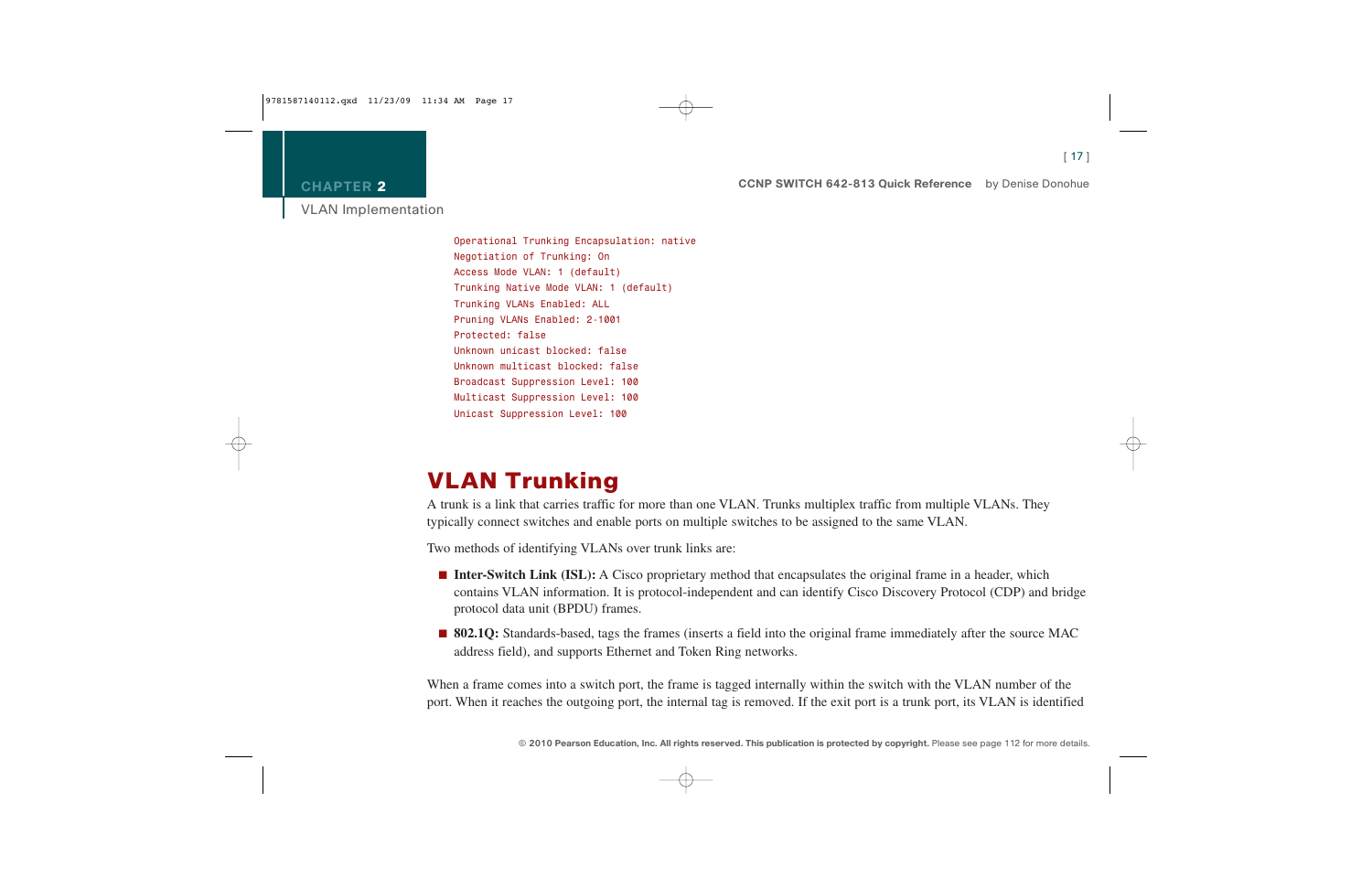```
Operational Trunking Encapsulation: native
Negotiation of Trunking: On
Access Mode VLAN: 1 (default)
Trunking Native Mode VLAN: 1 (default)
Trunking VLANs Enabled: ALL
Pruning VLANs Enabled: 2-1001
Protected: false
Unknown unicast blocked: false
Unknown multicast blocked: false
Broadcast Suppression Level: 100
Multicast Suppression Level: 100
Unicast Suppression Level: 100
```

## VLAN Trunking

A trunk is a link that carries traffic for more than one VLAN. Trunks multiplex traffic from multiple VLANs. They typically connect switches and enable ports on multiple switches to be assigned to the same VLAN.

Two methods of identifying VLANs over trunk links are:

- **Inter-Switch Link (ISL):** A Cisco proprietary method that encapsulates the original frame in a header, which contains VLAN information. It is protocol-independent and can identify Cisco Discovery Protocol (CDP) and bridge protocol data unit (BPDU) frames.
- **802.1Q:** Standards-based, tags the frames (inserts a field into the original frame immediately after the source MAC address field), and supports Ethernet and Token Ring networks.

When a frame comes into a switch port, the frame is tagged internally within the switch with the VLAN number of the port. When it reaches the outgoing port, the internal tag is removed. If the exit port is a trunk port, its VLAN is identified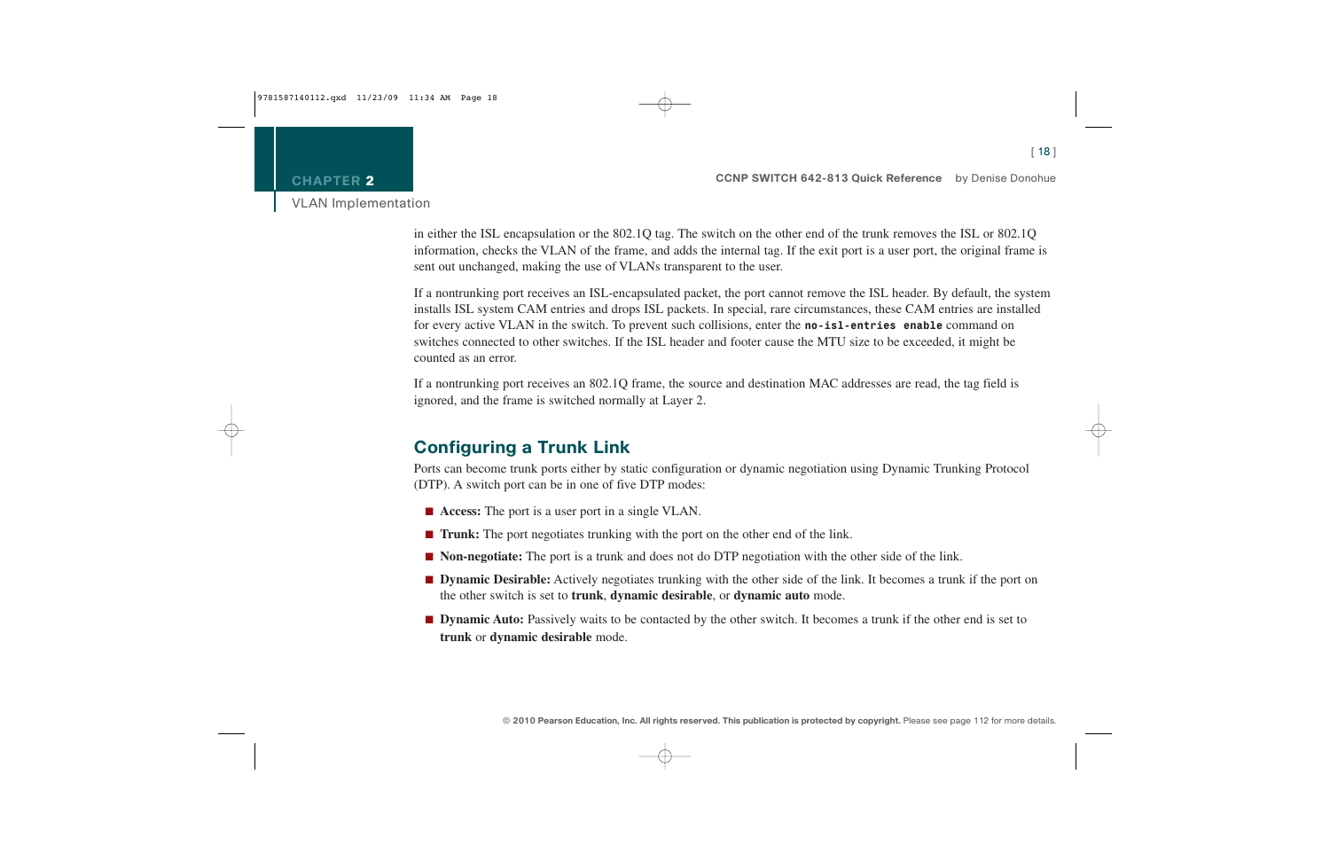in either the ISL encapsulation or the 802.1Q tag. The switch on the other end of the trunk removes the ISL or 802.1Q information, checks the VLAN of the frame, and adds the internal tag. If the exit port is a user port, the original frame is sent out unchanged, making the use of VLANs transparent to the user.

If a nontrunking port receives an ISL-encapsulated packet, the port cannot remove the ISL header. By default, the system installs ISL system CAM entries and drops ISL packets. In special, rare circumstances, these CAM entries are installed for every active VLAN in the switch. To prevent such collisions, enter the `no-isl-entries enable` command on switches connected to other switches. If the ISL header and footer cause the MTU size to be exceeded, it might be counted as an error.

If a nontrunking port receives an 802.1Q frame, the source and destination MAC addresses are read, the tag field is ignored, and the frame is switched normally at Layer 2.

## Configuring a Trunk Link

Ports can become trunk ports either by static configuration or dynamic negotiation using Dynamic Trunking Protocol (DTP). A switch port can be in one of five DTP modes:

- **Access:** The port is a user port in a single VLAN.
- **Trunk:** The port negotiates trunking with the port on the other end of the link.
- **Non-negotiate:** The port is a trunk and does not do DTP negotiation with the other side of the link.
- **Dynamic Desirable:** Actively negotiates trunking with the other side of the link. It becomes a trunk if the port on the other switch is set to **trunk**, **dynamic desirable**, or **dynamic auto** mode.
- **Dynamic Auto:** Passively waits to be contacted by the other switch. It becomes a trunk if the other end is set to **trunk** or **dynamic desirable** mode.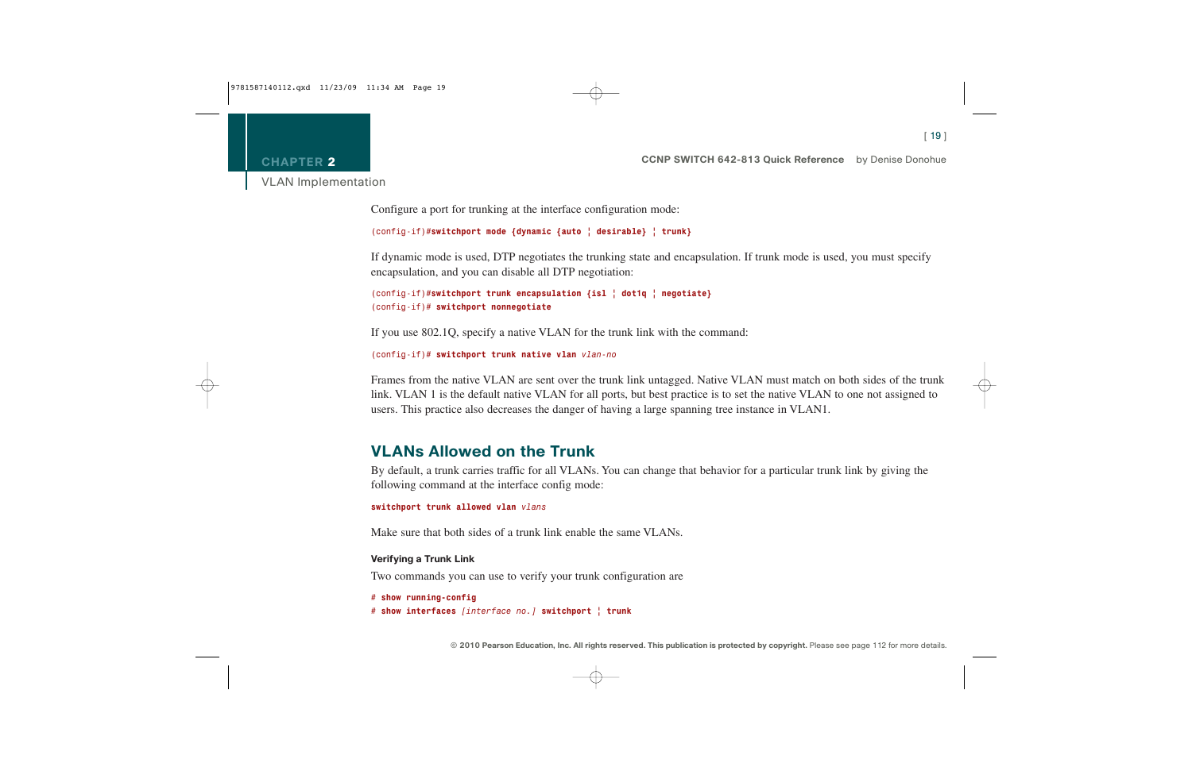Configure a port for trunking at the interface configuration mode:

```
(config-if)#switchport mode {dynamic {auto | desirable} | trunk}
```

If dynamic mode is used, DTP negotiates the trunking state and encapsulation. If trunk mode is used, you must specify encapsulation, and you can disable all DTP negotiation:

```
(config-if)#switchport trunk encapsulation {isl | dot1q | negotiate}
(config-if)# switchport nonnegotiate
```

If you use 802.1Q, specify a native VLAN for the trunk link with the command:

```
(config-if)# switchport trunk native vlan vlan-no
```

Frames from the native VLAN are sent over the trunk link untagged. Native VLAN must match on both sides of the trunk link. VLAN 1 is the default native VLAN for all ports, but best practice is to set the native VLAN to one not assigned to users. This practice also decreases the danger of having a large spanning tree instance in VLAN1.

## VLANs Allowed on the Trunk

By default, a trunk carries traffic for all VLANs. You can change that behavior for a particular trunk link by giving the following command at the interface config mode:

```
switchport trunk allowed vlan vlans
```

Make sure that both sides of a trunk link enable the same VLANs.

### Verifying a Trunk Link

Two commands you can use to verify your trunk configuration are

```
# show running-config
# show interfaces [interface no.] switchport | trunk
```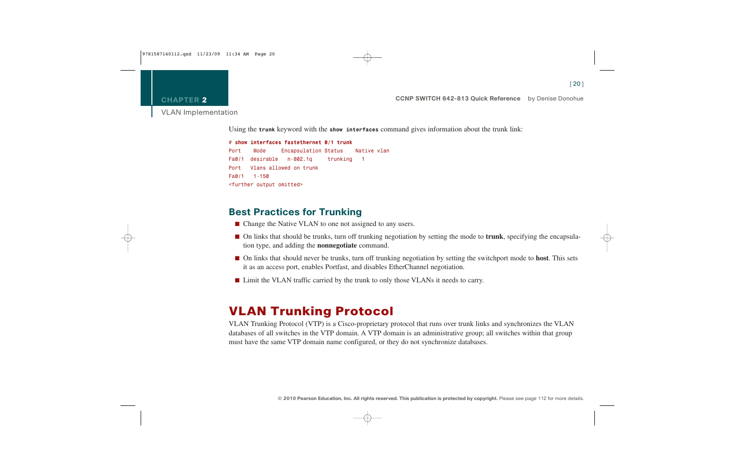Using the **trunk** keyword with the **show interfaces** command gives information about the trunk link:

```
# show interfaces fastethernet 0/1 trunk
Port    Mode      Encapsulation Status    Native vlan
Fa0/1  desirable   n-802.1q     trunking   1
Port   Vlans allowed on trunk
Fa0/1   1-150
<further output omitted>
```

## Best Practices for Trunking

- Change the Native VLAN to one not assigned to any users.
- On links that should be trunks, turn off trunking negotiation by setting the mode to **trunk**, specifying the encapsulation type, and adding the **nonnegotiate** command.
- On links that should never be trunks, turn off trunking negotiation by setting the switchport mode to **host**. This sets it as an access port, enables Portfast, and disables EtherChannel negotiation.
- Limit the VLAN traffic carried by the trunk to only those VLANs it needs to carry.

# VLAN Trunking Protocol

VLAN Trunking Protocol (VTP) is a Cisco-proprietary protocol that runs over trunk links and synchronizes the VLAN databases of all switches in the VTP domain. A VTP domain is an administrative group; all switches within that group must have the same VTP domain name configured, or they do not synchronize databases.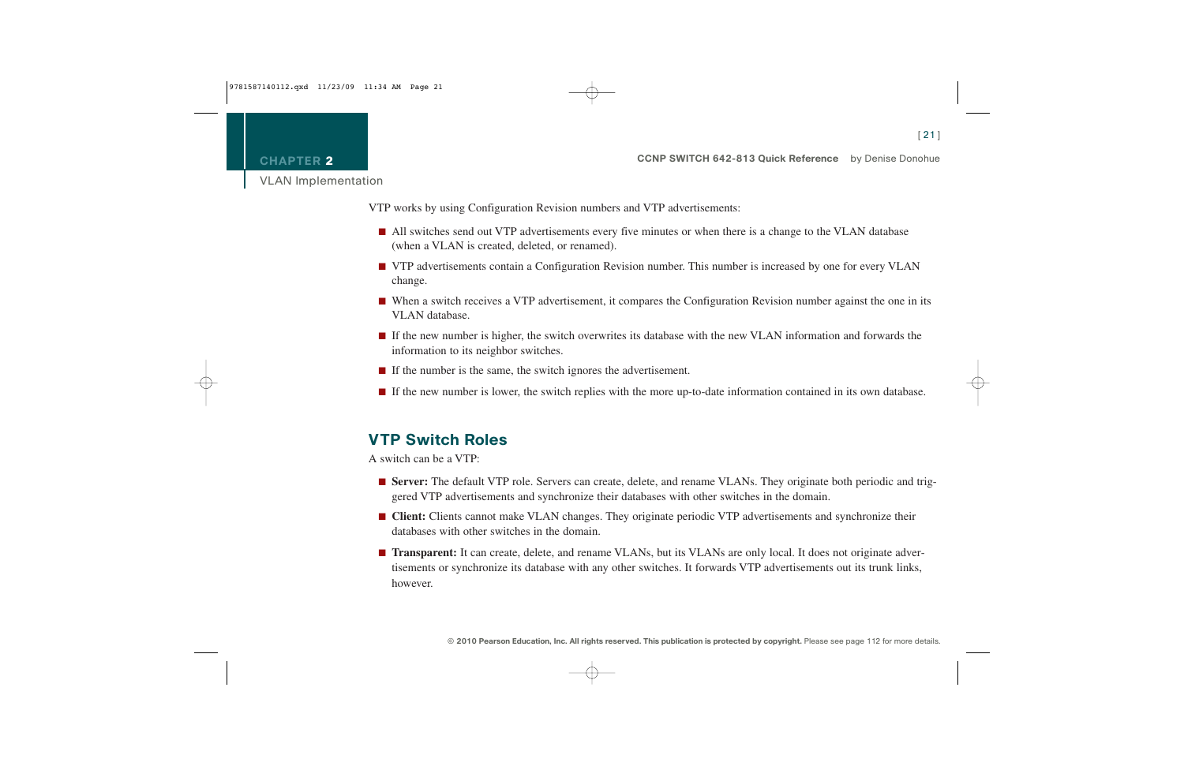VTP works by using Configuration Revision numbers and VTP advertisements:

- All switches send out VTP advertisements every five minutes or when there is a change to the VLAN database (when a VLAN is created, deleted, or renamed).
- VTP advertisements contain a Configuration Revision number. This number is increased by one for every VLAN change.
- When a switch receives a VTP advertisement, it compares the Configuration Revision number against the one in its VLAN database.
- If the new number is higher, the switch overwrites its database with the new VLAN information and forwards the information to its neighbor switches.
- If the number is the same, the switch ignores the advertisement.
- If the new number is lower, the switch replies with the more up-to-date information contained in its own database.

## VTP Switch Roles

A switch can be a VTP:

- **Server:** The default VTP role. Servers can create, delete, and rename VLANs. They originate both periodic and triggered VTP advertisements and synchronize their databases with other switches in the domain.
- **Client:** Clients cannot make VLAN changes. They originate periodic VTP advertisements and synchronize their databases with other switches in the domain.
- **Transparent:** It can create, delete, and rename VLANs, but its VLANs are only local. It does not originate advertisements or synchronize its database with any other switches. It forwards VTP advertisements out its trunk links, however.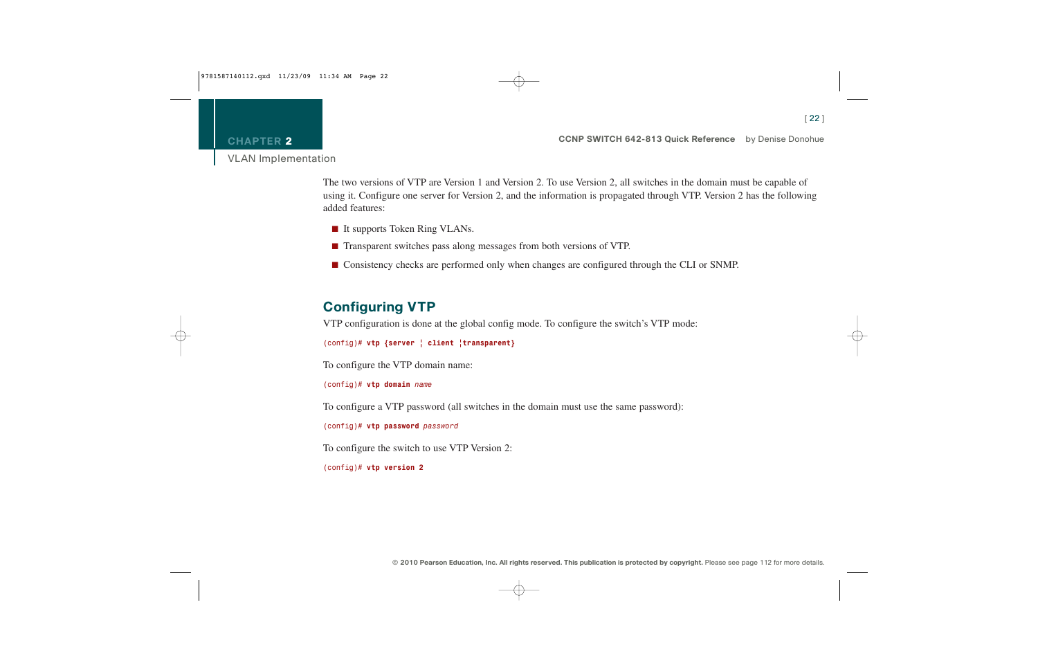The two versions of VTP are Version 1 and Version 2. To use Version 2, all switches in the domain must be capable of using it. Configure one server for Version 2, and the information is propagated through VTP. Version 2 has the following added features:

- It supports Token Ring VLANs.
- Transparent switches pass along messages from both versions of VTP.
- Consistency checks are performed only when changes are configured through the CLI or SNMP.

## Configuring VTP

VTP configuration is done at the global config mode. To configure the switch's VTP mode:

```
(config)# vtp {server ¦ client ¦transparent}
```

To configure the VTP domain name:

```
(config)# vtp domain name
```

To configure a VTP password (all switches in the domain must use the same password):

```
(config)# vtp password password
```

To configure the switch to use VTP Version 2:

```
(config)# vtp version 2
```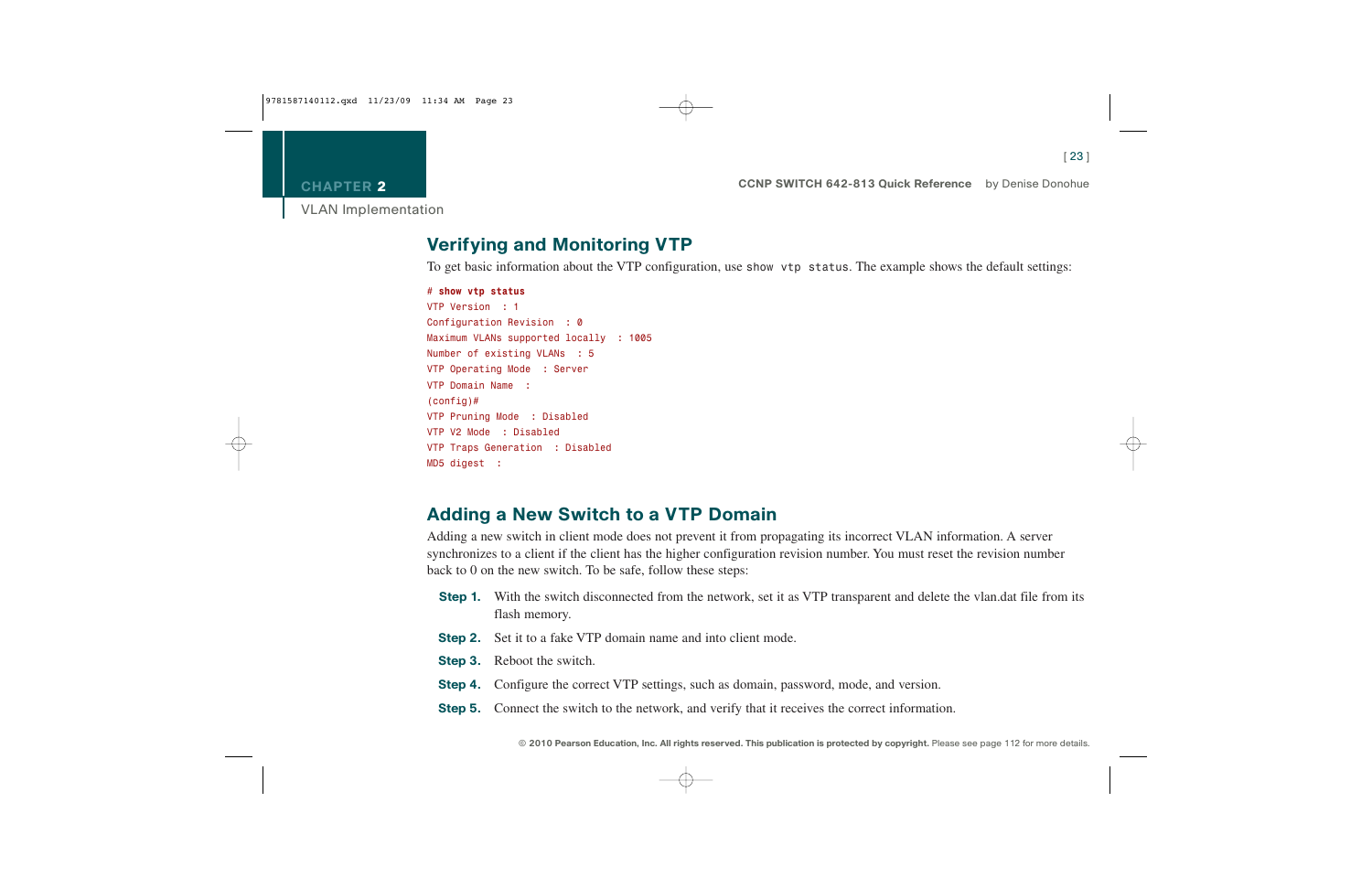## Verifying and Monitoring VTP

To get basic information about the VTP configuration, use `show vtp status`. The example shows the default settings:

```
# show vtp status
VTP Version  : 1
Configuration Revision  : 0
Maximum VLANs supported locally  : 1005
Number of existing VLANs  : 5
VTP Operating Mode  : Server
VTP Domain Name  :
(config)#
VTP Pruning Mode  : Disabled
VTP V2 Mode  : Disabled
VTP Traps Generation  : Disabled
MD5 digest  :
```

## Adding a New Switch to a VTP Domain

Adding a new switch in client mode does not prevent it from propagating its incorrect VLAN information. A server synchronizes to a client if the client has the higher configuration revision number. You must reset the revision number back to 0 on the new switch. To be safe, follow these steps:

**Step 1.** With the switch disconnected from the network, set it as VTP transparent and delete the vlan.dat file from its flash memory.

**Step 2.** Set it to a fake VTP domain name and into client mode.

**Step 3.** Reboot the switch.

**Step 4.** Configure the correct VTP settings, such as domain, password, mode, and version.

**Step 5.** Connect the switch to the network, and verify that it receives the correct information.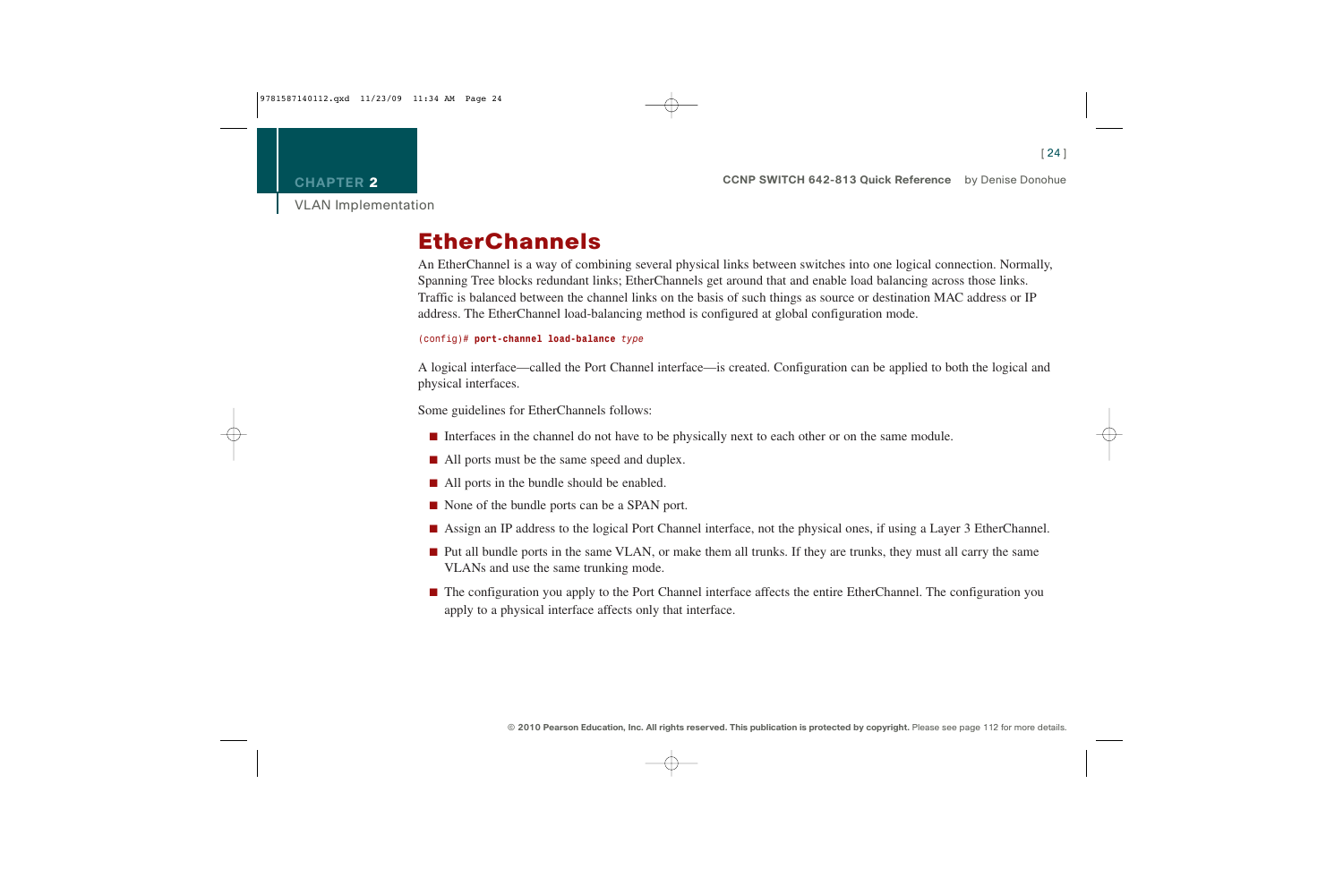## EtherChannels

An EtherChannel is a way of combining several physical links between switches into one logical connection. Normally, Spanning Tree blocks redundant links; EtherChannels get around that and enable load balancing across those links. Traffic is balanced between the channel links on the basis of such things as source or destination MAC address or IP address. The EtherChannel load-balancing method is configured at global configuration mode.

```
(config)# port-channel load-balance type
```

A logical interface—called the Port Channel interface—is created. Configuration can be applied to both the logical and physical interfaces.

Some guidelines for EtherChannels follows:

- Interfaces in the channel do not have to be physically next to each other or on the same module.
- All ports must be the same speed and duplex.
- All ports in the bundle should be enabled.
- None of the bundle ports can be a SPAN port.
- Assign an IP address to the logical Port Channel interface, not the physical ones, if using a Layer 3 EtherChannel.
- Put all bundle ports in the same VLAN, or make them all trunks. If they are trunks, they must all carry the same VLANs and use the same trunking mode.
- The configuration you apply to the Port Channel interface affects the entire EtherChannel. The configuration you apply to a physical interface affects only that interface.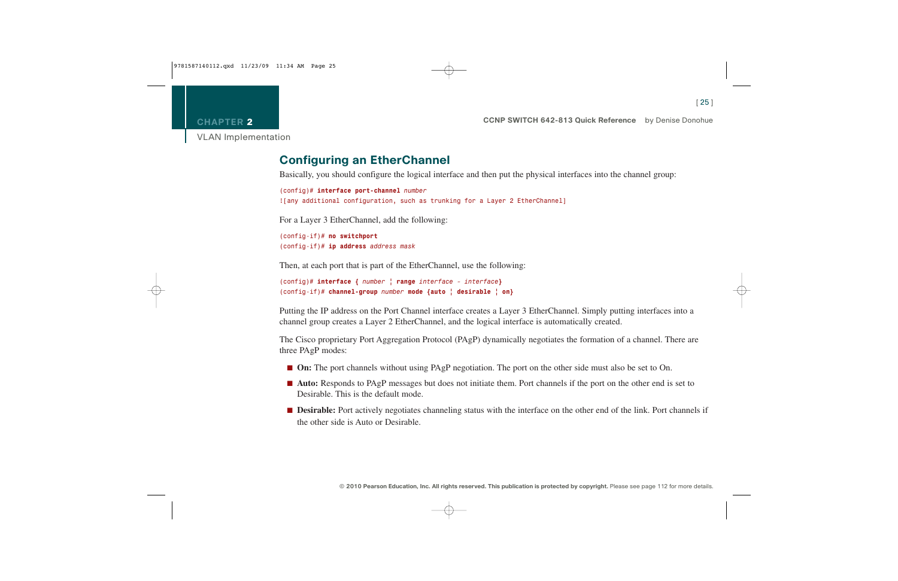## Configuring an EtherChannel

Basically, you should configure the logical interface and then put the physical interfaces into the channel group:

```
(config)# interface port-channel number
![any additional configuration, such as trunking for a Layer 2 EtherChannel]
```

For a Layer 3 EtherChannel, add the following:

```
(config-if)# no switchport
(config-if)# ip address address mask
```

Then, at each port that is part of the EtherChannel, use the following:

```
(config)# interface { number | range interface - interface}
(config-if)# channel-group number mode {auto | desirable | on}
```

Putting the IP address on the Port Channel interface creates a Layer 3 EtherChannel. Simply putting interfaces into a channel group creates a Layer 2 EtherChannel, and the logical interface is automatically created.

The Cisco proprietary Port Aggregation Protocol (PAgP) dynamically negotiates the formation of a channel. There are three PAgP modes:

- **On:** The port channels without using PAgP negotiation. The port on the other side must also be set to On.
- **Auto:** Responds to PAgP messages but does not initiate them. Port channels if the port on the other end is set to Desirable. This is the default mode.
- **Desirable:** Port actively negotiates channeling status with the interface on the other end of the link. Port channels if the other side is Auto or Desirable.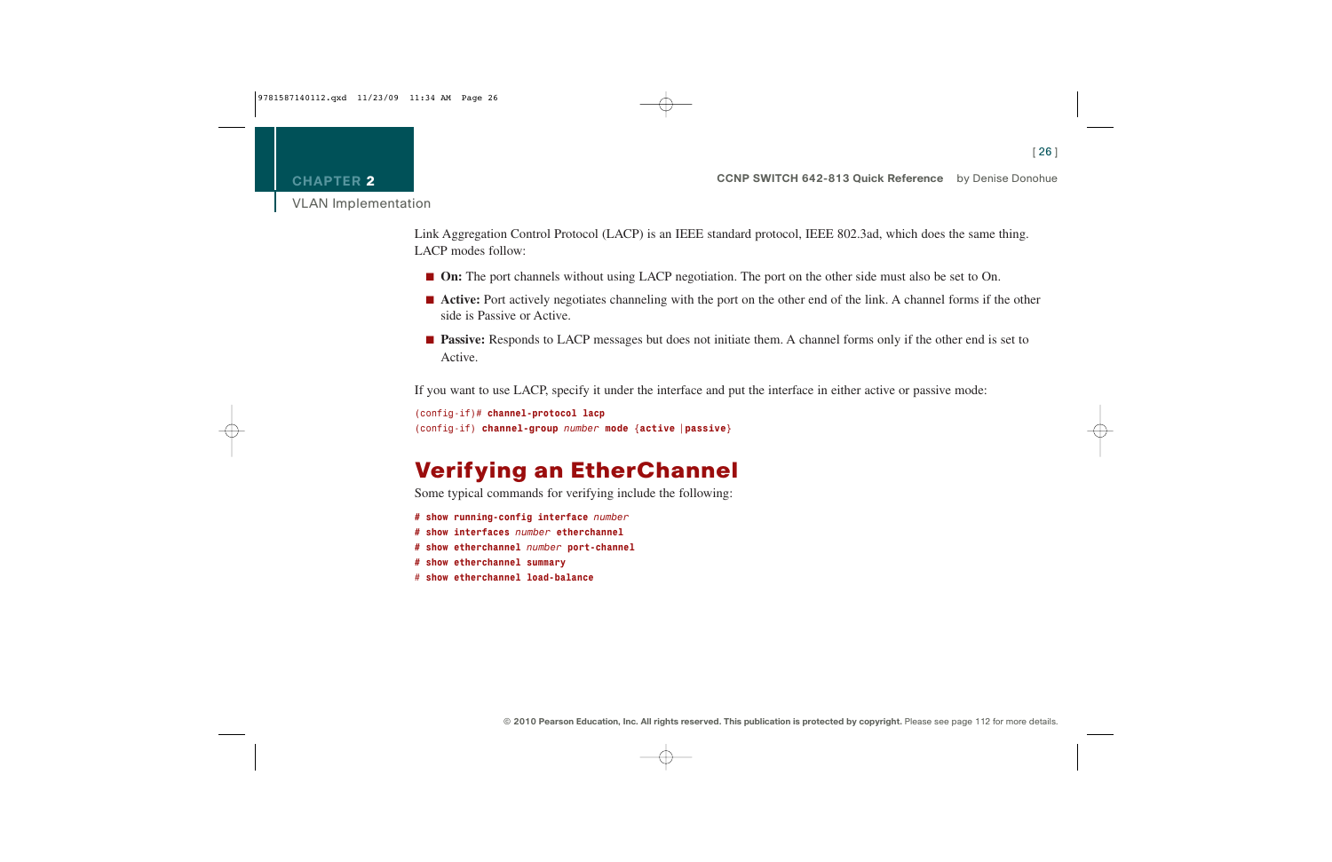Link Aggregation Control Protocol (LACP) is an IEEE standard protocol, IEEE 802.3ad, which does the same thing. LACP modes follow:

- **On:** The port channels without using LACP negotiation. The port on the other side must also be set to On.
- **Active:** Port actively negotiates channeling with the port on the other end of the link. A channel forms if the other side is Passive or Active.
- **Passive:** Responds to LACP messages but does not initiate them. A channel forms only if the other end is set to Active.

If you want to use LACP, specify it under the interface and put the interface in either active or passive mode:

```
(config-if)# channel-protocol lacp
(config-if) channel-group number mode {active |passive}
```

# Verifying an EtherChannel

Some typical commands for verifying include the following:

```
# show running-config interface number
# show interfaces number etherchannel
# show etherchannel number port-channel
# show etherchannel summary
# show etherchannel load-balance
```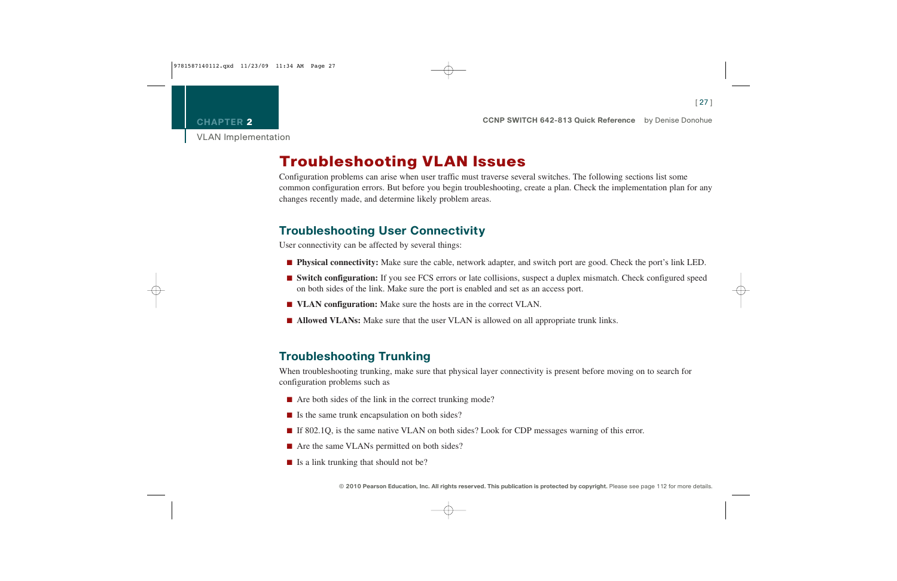# Troubleshooting VLAN Issues

Configuration problems can arise when user traffic must traverse several switches. The following sections list some common configuration errors. But before you begin troubleshooting, create a plan. Check the implementation plan for any changes recently made, and determine likely problem areas.

## Troubleshooting User Connectivity

User connectivity can be affected by several things:

- **Physical connectivity:** Make sure the cable, network adapter, and switch port are good. Check the port's link LED.
- **Switch configuration:** If you see FCS errors or late collisions, suspect a duplex mismatch. Check configured speed on both sides of the link. Make sure the port is enabled and set as an access port.
- **VLAN configuration:** Make sure the hosts are in the correct VLAN.
- **Allowed VLANs:** Make sure that the user VLAN is allowed on all appropriate trunk links.

## Troubleshooting Trunking

When troubleshooting trunking, make sure that physical layer connectivity is present before moving on to search for configuration problems such as

- Are both sides of the link in the correct trunking mode?
- Is the same trunk encapsulation on both sides?
- If 802.1Q, is the same native VLAN on both sides? Look for CDP messages warning of this error.
- Are the same VLANs permitted on both sides?
- Is a link trunking that should not be?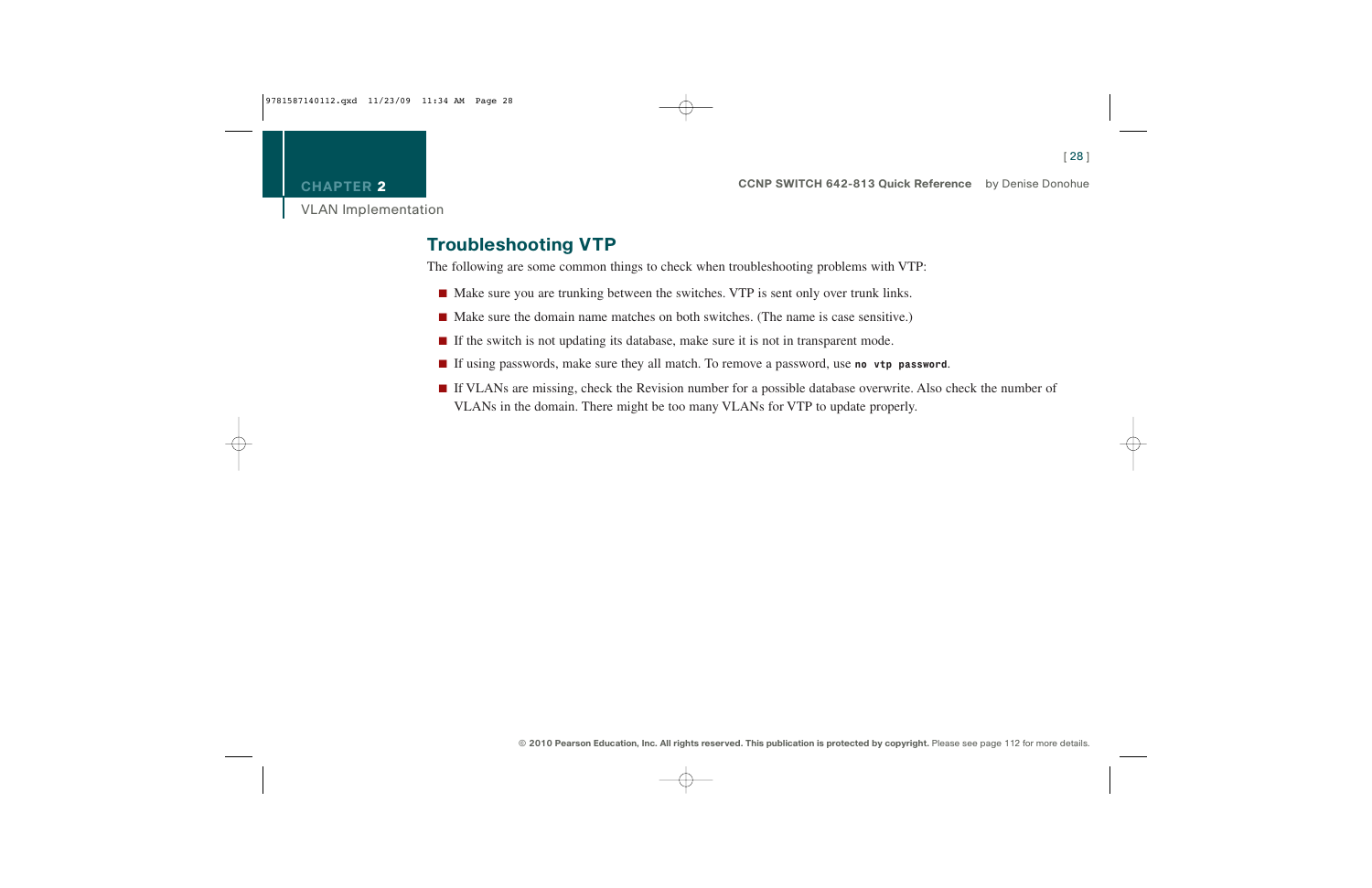## Troubleshooting VTP

The following are some common things to check when troubleshooting problems with VTP:

- Make sure you are trunking between the switches. VTP is sent only over trunk links.
- Make sure the domain name matches on both switches. (The name is case sensitive.)
- If the switch is not updating its database, make sure it is not in transparent mode.
- If using passwords, make sure they all match. To remove a password, use **`no vtp password`**.
- If VLANs are missing, check the Revision number for a possible database overwrite. Also check the number of VLANs in the domain. There might be too many VLANs for VTP to update properly.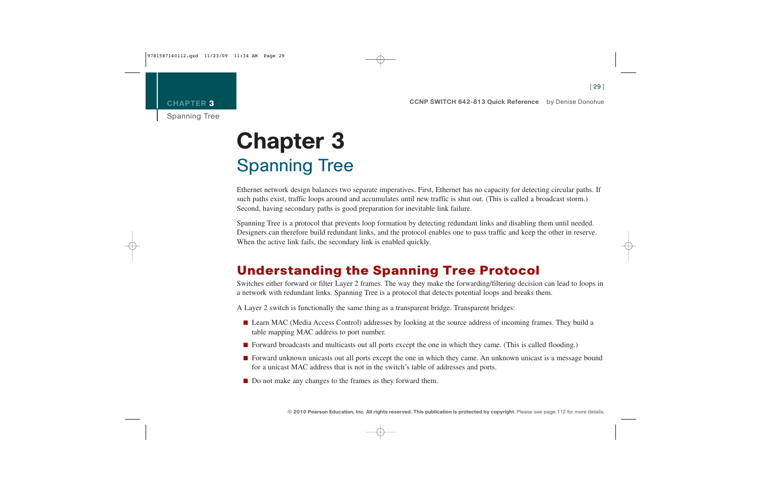# Chapter 3

## Spanning Tree

Ethernet network design balances two separate imperatives. First, Ethernet has no capacity for detecting circular paths. If such paths exist, traffic loops around and accumulates until new traffic is shut out. (This is called a broadcast storm.) Second, having secondary paths is good preparation for inevitable link failure.

Spanning Tree is a protocol that prevents loop formation by detecting redundant links and disabling them until needed. Designers can therefore build redundant links, and the protocol enables one to pass traffic and keep the other in reserve. When the active link fails, the secondary link is enabled quickly.

## Understanding the Spanning Tree Protocol

Switches either forward or filter Layer 2 frames. The way they make the forwarding/filtering decision can lead to loops in a network with redundant links. Spanning Tree is a protocol that detects potential loops and breaks them.

A Layer 2 switch is functionally the same thing as a transparent bridge. Transparent bridges:

- Learn MAC (Media Access Control) addresses by looking at the source address of incoming frames. They build a table mapping MAC address to port number.
- Forward broadcasts and multicasts out all ports except the one in which they came. (This is called flooding.)
- Forward unknown unicasts out all ports except the one in which they came. An unknown unicast is a message bound for a unicast MAC address that is not in the switch's table of addresses and ports.
- Do not make any changes to the frames as they forward them.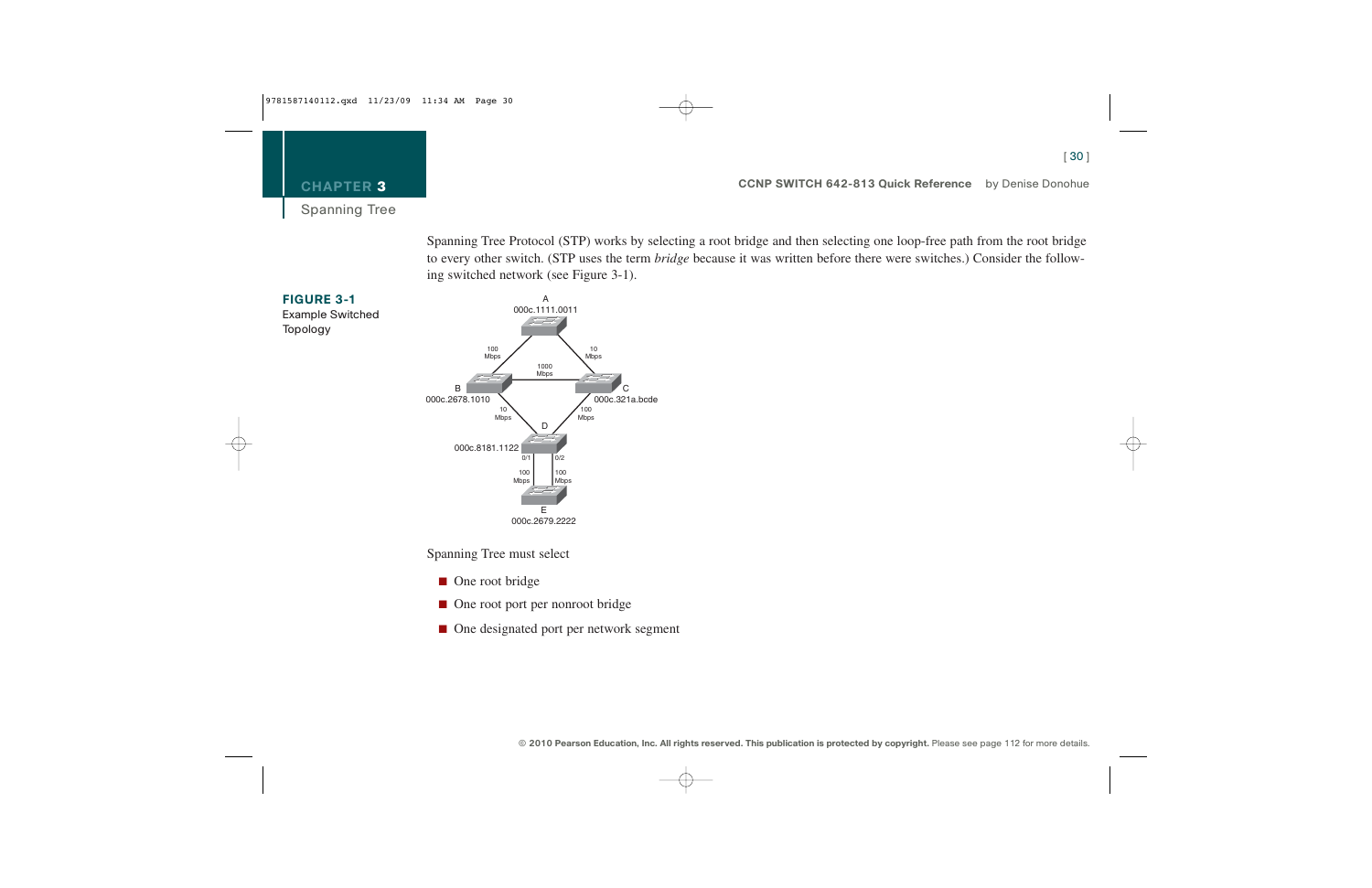Spanning Tree Protocol (STP) works by selecting a root bridge and then selecting one loop-free path from the root bridge to every other switch. (STP uses the term *bridge* because it was written before there were switches.) Consider the following switched network (see Figure 3-1).

**FIGURE 3-1**
Example Switched Topology

Spanning Tree must select

- One root bridge
- One root port per nonroot bridge
- One designated port per network segment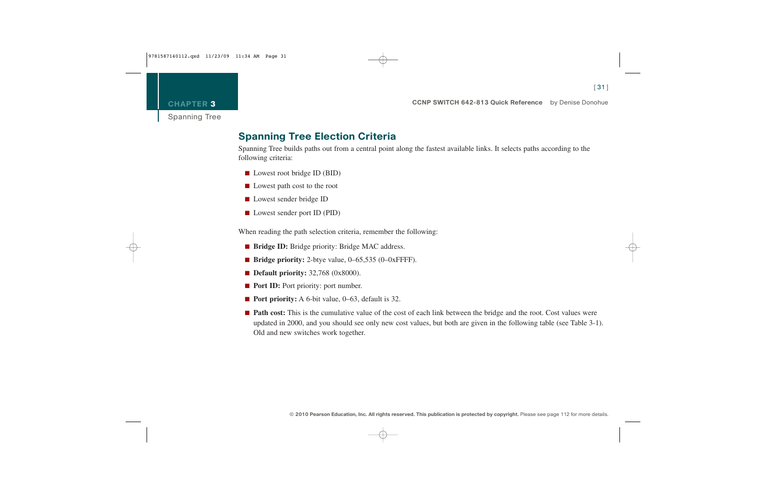## Spanning Tree Election Criteria

Spanning Tree builds paths out from a central point along the fastest available links. It selects paths according to the following criteria:

- Lowest root bridge ID (BID)
- Lowest path cost to the root
- Lowest sender bridge ID
- Lowest sender port ID (PID)

When reading the path selection criteria, remember the following:

- **Bridge ID:** Bridge priority: Bridge MAC address.
- **Bridge priority:** 2-btye value, 0–65,535 (0–0xFFFF).
- **Default priority:** 32,768 (0x8000).
- **Port ID:** Port priority: port number.
- **Port priority:** A 6-bit value, 0–63, default is 32.
- **Path cost:** This is the cumulative value of the cost of each link between the bridge and the root. Cost values were updated in 2000, and you should see only new cost values, but both are given in the following table (see Table 3-1). Old and new switches work together.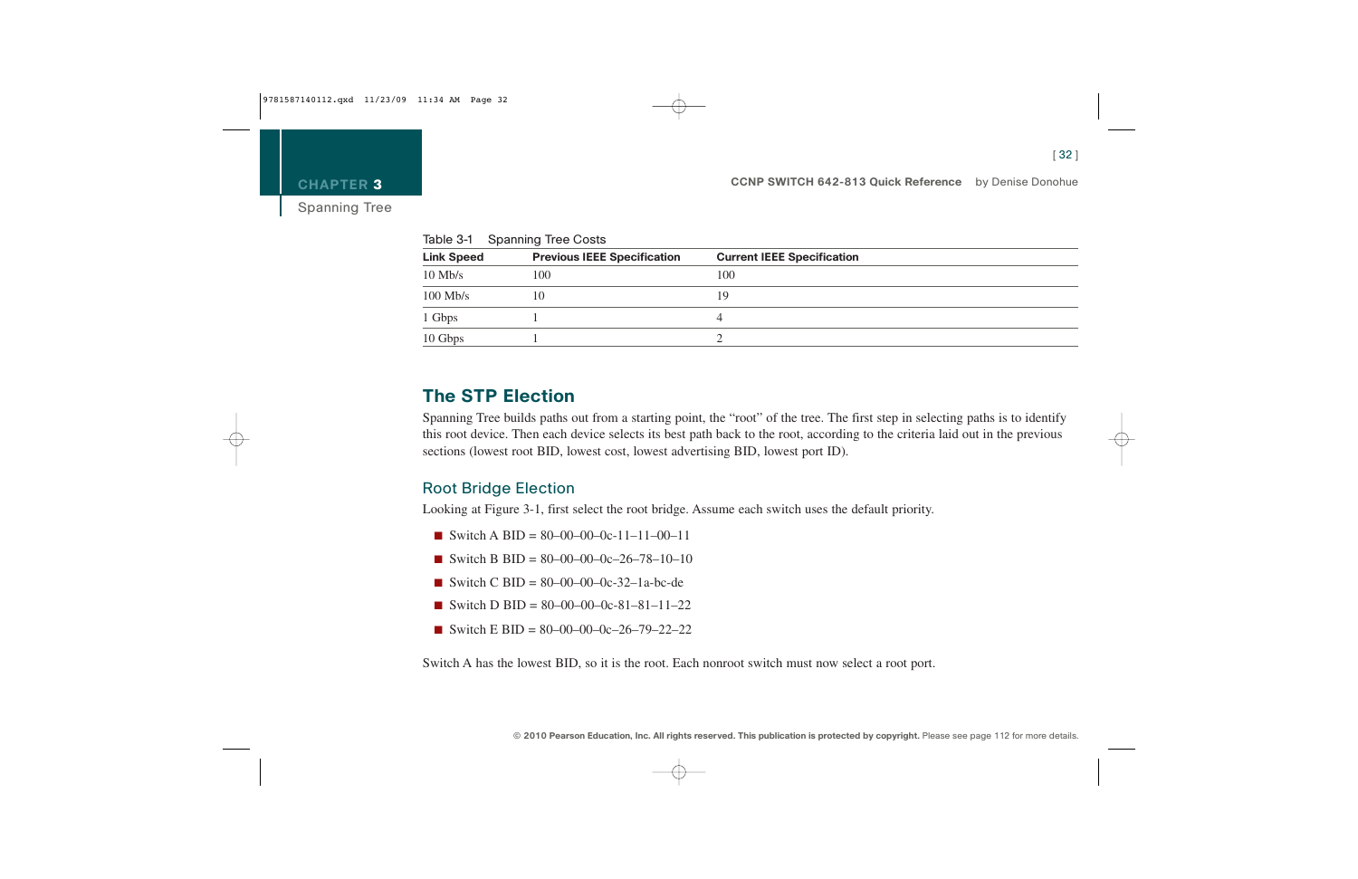Table 3-1 Spanning Tree Costs

| Link Speed | Previous IEEE Specification | Current IEEE Specification |
|---|---|---|
| 10 Mb/s | 100 | 100 |
| 100 Mb/s | 10 | 19 |
| 1 Gbps | 1 | 4 |
| 10 Gbps | 1 | 2 |

## The STP Election

Spanning Tree builds paths out from a starting point, the "root" of the tree. The first step in selecting paths is to identify this root device. Then each device selects its best path back to the root, according to the criteria laid out in the previous sections (lowest root BID, lowest cost, lowest advertising BID, lowest port ID).

### Root Bridge Election

Looking at Figure 3-1, first select the root bridge. Assume each switch uses the default priority.

- Switch A BID = 80–00–00–0c-11–11–00–11
- Switch B BID = 80–00–00–0c–26–78–10–10
- Switch C BID = 80–00–00–0c-32–1a-bc-de
- Switch D BID = 80–00–00–0c-81–81–11–22
- Switch E BID = 80–00–00–0c–26–79–22–22

Switch A has the lowest BID, so it is the root. Each nonroot switch must now select a root port.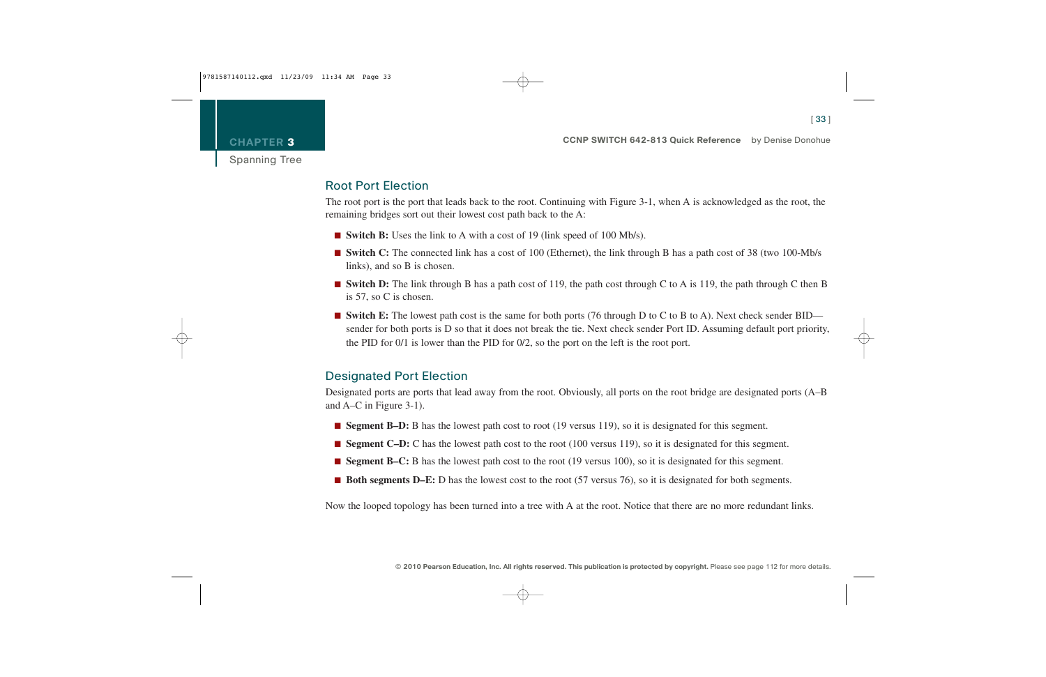## Root Port Election

The root port is the port that leads back to the root. Continuing with Figure 3-1, when A is acknowledged as the root, the remaining bridges sort out their lowest cost path back to the A:

- **Switch B:** Uses the link to A with a cost of 19 (link speed of 100 Mb/s).
- **Switch C:** The connected link has a cost of 100 (Ethernet), the link through B has a path cost of 38 (two 100-Mb/s links), and so B is chosen.
- **Switch D:** The link through B has a path cost of 119, the path cost through C to A is 119, the path through C then B is 57, so C is chosen.
- **Switch E:** The lowest path cost is the same for both ports (76 through D to C to B to A). Next check sender BID—sender for both ports is D so that it does not break the tie. Next check sender Port ID. Assuming default port priority, the PID for 0/1 is lower than the PID for 0/2, so the port on the left is the root port.

## Designated Port Election

Designated ports are ports that lead away from the root. Obviously, all ports on the root bridge are designated ports (A–B and A–C in Figure 3-1).

- **Segment B–D:** B has the lowest path cost to root (19 versus 119), so it is designated for this segment.
- **Segment C–D:** C has the lowest path cost to the root (100 versus 119), so it is designated for this segment.
- **Segment B–C:** B has the lowest path cost to the root (19 versus 100), so it is designated for this segment.
- **Both segments D–E:** D has the lowest cost to the root (57 versus 76), so it is designated for both segments.

Now the looped topology has been turned into a tree with A at the root. Notice that there are no more redundant links.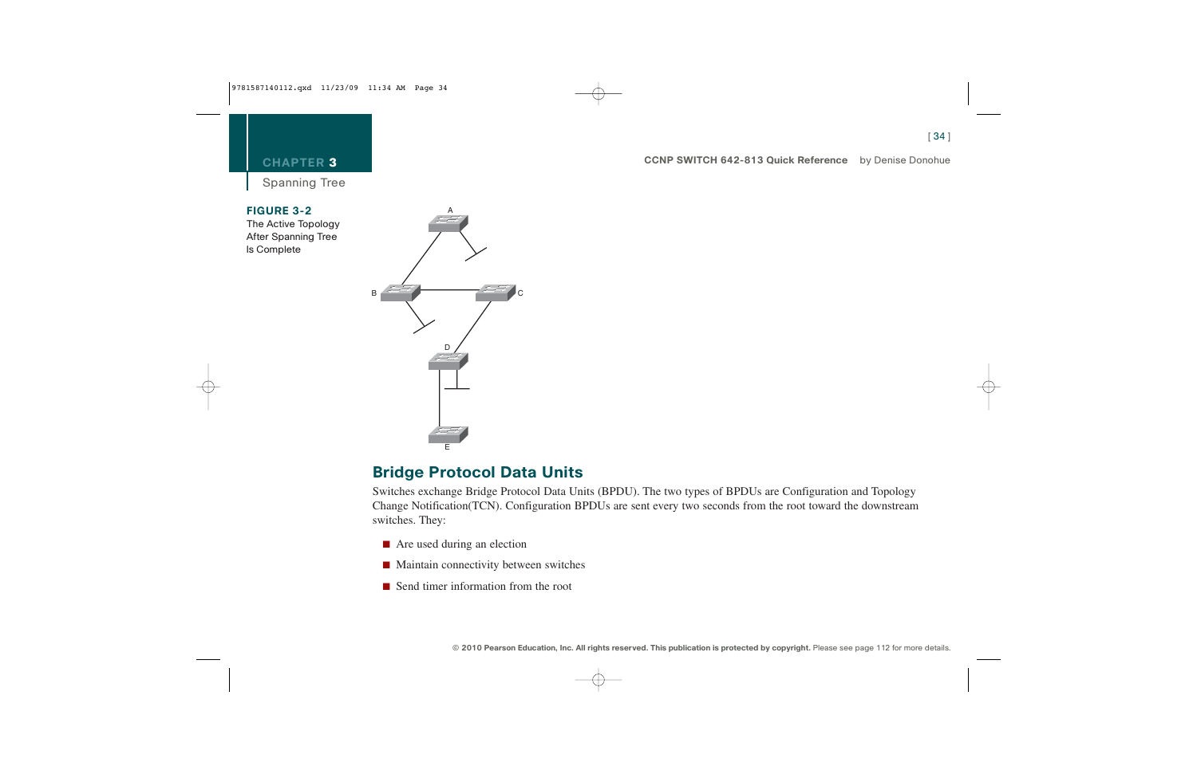**FIGURE 3-2**
The Active Topology After Spanning Tree Is Complete

## Bridge Protocol Data Units

Switches exchange Bridge Protocol Data Units (BPDU). The two types of BPDUs are Configuration and Topology Change Notification(TCN). Configuration BPDUs are sent every two seconds from the root toward the downstream switches. They:

- Are used during an election
- Maintain connectivity between switches
- Send timer information from the root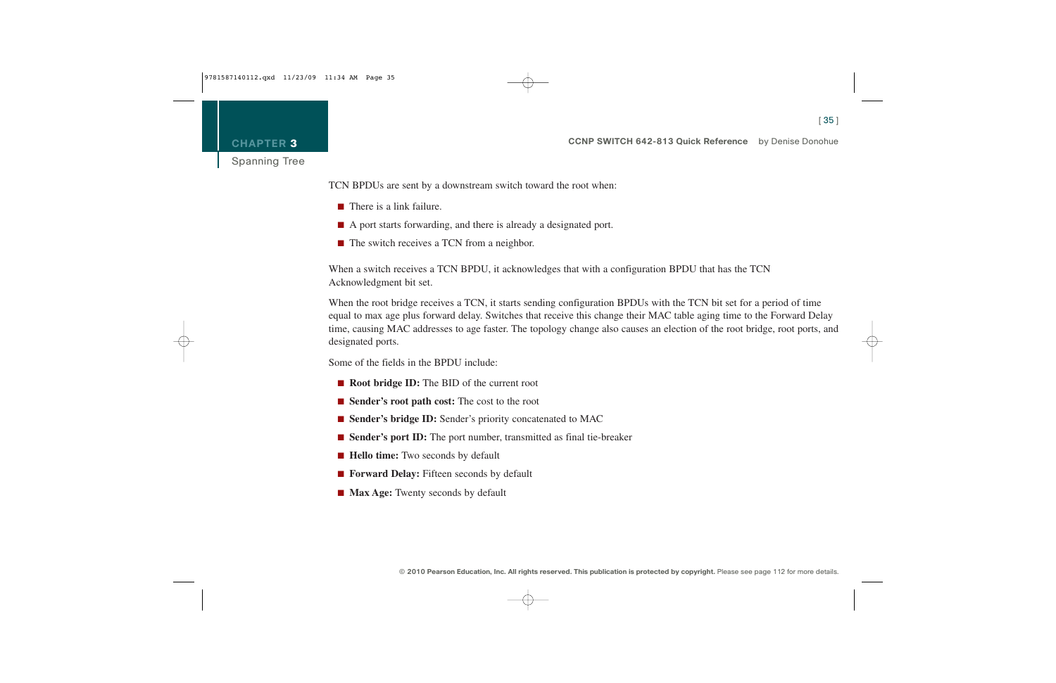TCN BPDUs are sent by a downstream switch toward the root when:

- There is a link failure.
- A port starts forwarding, and there is already a designated port.
- The switch receives a TCN from a neighbor.

When a switch receives a TCN BPDU, it acknowledges that with a configuration BPDU that has the TCN Acknowledgment bit set.

When the root bridge receives a TCN, it starts sending configuration BPDUs with the TCN bit set for a period of time equal to max age plus forward delay. Switches that receive this change their MAC table aging time to the Forward Delay time, causing MAC addresses to age faster. The topology change also causes an election of the root bridge, root ports, and designated ports.

Some of the fields in the BPDU include:

- **Root bridge ID:** The BID of the current root
- **Sender's root path cost:** The cost to the root
- **Sender's bridge ID:** Sender's priority concatenated to MAC
- **Sender's port ID:** The port number, transmitted as final tie-breaker
- **Hello time:** Two seconds by default
- **Forward Delay:** Fifteen seconds by default
- **Max Age:** Twenty seconds by default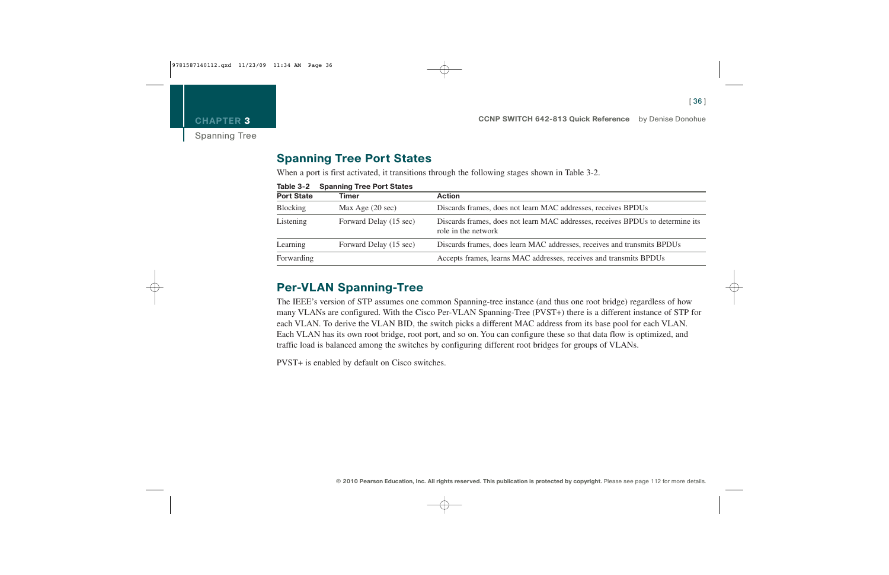## Spanning Tree Port States

When a port is first activated, it transitions through the following stages shown in Table 3-2.

**Table 3-2 Spanning Tree Port States**

| Port State | Timer | Action |
|---|---|---|
| Blocking | Max Age (20 sec) | Discards frames, does not learn MAC addresses, receives BPDUs |
| Listening | Forward Delay (15 sec) | Discards frames, does not learn MAC addresses, receives BPDUs to determine its role in the network |
| Learning | Forward Delay (15 sec) | Discards frames, does learn MAC addresses, receives and transmits BPDUs |
| Forwarding | | Accepts frames, learns MAC addresses, receives and transmits BPDUs |

## Per-VLAN Spanning-Tree

The IEEE's version of STP assumes one common Spanning-tree instance (and thus one root bridge) regardless of how many VLANs are configured. With the Cisco Per-VLAN Spanning-Tree (PVST+) there is a different instance of STP for each VLAN. To derive the VLAN BID, the switch picks a different MAC address from its base pool for each VLAN. Each VLAN has its own root bridge, root port, and so on. You can configure these so that data flow is optimized, and traffic load is balanced among the switches by configuring different root bridges for groups of VLANs.

PVST+ is enabled by default on Cisco switches.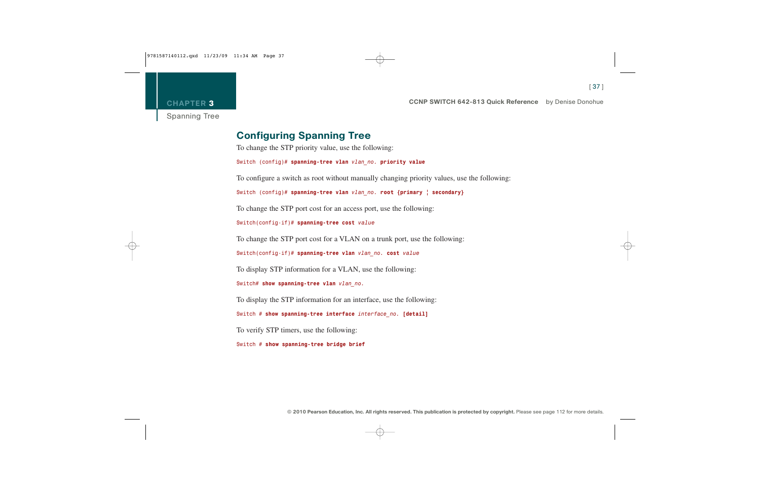## Configuring Spanning Tree

To change the STP priority value, use the following:

```
Switch (config)# spanning-tree vlan vlan_no. priority value
```

To configure a switch as root without manually changing priority values, use the following:

```
Switch (config)# spanning-tree vlan vlan_no. root {primary | secondary}
```

To change the STP port cost for an access port, use the following:

```
Switch(config-if)# spanning-tree cost value
```

To change the STP port cost for a VLAN on a trunk port, use the following:

```
Switch(config-if)# spanning-tree vlan vlan_no. cost value
```

To display STP information for a VLAN, use the following:

```
Switch# show spanning-tree vlan vlan_no.
```

To display the STP information for an interface, use the following:

```
Switch # show spanning-tree interface interface_no. [detail]
```

To verify STP timers, use the following:

```
Switch # show spanning-tree bridge brief
```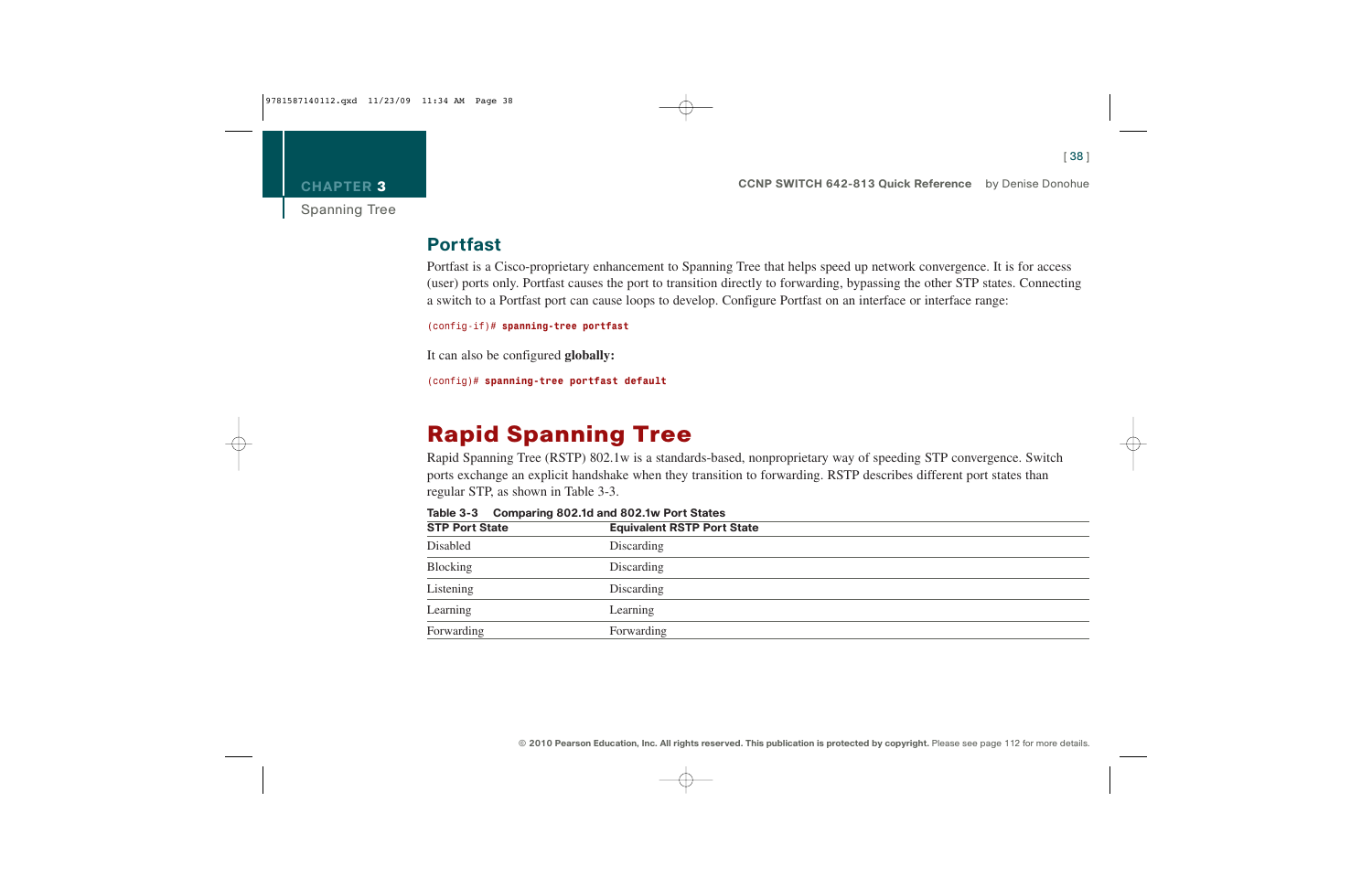## Portfast

Portfast is a Cisco-proprietary enhancement to Spanning Tree that helps speed up network convergence. It is for access (user) ports only. Portfast causes the port to transition directly to forwarding, bypassing the other STP states. Connecting a switch to a Portfast port can cause loops to develop. Configure Portfast on an interface or interface range:

```
(config-if)# spanning-tree portfast
```

It can also be configured **globally:**

```
(config)# spanning-tree portfast default
```

# Rapid Spanning Tree

Rapid Spanning Tree (RSTP) 802.1w is a standards-based, nonproprietary way of speeding STP convergence. Switch ports exchange an explicit handshake when they transition to forwarding. RSTP describes different port states than regular STP, as shown in Table 3-3.

**Table 3-3 Comparing 802.1d and 802.1w Port States**

| STP Port State | Equivalent RSTP Port State |
|---|---|
| Disabled | Discarding |
| Blocking | Discarding |
| Listening | Discarding |
| Learning | Learning |
| Forwarding | Forwarding |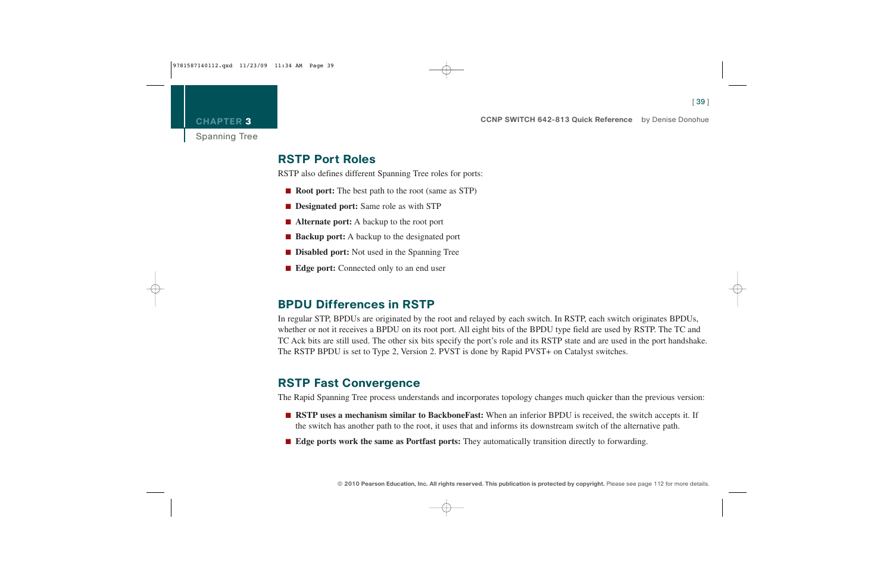## RSTP Port Roles

RSTP also defines different Spanning Tree roles for ports:

- **Root port:** The best path to the root (same as STP)
- **Designated port:** Same role as with STP
- **Alternate port:** A backup to the root port
- **Backup port:** A backup to the designated port
- **Disabled port:** Not used in the Spanning Tree
- **Edge port:** Connected only to an end user

## BPDU Differences in RSTP

In regular STP, BPDUs are originated by the root and relayed by each switch. In RSTP, each switch originates BPDUs, whether or not it receives a BPDU on its root port. All eight bits of the BPDU type field are used by RSTP. The TC and TC Ack bits are still used. The other six bits specify the port's role and its RSTP state and are used in the port handshake. The RSTP BPDU is set to Type 2, Version 2. PVST is done by Rapid PVST+ on Catalyst switches.

## RSTP Fast Convergence

The Rapid Spanning Tree process understands and incorporates topology changes much quicker than the previous version:

- **RSTP uses a mechanism similar to BackboneFast:** When an inferior BPDU is received, the switch accepts it. If the switch has another path to the root, it uses that and informs its downstream switch of the alternative path.
- **Edge ports work the same as Portfast ports:** They automatically transition directly to forwarding.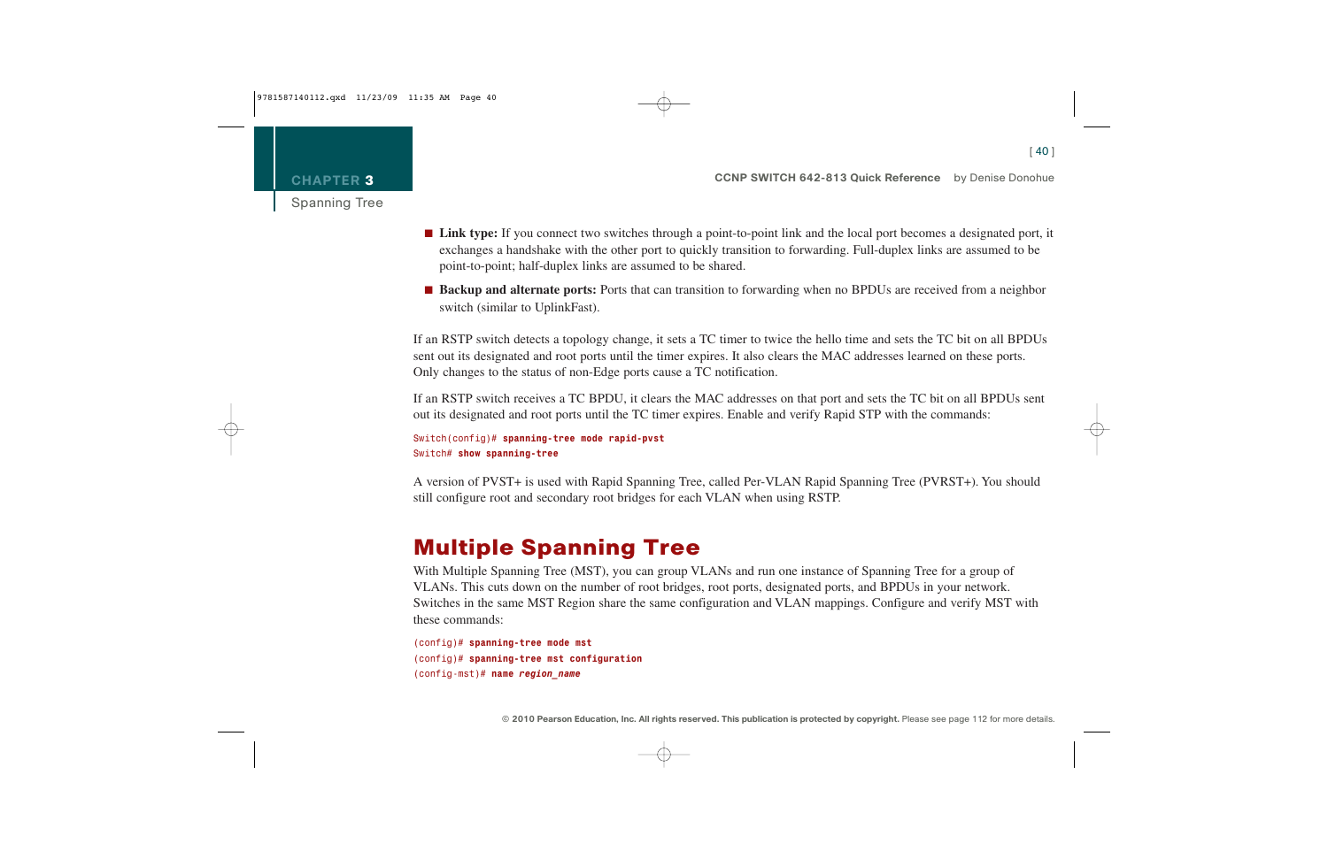- **Link type:** If you connect two switches through a point-to-point link and the local port becomes a designated port, it exchanges a handshake with the other port to quickly transition to forwarding. Full-duplex links are assumed to be point-to-point; half-duplex links are assumed to be shared.
- **Backup and alternate ports:** Ports that can transition to forwarding when no BPDUs are received from a neighbor switch (similar to UplinkFast).

If an RSTP switch detects a topology change, it sets a TC timer to twice the hello time and sets the TC bit on all BPDUs sent out its designated and root ports until the timer expires. It also clears the MAC addresses learned on these ports. Only changes to the status of non-Edge ports cause a TC notification.

If an RSTP switch receives a TC BPDU, it clears the MAC addresses on that port and sets the TC bit on all BPDUs sent out its designated and root ports until the TC timer expires. Enable and verify Rapid STP with the commands:

```
Switch(config)# spanning-tree mode rapid-pvst
Switch# show spanning-tree
```

A version of PVST+ is used with Rapid Spanning Tree, called Per-VLAN Rapid Spanning Tree (PVRST+). You should still configure root and secondary root bridges for each VLAN when using RSTP.

## Multiple Spanning Tree

With Multiple Spanning Tree (MST), you can group VLANs and run one instance of Spanning Tree for a group of VLANs. This cuts down on the number of root bridges, root ports, designated ports, and BPDUs in your network. Switches in the same MST Region share the same configuration and VLAN mappings. Configure and verify MST with these commands:

```
(config)# spanning-tree mode mst
(config)# spanning-tree mst configuration
(config-mst)# name region_name
```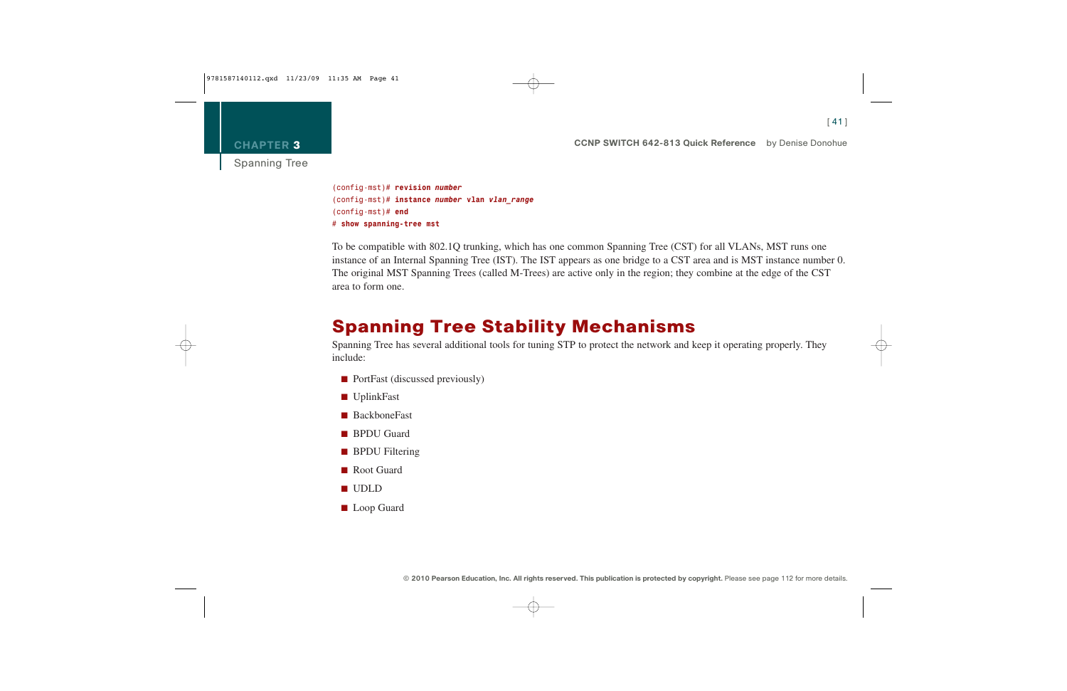```
(config-mst)# revision number
(config-mst)# instance number vlan vlan_range
(config-mst)# end
# show spanning-tree mst
```

To be compatible with 802.1Q trunking, which has one common Spanning Tree (CST) for all VLANs, MST runs one instance of an Internal Spanning Tree (IST). The IST appears as one bridge to a CST area and is MST instance number 0. The original MST Spanning Trees (called M-Trees) are active only in the region; they combine at the edge of the CST area to form one.

## Spanning Tree Stability Mechanisms

Spanning Tree has several additional tools for tuning STP to protect the network and keep it operating properly. They include:

- PortFast (discussed previously)
- UplinkFast
- BackboneFast
- BPDU Guard
- BPDU Filtering
- Root Guard
- UDLD
- Loop Guard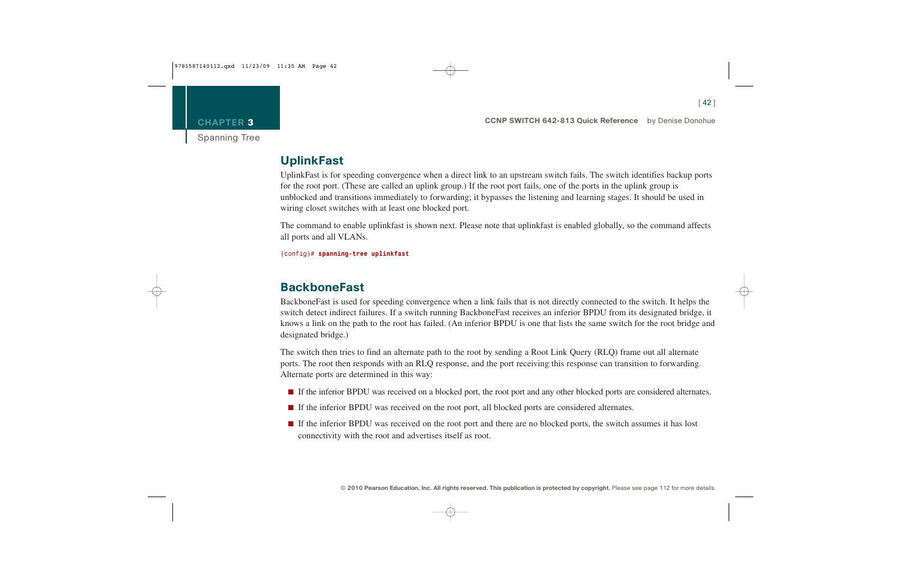## UplinkFast

UplinkFast is for speeding convergence when a direct link to an upstream switch fails. The switch identifies backup ports for the root port. (These are called an uplink group.) If the root port fails, one of the ports in the uplink group is unblocked and transitions immediately to forwarding; it bypasses the listening and learning stages. It should be used in wiring closet switches with at least one blocked port.

The command to enable uplinkfast is shown next. Please note that uplinkfast is enabled globally, so the command affects all ports and all VLANs.

```
(config)# spanning-tree uplinkfast
```

## BackboneFast

BackboneFast is used for speeding convergence when a link fails that is not directly connected to the switch. It helps the switch detect indirect failures. If a switch running BackboneFast receives an inferior BPDU from its designated bridge, it knows a link on the path to the root has failed. (An inferior BPDU is one that lists the same switch for the root bridge and designated bridge.)

The switch then tries to find an alternate path to the root by sending a Root Link Query (RLQ) frame out all alternate ports. The root then responds with an RLQ response, and the port receiving this response can transition to forwarding. Alternate ports are determined in this way:

- If the inferior BPDU was received on a blocked port, the root port and any other blocked ports are considered alternates.
- If the inferior BPDU was received on the root port, all blocked ports are considered alternates.
- If the inferior BPDU was received on the root port and there are no blocked ports, the switch assumes it has lost connectivity with the root and advertises itself as root.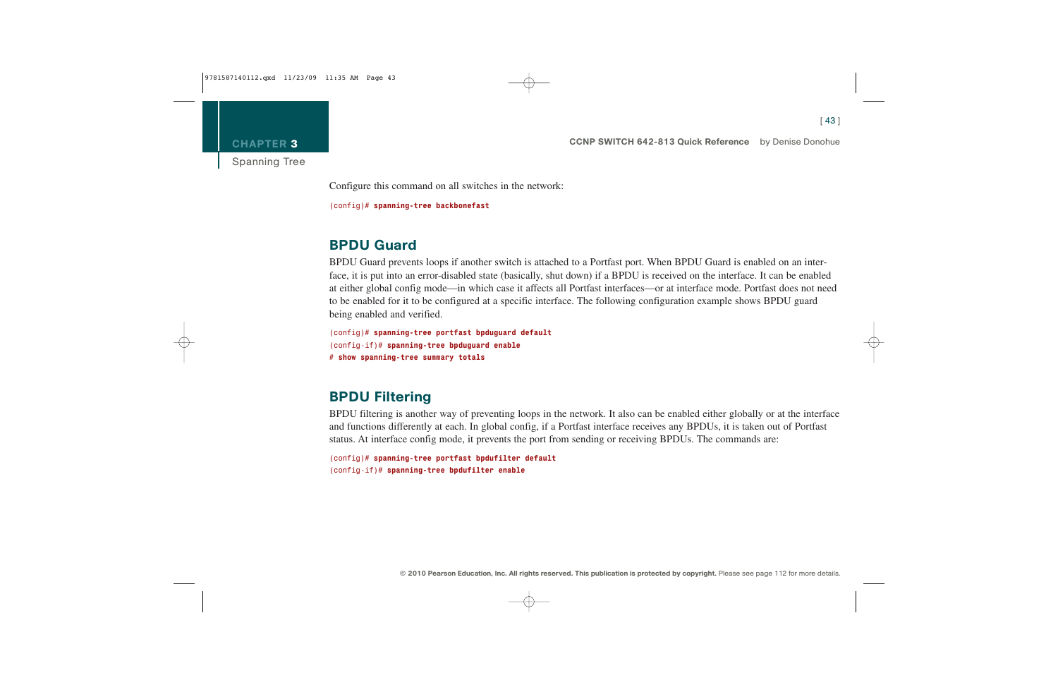Configure this command on all switches in the network:

```
(config)# spanning-tree backbonefast
```

## BPDU Guard

BPDU Guard prevents loops if another switch is attached to a Portfast port. When BPDU Guard is enabled on an interface, it is put into an error-disabled state (basically, shut down) if a BPDU is received on the interface. It can be enabled at either global config mode—in which case it affects all Portfast interfaces—or at interface mode. Portfast does not need to be enabled for it to be configured at a specific interface. The following configuration example shows BPDU guard being enabled and verified.

```
(config)# spanning-tree portfast bpduguard default
(config-if)# spanning-tree bpduguard enable
# show spanning-tree summary totals
```

## BPDU Filtering

BPDU filtering is another way of preventing loops in the network. It also can be enabled either globally or at the interface and functions differently at each. In global config, if a Portfast interface receives any BPDUs, it is taken out of Portfast status. At interface config mode, it prevents the port from sending or receiving BPDUs. The commands are:

```
(config)# spanning-tree portfast bpdufilter default
(config-if)# spanning-tree bpdufilter enable
```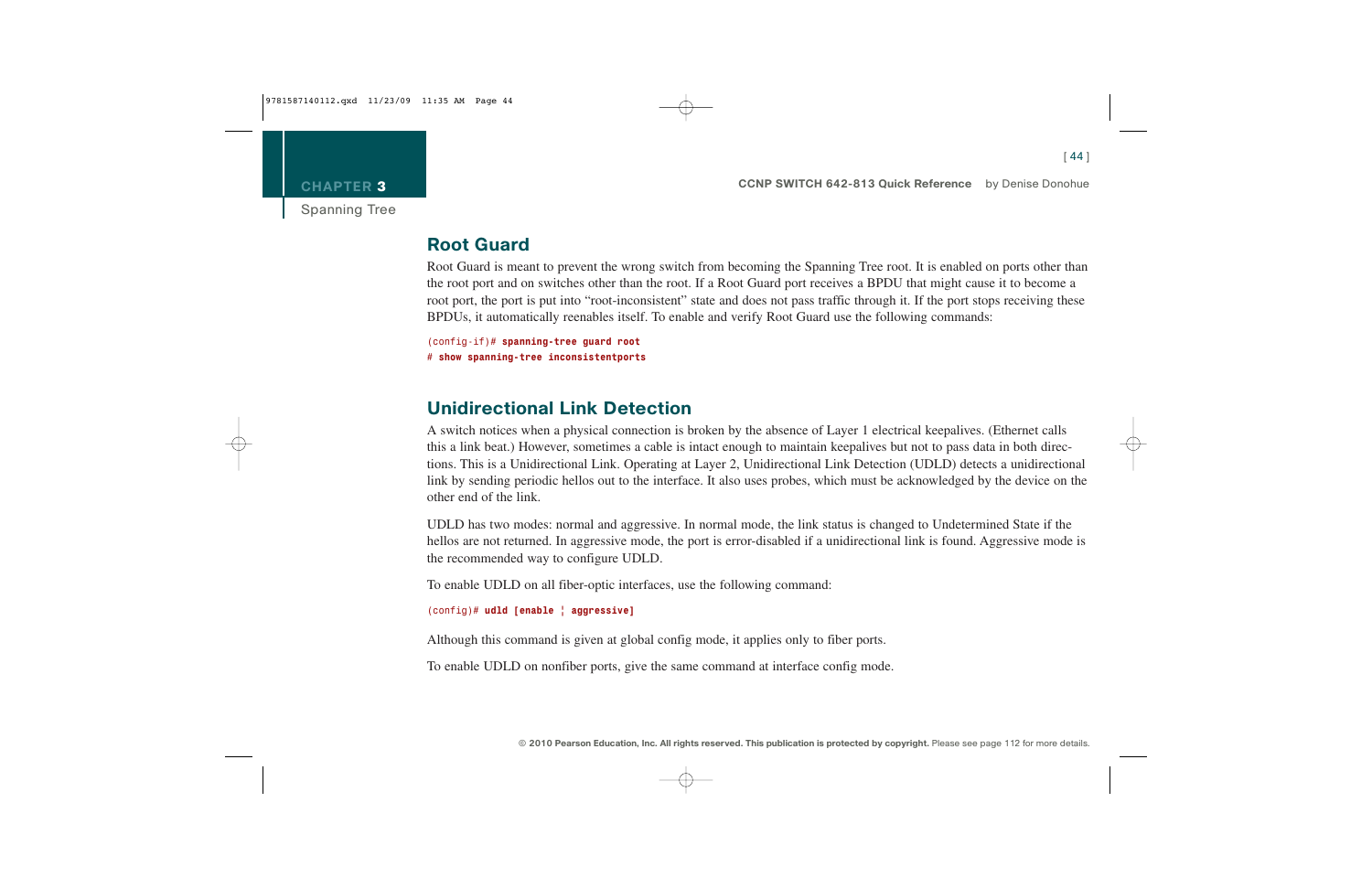## Root Guard

Root Guard is meant to prevent the wrong switch from becoming the Spanning Tree root. It is enabled on ports other than the root port and on switches other than the root. If a Root Guard port receives a BPDU that might cause it to become a root port, the port is put into "root-inconsistent" state and does not pass traffic through it. If the port stops receiving these BPDUs, it automatically reenables itself. To enable and verify Root Guard use the following commands:

```
(config-if)# spanning-tree guard root
# show spanning-tree inconsistentports
```

## Unidirectional Link Detection

A switch notices when a physical connection is broken by the absence of Layer 1 electrical keepalives. (Ethernet calls this a link beat.) However, sometimes a cable is intact enough to maintain keepalives but not to pass data in both directions. This is a Unidirectional Link. Operating at Layer 2, Unidirectional Link Detection (UDLD) detects a unidirectional link by sending periodic hellos out to the interface. It also uses probes, which must be acknowledged by the device on the other end of the link.

UDLD has two modes: normal and aggressive. In normal mode, the link status is changed to Undetermined State if the hellos are not returned. In aggressive mode, the port is error-disabled if a unidirectional link is found. Aggressive mode is the recommended way to configure UDLD.

To enable UDLD on all fiber-optic interfaces, use the following command:

```
(config)# udld [enable | aggressive]
```

Although this command is given at global config mode, it applies only to fiber ports.

To enable UDLD on nonfiber ports, give the same command at interface config mode.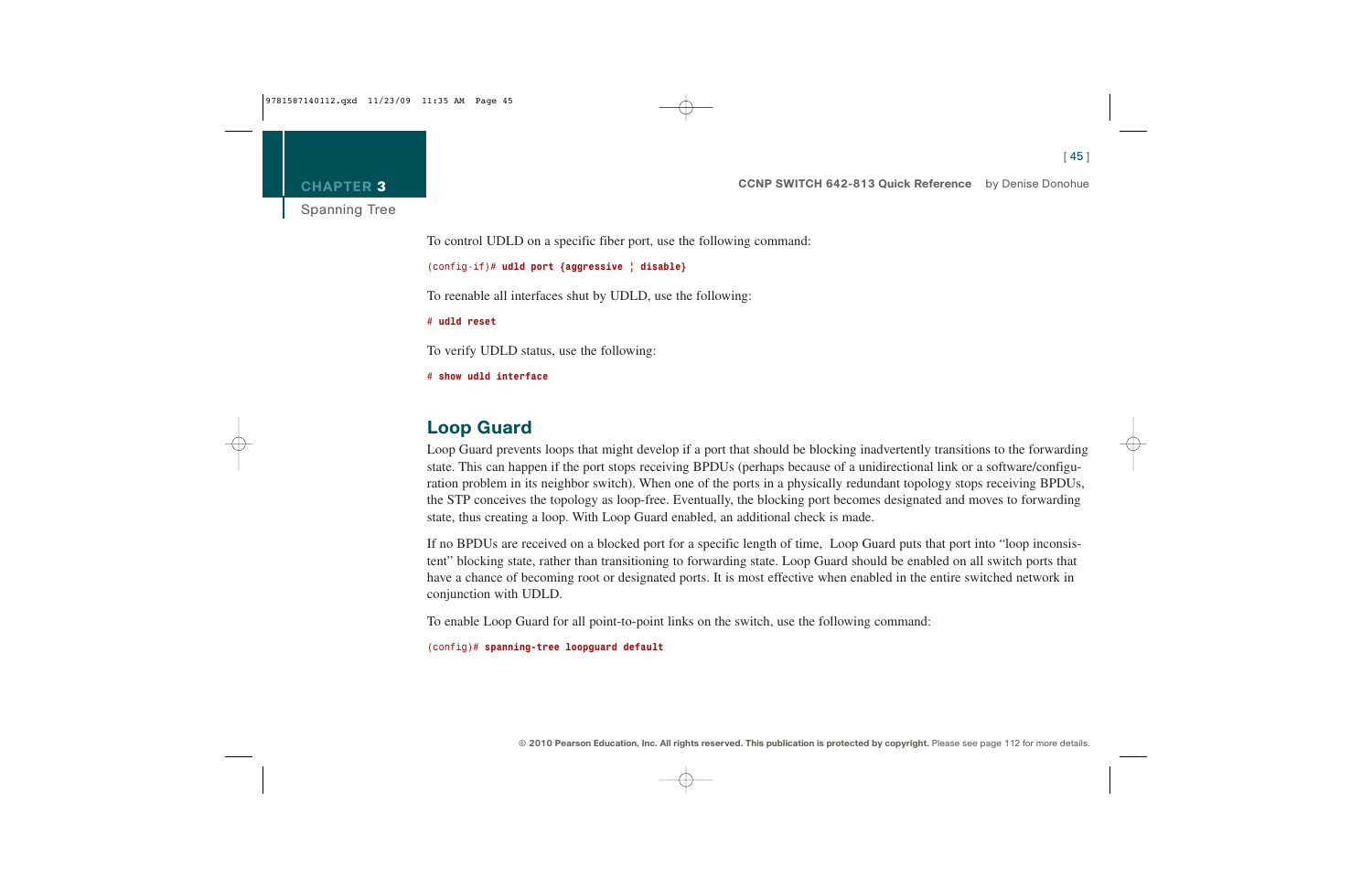To control UDLD on a specific fiber port, use the following command:

```
(config-if)# udld port {aggressive ¦ disable}
```

To reenable all interfaces shut by UDLD, use the following:

```
# udld reset
```

To verify UDLD status, use the following:

```
# show udld interface
```

## Loop Guard

Loop Guard prevents loops that might develop if a port that should be blocking inadvertently transitions to the forwarding state. This can happen if the port stops receiving BPDUs (perhaps because of a unidirectional link or a software/configuration problem in its neighbor switch). When one of the ports in a physically redundant topology stops receiving BPDUs, the STP conceives the topology as loop-free. Eventually, the blocking port becomes designated and moves to forwarding state, thus creating a loop. With Loop Guard enabled, an additional check is made.

If no BPDUs are received on a blocked port for a specific length of time, Loop Guard puts that port into "loop inconsistent" blocking state, rather than transitioning to forwarding state. Loop Guard should be enabled on all switch ports that have a chance of becoming root or designated ports. It is most effective when enabled in the entire switched network in conjunction with UDLD.

To enable Loop Guard for all point-to-point links on the switch, use the following command:

```
(config)# spanning-tree loopguard default
```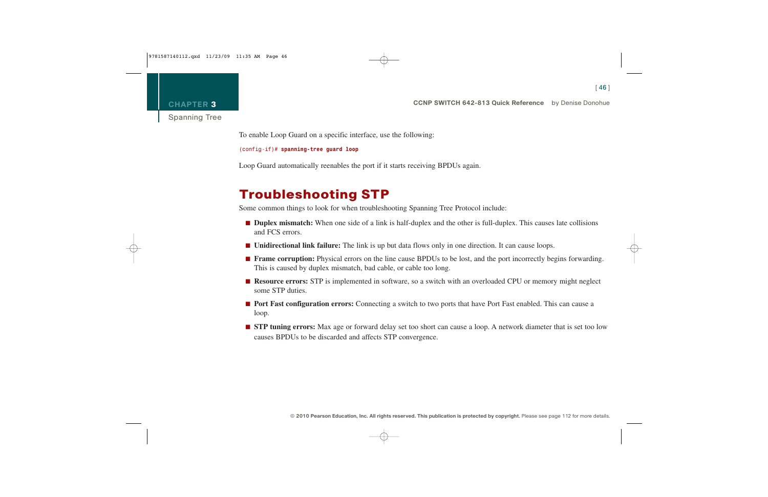To enable Loop Guard on a specific interface, use the following:

```
(config-if)# spanning-tree guard loop
```

Loop Guard automatically reenables the port if it starts receiving BPDUs again.

## Troubleshooting STP

Some common things to look for when troubleshooting Spanning Tree Protocol include:

- **Duplex mismatch:** When one side of a link is half-duplex and the other is full-duplex. This causes late collisions and FCS errors.
- **Unidirectional link failure:** The link is up but data flows only in one direction. It can cause loops.
- **Frame corruption:** Physical errors on the line cause BPDUs to be lost, and the port incorrectly begins forwarding. This is caused by duplex mismatch, bad cable, or cable too long.
- **Resource errors:** STP is implemented in software, so a switch with an overloaded CPU or memory might neglect some STP duties.
- **Port Fast configuration errors:** Connecting a switch to two ports that have Port Fast enabled. This can cause a loop.
- **STP tuning errors:** Max age or forward delay set too short can cause a loop. A network diameter that is set too low causes BPDUs to be discarded and affects STP convergence.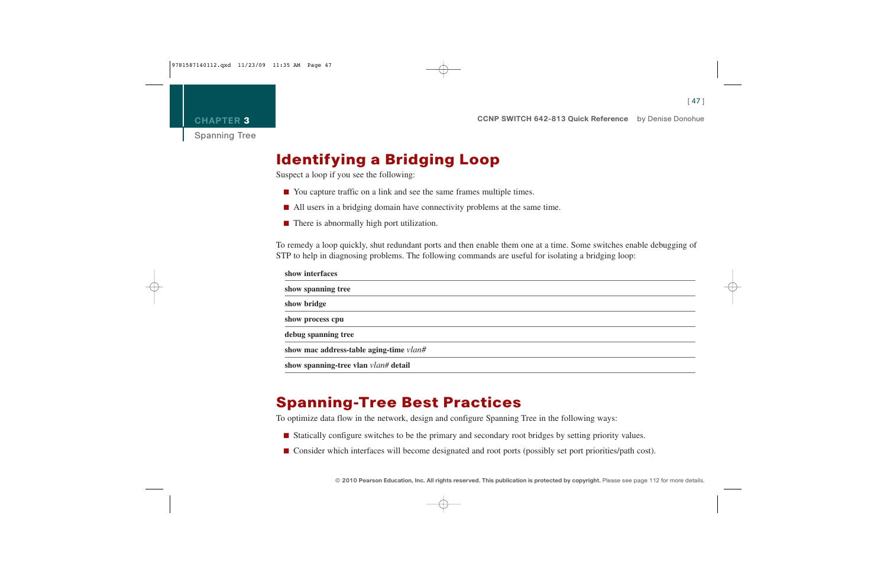## Identifying a Bridging Loop

Suspect a loop if you see the following:

- You capture traffic on a link and see the same frames multiple times.
- All users in a bridging domain have connectivity problems at the same time.
- There is abnormally high port utilization.

To remedy a loop quickly, shut redundant ports and then enable them one at a time. Some switches enable debugging of STP to help in diagnosing problems. The following commands are useful for isolating a bridging loop:

| |
|---|
| **show interfaces** |
| **show spanning tree** |
| **show bridge** |
| **show process cpu** |
| **debug spanning tree** |
| **show mac address-table aging-time** *vlan#* |
| **show spanning-tree vlan** *vlan#* **detail** |

## Spanning-Tree Best Practices

To optimize data flow in the network, design and configure Spanning Tree in the following ways:

- Statically configure switches to be the primary and secondary root bridges by setting priority values.
- Consider which interfaces will become designated and root ports (possibly set port priorities/path cost).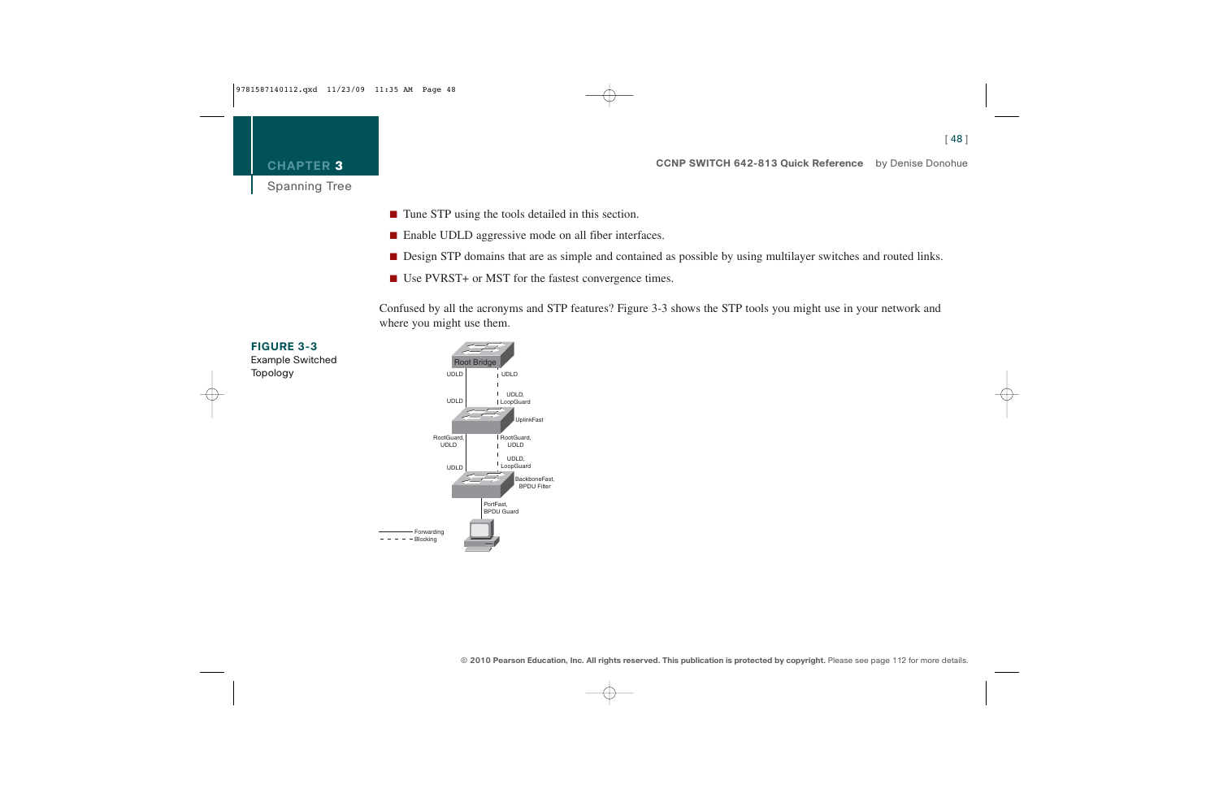- Tune STP using the tools detailed in this section.
- Enable UDLD aggressive mode on all fiber interfaces.
- Design STP domains that are as simple and contained as possible by using multilayer switches and routed links.
- Use PVRST+ or MST for the fastest convergence times.

Confused by all the acronyms and STP features? Figure 3-3 shows the STP tools you might use in your network and where you might use them.

**FIGURE 3-3**
Example Switched Topology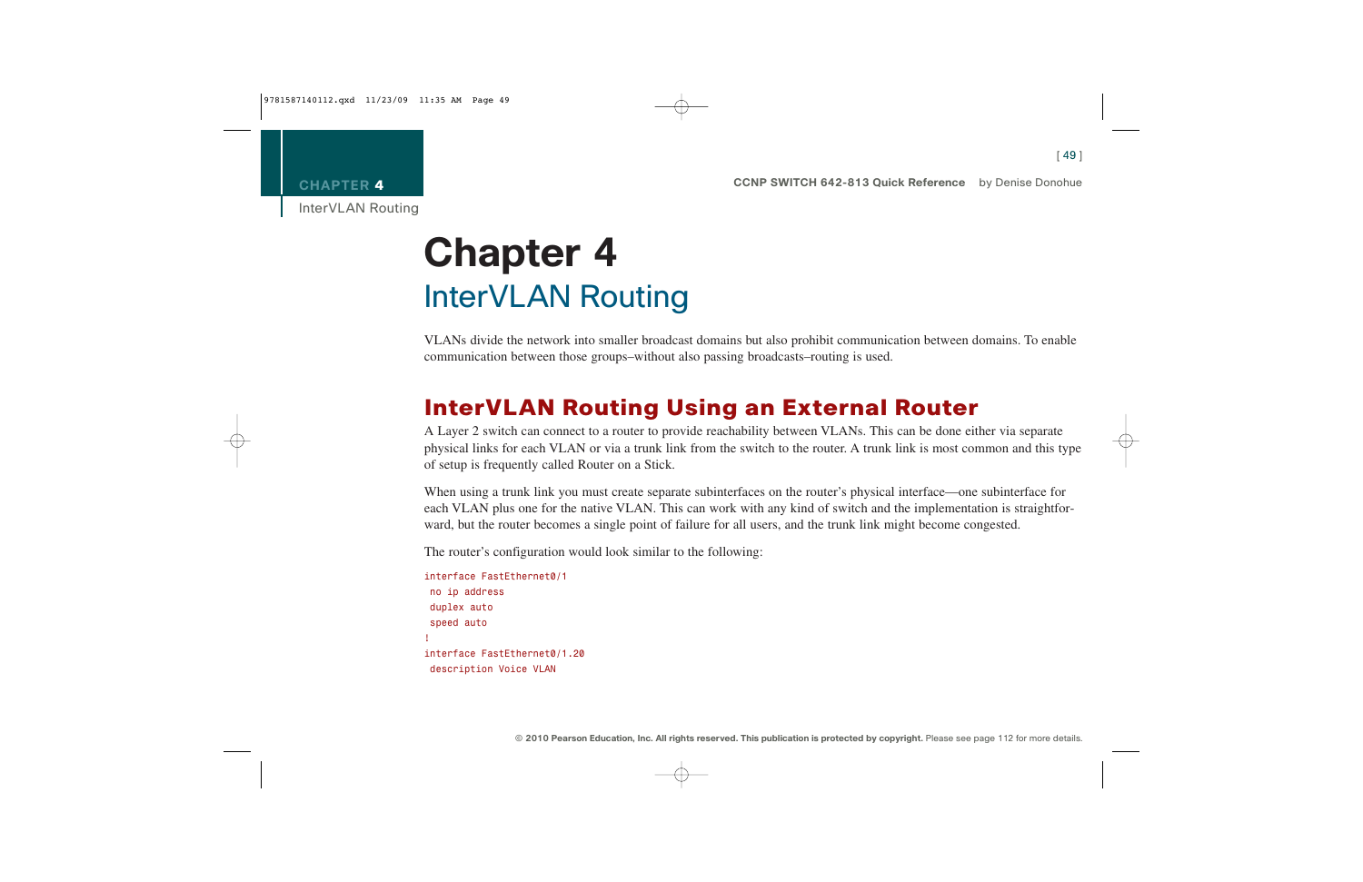# Chapter 4

## InterVLAN Routing

VLANs divide the network into smaller broadcast domains but also prohibit communication between domains. To enable communication between those groups–without also passing broadcasts–routing is used.

## InterVLAN Routing Using an External Router

A Layer 2 switch can connect to a router to provide reachability between VLANs. This can be done either via separate physical links for each VLAN or via a trunk link from the switch to the router. A trunk link is most common and this type of setup is frequently called Router on a Stick.

When using a trunk link you must create separate subinterfaces on the router's physical interface—one subinterface for each VLAN plus one for the native VLAN. This can work with any kind of switch and the implementation is straightforward, but the router becomes a single point of failure for all users, and the trunk link might become congested.

The router's configuration would look similar to the following:

```
interface FastEthernet0/1
 no ip address
 duplex auto
 speed auto
!
interface FastEthernet0/1.20
 description Voice VLAN
```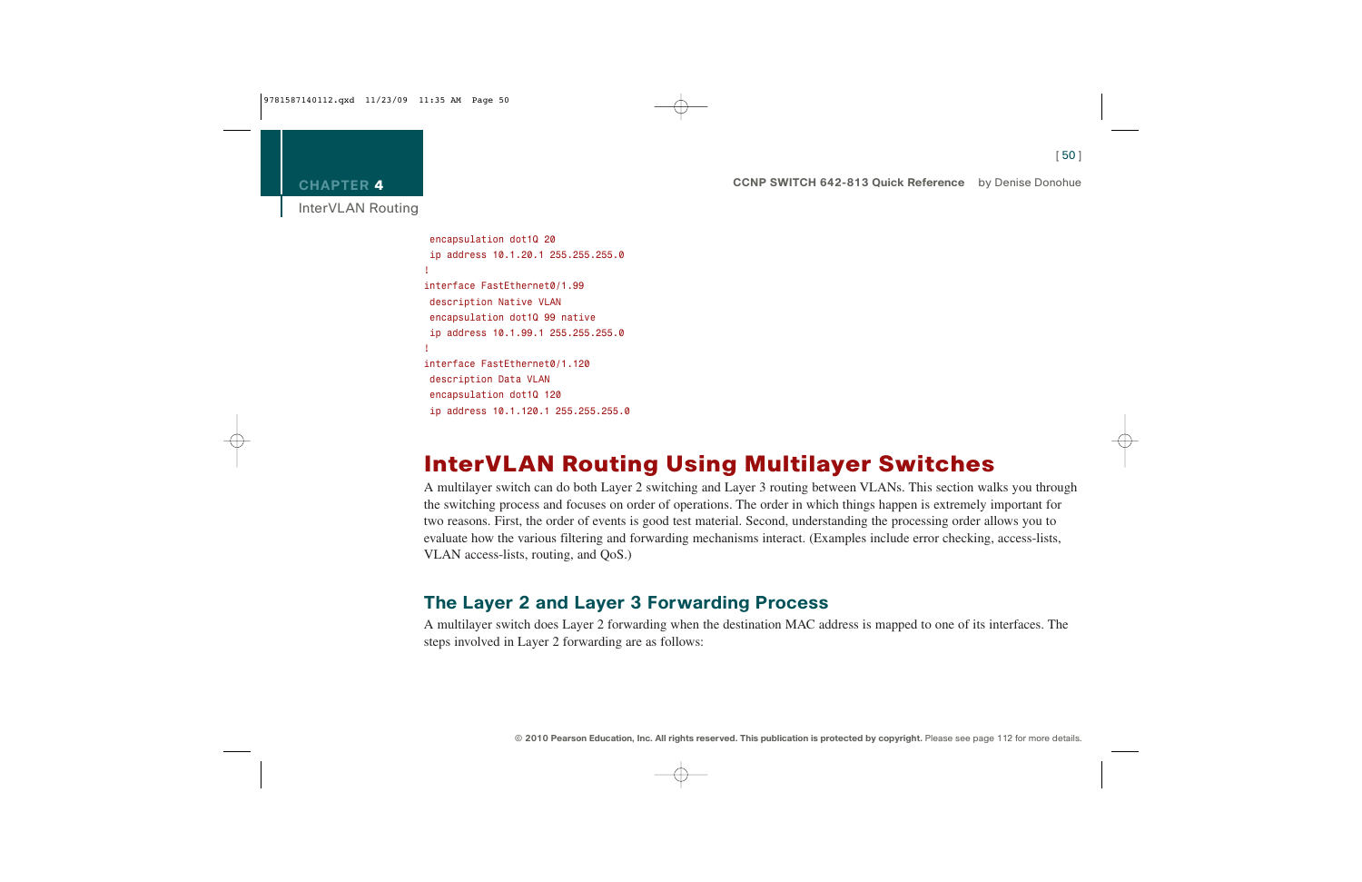```
 encapsulation dot1Q 20
 ip address 10.1.20.1 255.255.255.0
!
interface FastEthernet0/1.99
 description Native VLAN
 encapsulation dot1Q 99 native
 ip address 10.1.99.1 255.255.255.0
!
interface FastEthernet0/1.120
 description Data VLAN
 encapsulation dot1Q 120
 ip address 10.1.120.1 255.255.255.0
```

# InterVLAN Routing Using Multilayer Switches

A multilayer switch can do both Layer 2 switching and Layer 3 routing between VLANs. This section walks you through the switching process and focuses on order of operations. The order in which things happen is extremely important for two reasons. First, the order of events is good test material. Second, understanding the processing order allows you to evaluate how the various filtering and forwarding mechanisms interact. (Examples include error checking, access-lists, VLAN access-lists, routing, and QoS.)

## The Layer 2 and Layer 3 Forwarding Process

A multilayer switch does Layer 2 forwarding when the destination MAC address is mapped to one of its interfaces. The steps involved in Layer 2 forwarding are as follows: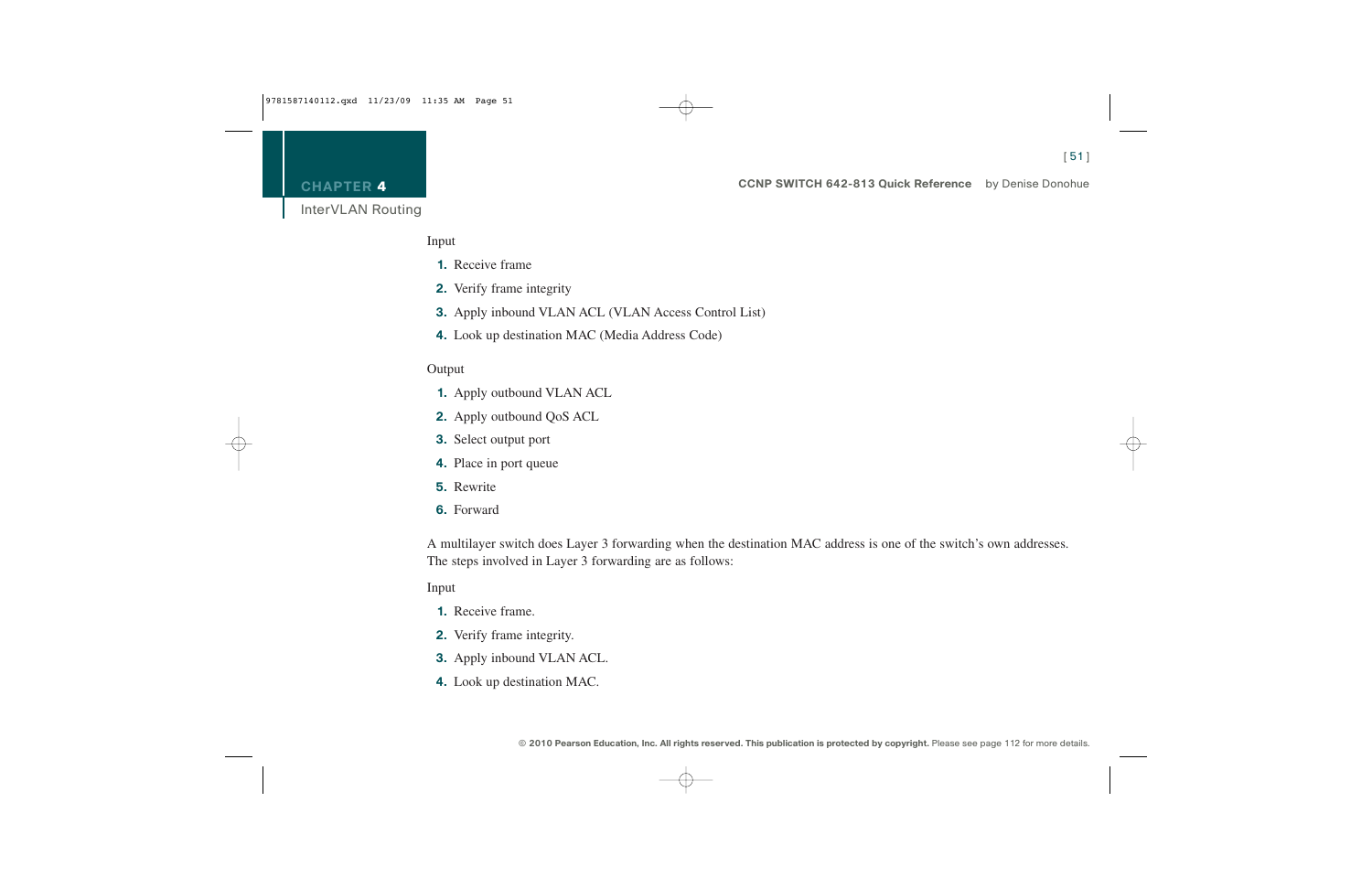Input

1. Receive frame
2. Verify frame integrity
3. Apply inbound VLAN ACL (VLAN Access Control List)
4. Look up destination MAC (Media Address Code)

Output

1. Apply outbound VLAN ACL
2. Apply outbound QoS ACL
3. Select output port
4. Place in port queue
5. Rewrite
6. Forward

A multilayer switch does Layer 3 forwarding when the destination MAC address is one of the switch's own addresses. The steps involved in Layer 3 forwarding are as follows:

Input

1. Receive frame.
2. Verify frame integrity.
3. Apply inbound VLAN ACL.
4. Look up destination MAC.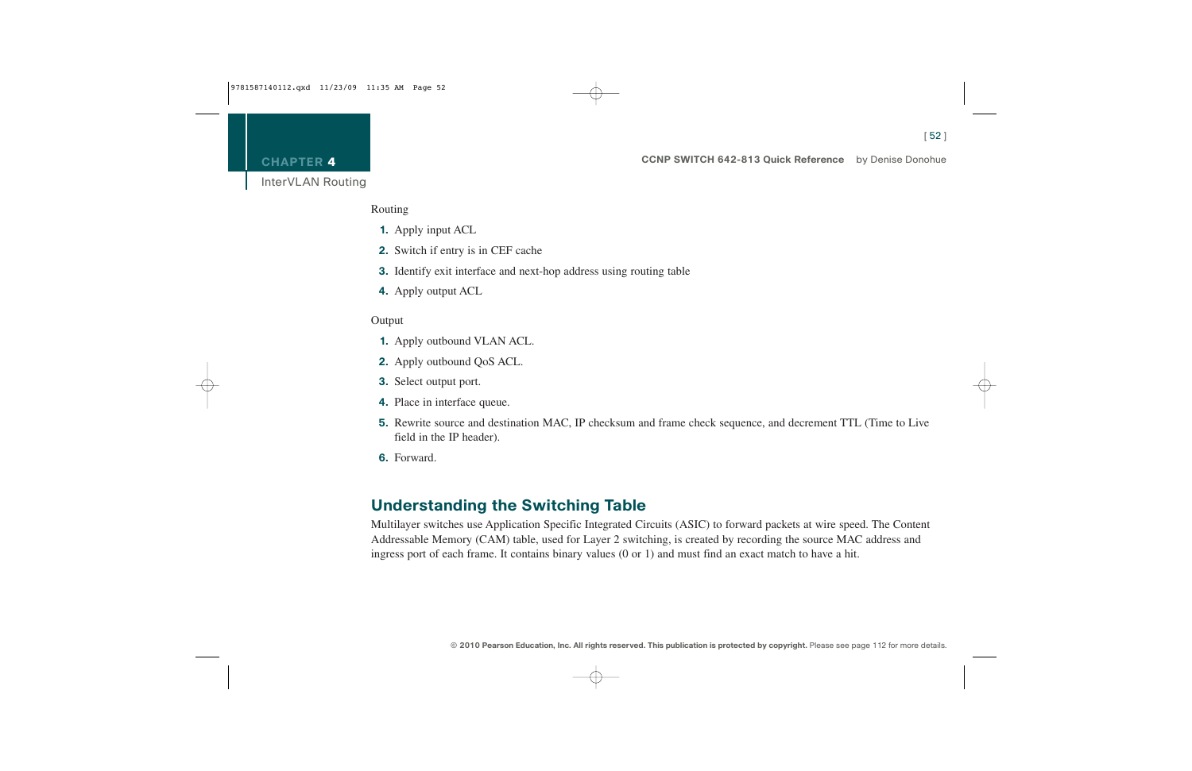Routing

1. Apply input ACL
2. Switch if entry is in CEF cache
3. Identify exit interface and next-hop address using routing table
4. Apply output ACL

Output

1. Apply outbound VLAN ACL.
2. Apply outbound QoS ACL.
3. Select output port.
4. Place in interface queue.
5. Rewrite source and destination MAC, IP checksum and frame check sequence, and decrement TTL (Time to Live field in the IP header).
6. Forward.

## Understanding the Switching Table

Multilayer switches use Application Specific Integrated Circuits (ASIC) to forward packets at wire speed. The Content Addressable Memory (CAM) table, used for Layer 2 switching, is created by recording the source MAC address and ingress port of each frame. It contains binary values (0 or 1) and must find an exact match to have a hit.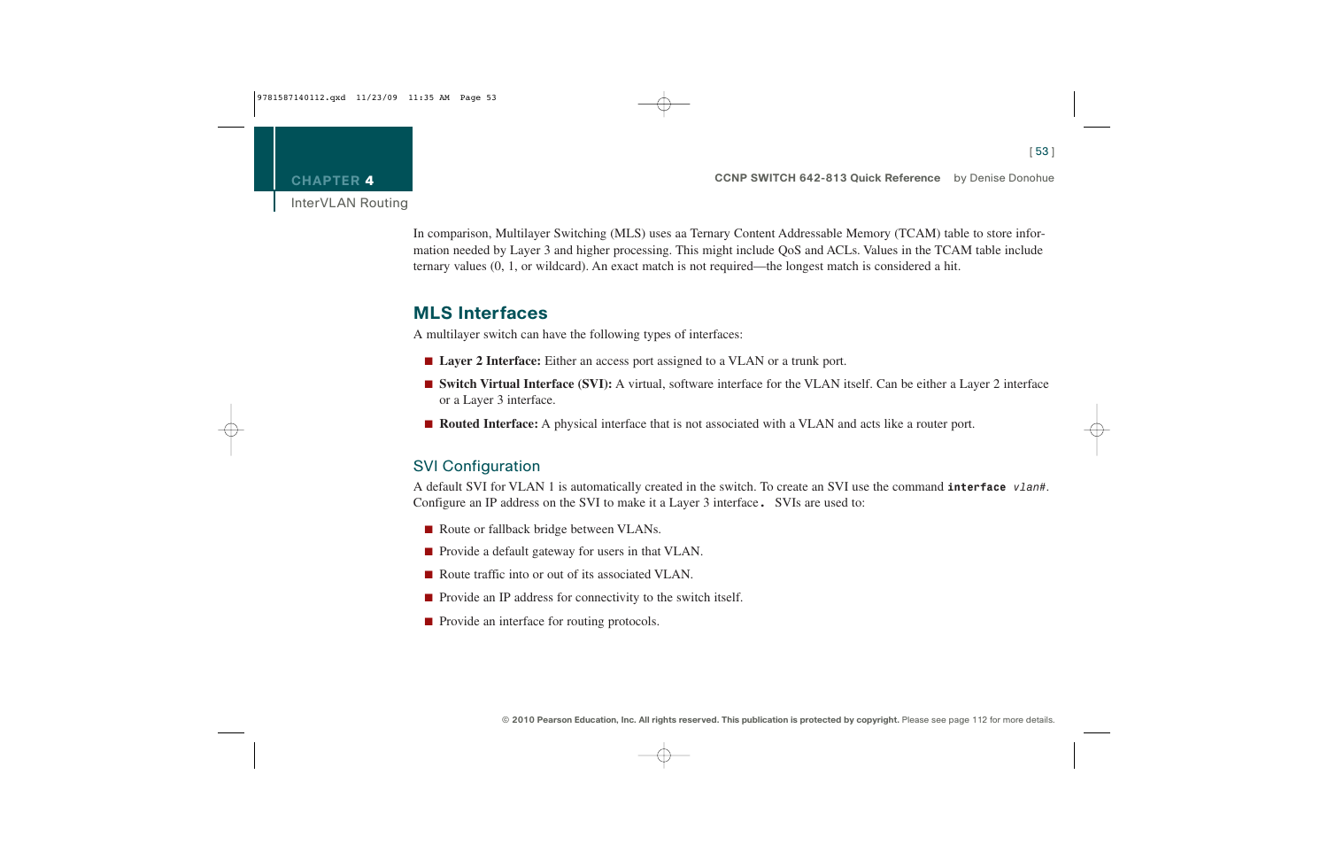In comparison, Multilayer Switching (MLS) uses aa Ternary Content Addressable Memory (TCAM) table to store information needed by Layer 3 and higher processing. This might include QoS and ACLs. Values in the TCAM table include ternary values (0, 1, or wildcard). An exact match is not required—the longest match is considered a hit.

## MLS Interfaces

A multilayer switch can have the following types of interfaces:

- **Layer 2 Interface:** Either an access port assigned to a VLAN or a trunk port.
- **Switch Virtual Interface (SVI):** A virtual, software interface for the VLAN itself. Can be either a Layer 2 interface or a Layer 3 interface.
- **Routed Interface:** A physical interface that is not associated with a VLAN and acts like a router port.

### SVI Configuration

A default SVI for VLAN 1 is automatically created in the switch. To create an SVI use the command **`interface`** *`vlan#`*. Configure an IP address on the SVI to make it a Layer 3 interface. SVIs are used to:

- Route or fallback bridge between VLANs.
- Provide a default gateway for users in that VLAN.
- Route traffic into or out of its associated VLAN.
- Provide an IP address for connectivity to the switch itself.
- Provide an interface for routing protocols.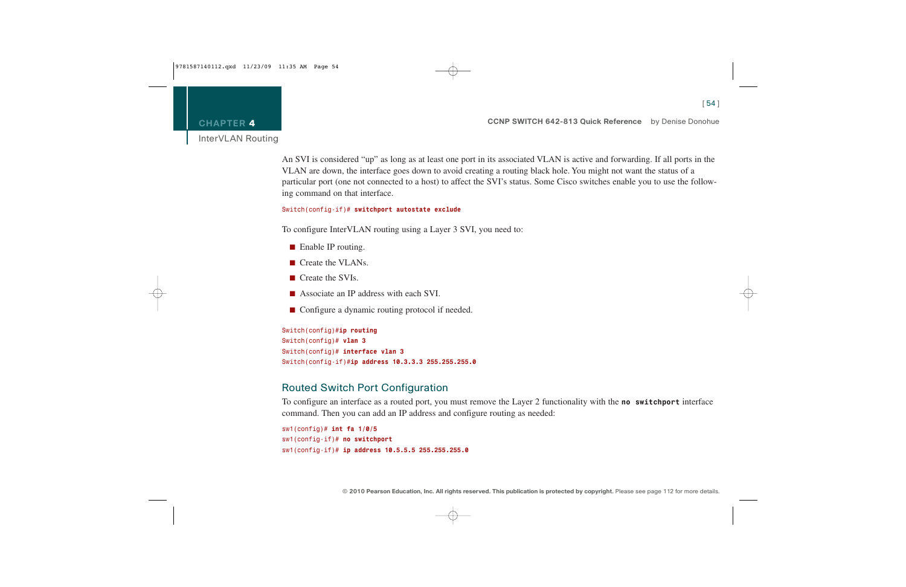An SVI is considered "up" as long as at least one port in its associated VLAN is active and forwarding. If all ports in the VLAN are down, the interface goes down to avoid creating a routing black hole. You might not want the status of a particular port (one not connected to a host) to affect the SVI's status. Some Cisco switches enable you to use the following command on that interface.

```
Switch(config-if)# switchport autostate exclude
```

To configure InterVLAN routing using a Layer 3 SVI, you need to:

- Enable IP routing.
- Create the VLANs.
- Create the SVIs.
- Associate an IP address with each SVI.
- Configure a dynamic routing protocol if needed.

```
Switch(config)#ip routing
Switch(config)# vlan 3
Switch(config)# interface vlan 3
Switch(config-if)#ip address 10.3.3.3 255.255.255.0
```

## Routed Switch Port Configuration

To configure an interface as a routed port, you must remove the Layer 2 functionality with the **no switchport** interface command. Then you can add an IP address and configure routing as needed:

```
sw1(config)# int fa 1/0/5
sw1(config-if)# no switchport
sw1(config-if)# ip address 10.5.5.5 255.255.255.0
```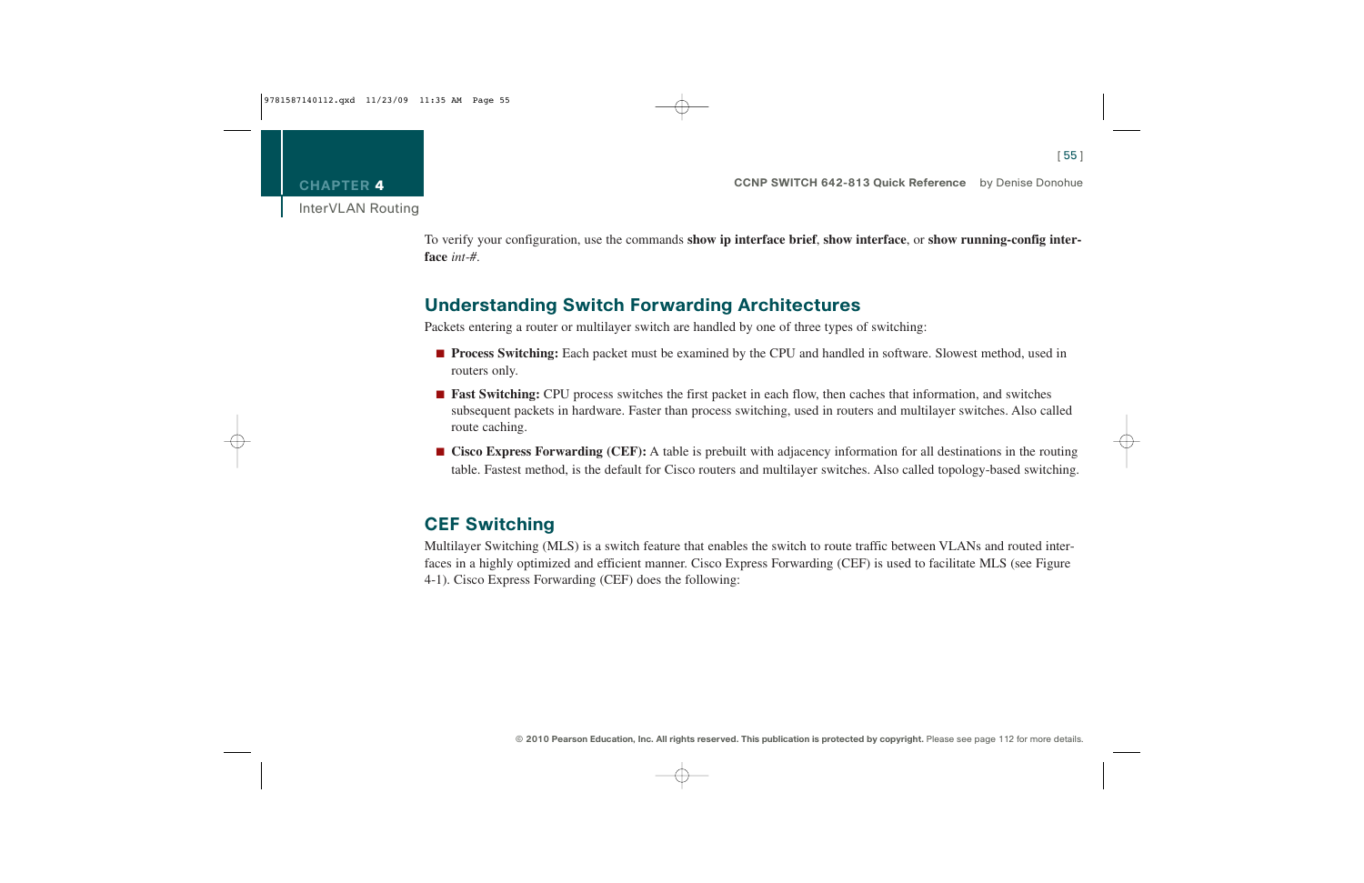To verify your configuration, use the commands **show ip interface brief**, **show interface**, or **show running-config interface** *int-#*.

## Understanding Switch Forwarding Architectures

Packets entering a router or multilayer switch are handled by one of three types of switching:

- **Process Switching:** Each packet must be examined by the CPU and handled in software. Slowest method, used in routers only.
- **Fast Switching:** CPU process switches the first packet in each flow, then caches that information, and switches subsequent packets in hardware. Faster than process switching, used in routers and multilayer switches. Also called route caching.
- **Cisco Express Forwarding (CEF):** A table is prebuilt with adjacency information for all destinations in the routing table. Fastest method, is the default for Cisco routers and multilayer switches. Also called topology-based switching.

## CEF Switching

Multilayer Switching (MLS) is a switch feature that enables the switch to route traffic between VLANs and routed interfaces in a highly optimized and efficient manner. Cisco Express Forwarding (CEF) is used to facilitate MLS (see Figure 4-1). Cisco Express Forwarding (CEF) does the following: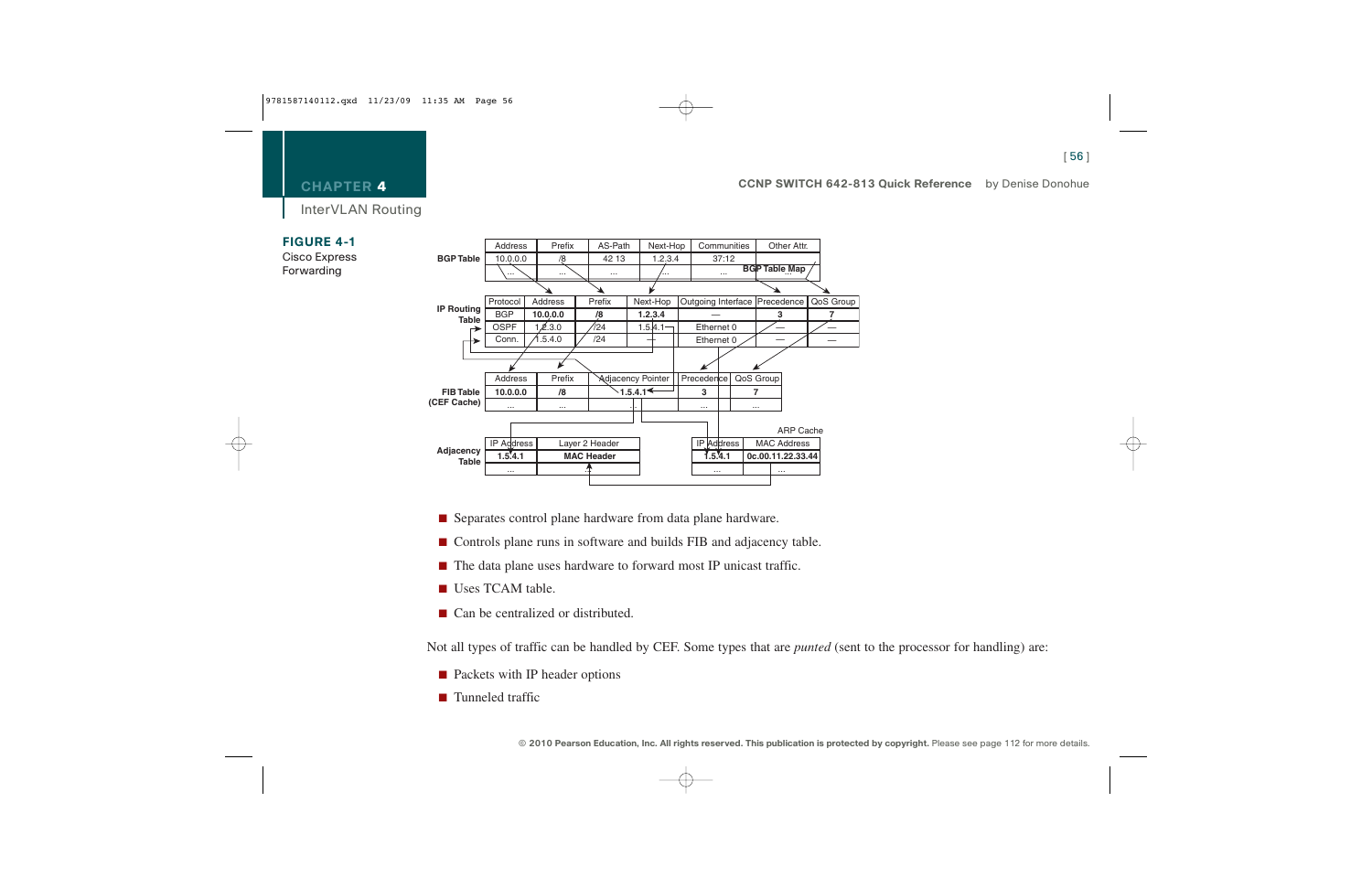**FIGURE 4-1**
Cisco Express Forwarding

**BGP Table**

| Address | Prefix | AS-Path | Next-Hop | Communities | Other Attr. |
|---|---|---|---|---|---|
| 10.0.0.0 | /8 | 42 13 | 1.2.3.4 | 37:12 | |
| ... | ... | ... | ... | ... | ... |

BGP Table Map

**IP Routing Table**

| Protocol | Address | Prefix | Next-Hop | Outgoing Interface | Precedence | QoS Group |
|---|---|---|---|---|---|---|
| **BGP** | **10.0.0.0** | **/8** | **1.2.3.4** | — | **3** | **7** |
| OSPF | 1.2.3.0 | /24 | 1.5.4.1 | Ethernet 0 | — | — |
| Conn. | 1.5.4.0 | /24 | — | Ethernet 0 | — | — |

**FIB Table (CEF Cache)**

| Address | Prefix | Adjacency Pointer | Precedence | QoS Group |
|---|---|---|---|---|
| **10.0.0.0** | **/8** | **1.5.4.1** | **3** | **7** |
| ... | ... | ... | ... | ... |

**Adjacency Table**

| IP Address | Layer 2 Header |
|---|---|
| **1.5.4.1** | **MAC Header** |
| ... | ... |

ARP Cache

| IP Address | MAC Address |
|---|---|
| **1.5.4.1** | **0c.00.11.22.33.44** |
| ... | ... |

- Separates control plane hardware from data plane hardware.
- Controls plane runs in software and builds FIB and adjacency table.
- The data plane uses hardware to forward most IP unicast traffic.
- Uses TCAM table.
- Can be centralized or distributed.

Not all types of traffic can be handled by CEF. Some types that are *punted* (sent to the processor for handling) are:

- Packets with IP header options
- Tunneled traffic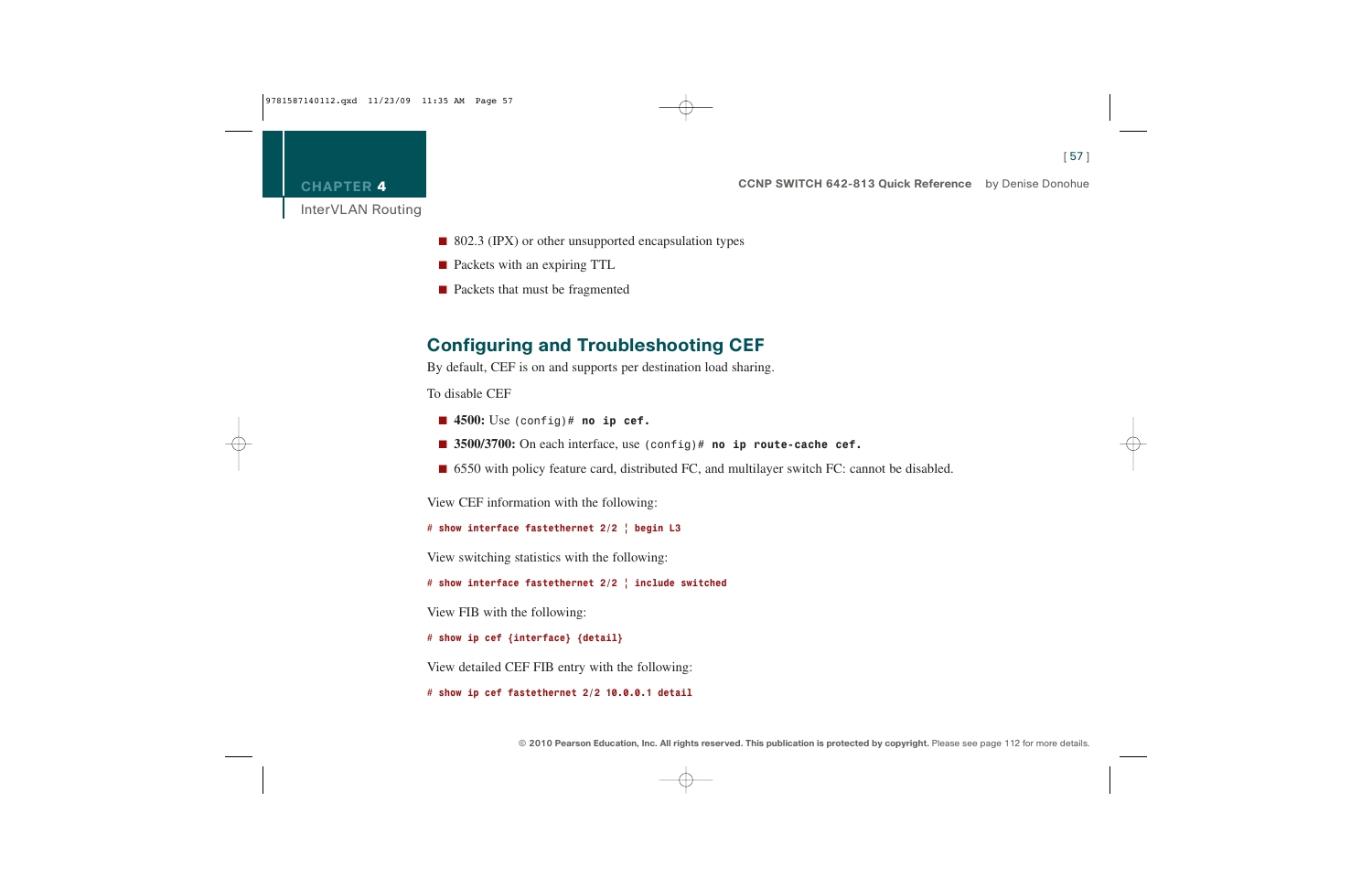- 802.3 (IPX) or other unsupported encapsulation types
- Packets with an expiring TTL
- Packets that must be fragmented

## Configuring and Troubleshooting CEF

By default, CEF is on and supports per destination load sharing.

To disable CEF

- **4500:** Use `(config)# no ip cef.`
- **3500/3700:** On each interface, use `(config)# no ip route-cache cef.`
- 6550 with policy feature card, distributed FC, and multilayer switch FC: cannot be disabled.

View CEF information with the following:

```
# show interface fastethernet 2/2 ¦ begin L3
```

View switching statistics with the following:

```
# show interface fastethernet 2/2 ¦ include switched
```

View FIB with the following:

```
# show ip cef {interface} {detail}
```

View detailed CEF FIB entry with the following:

```
# show ip cef fastethernet 2/2 10.0.0.1 detail
```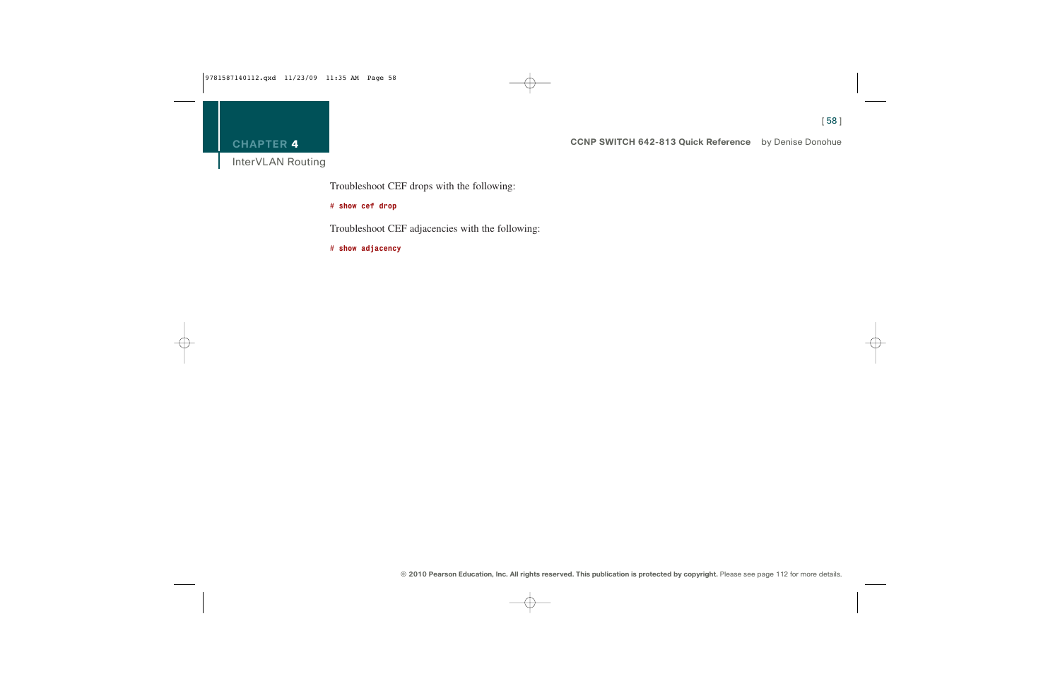Troubleshoot CEF drops with the following:

```
# show cef drop
```

Troubleshoot CEF adjacencies with the following:

```
# show adjacency
```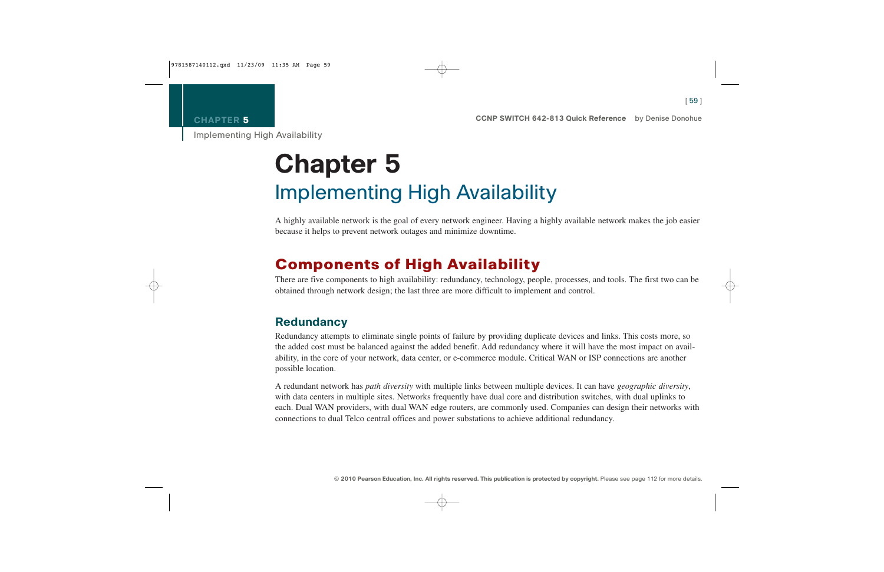# Chapter 5

## Implementing High Availability

A highly available network is the goal of every network engineer. Having a highly available network makes the job easier because it helps to prevent network outages and minimize downtime.

## Components of High Availability

There are five components to high availability: redundancy, technology, people, processes, and tools. The first two can be obtained through network design; the last three are more difficult to implement and control.

### Redundancy

Redundancy attempts to eliminate single points of failure by providing duplicate devices and links. This costs more, so the added cost must be balanced against the added benefit. Add redundancy where it will have the most impact on availability, in the core of your network, data center, or e-commerce module. Critical WAN or ISP connections are another possible location.

A redundant network has *path diversity* with multiple links between multiple devices. It can have *geographic diversity*, with data centers in multiple sites. Networks frequently have dual core and distribution switches, with dual uplinks to each. Dual WAN providers, with dual WAN edge routers, are commonly used. Companies can design their networks with connections to dual Telco central offices and power substations to achieve additional redundancy.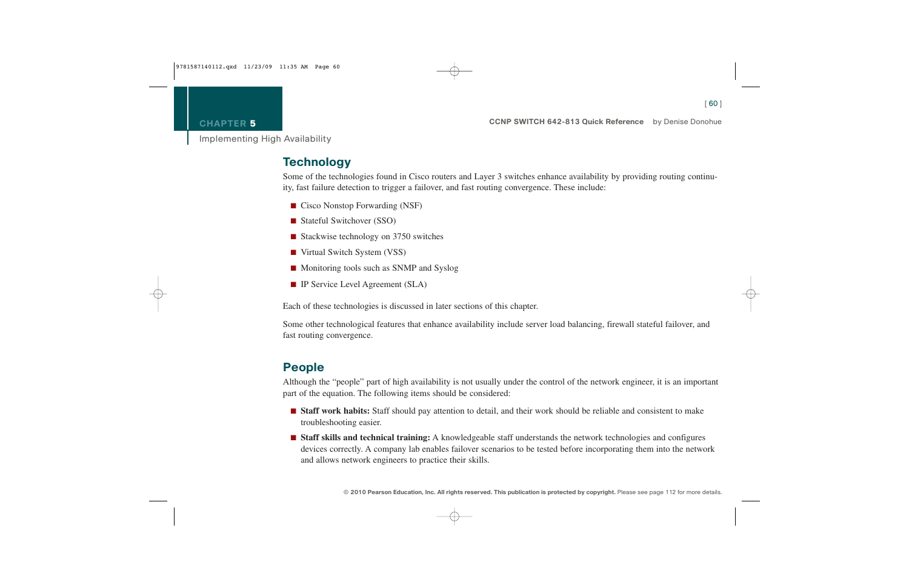## Technology

Some of the technologies found in Cisco routers and Layer 3 switches enhance availability by providing routing continuity, fast failure detection to trigger a failover, and fast routing convergence. These include:

- Cisco Nonstop Forwarding (NSF)
- Stateful Switchover (SSO)
- Stackwise technology on 3750 switches
- Virtual Switch System (VSS)
- Monitoring tools such as SNMP and Syslog
- IP Service Level Agreement (SLA)

Each of these technologies is discussed in later sections of this chapter.

Some other technological features that enhance availability include server load balancing, firewall stateful failover, and fast routing convergence.

## People

Although the "people" part of high availability is not usually under the control of the network engineer, it is an important part of the equation. The following items should be considered:

- **Staff work habits:** Staff should pay attention to detail, and their work should be reliable and consistent to make troubleshooting easier.
- **Staff skills and technical training:** A knowledgeable staff understands the network technologies and configures devices correctly. A company lab enables failover scenarios to be tested before incorporating them into the network and allows network engineers to practice their skills.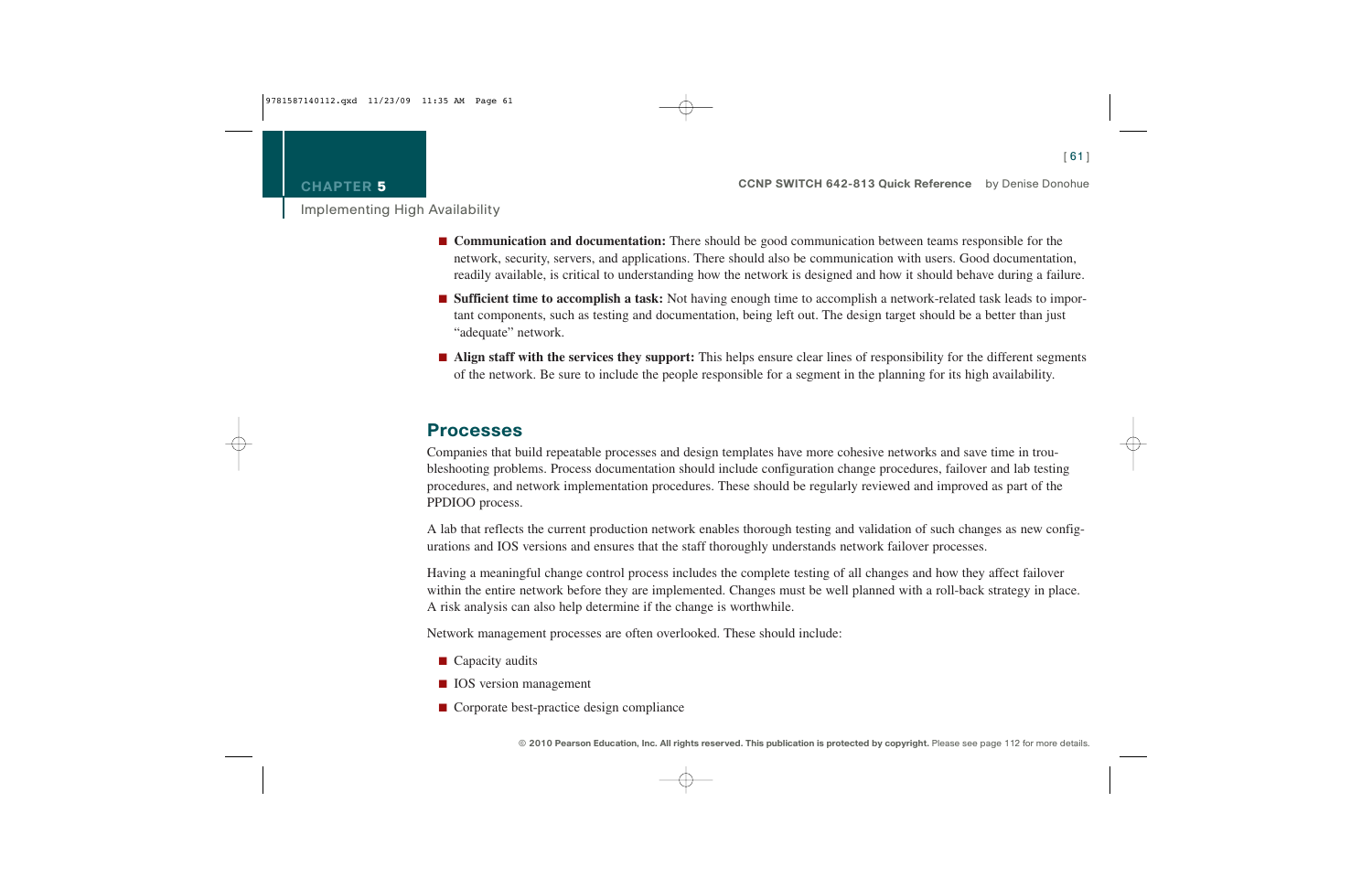- **Communication and documentation:** There should be good communication between teams responsible for the network, security, servers, and applications. There should also be communication with users. Good documentation, readily available, is critical to understanding how the network is designed and how it should behave during a failure.
- **Sufficient time to accomplish a task:** Not having enough time to accomplish a network-related task leads to important components, such as testing and documentation, being left out. The design target should be a better than just "adequate" network.
- **Align staff with the services they support:** This helps ensure clear lines of responsibility for the different segments of the network. Be sure to include the people responsible for a segment in the planning for its high availability.

## Processes

Companies that build repeatable processes and design templates have more cohesive networks and save time in troubleshooting problems. Process documentation should include configuration change procedures, failover and lab testing procedures, and network implementation procedures. These should be regularly reviewed and improved as part of the PPDIOO process.

A lab that reflects the current production network enables thorough testing and validation of such changes as new configurations and IOS versions and ensures that the staff thoroughly understands network failover processes.

Having a meaningful change control process includes the complete testing of all changes and how they affect failover within the entire network before they are implemented. Changes must be well planned with a roll-back strategy in place. A risk analysis can also help determine if the change is worthwhile.

Network management processes are often overlooked. These should include:

- Capacity audits
- IOS version management
- Corporate best-practice design compliance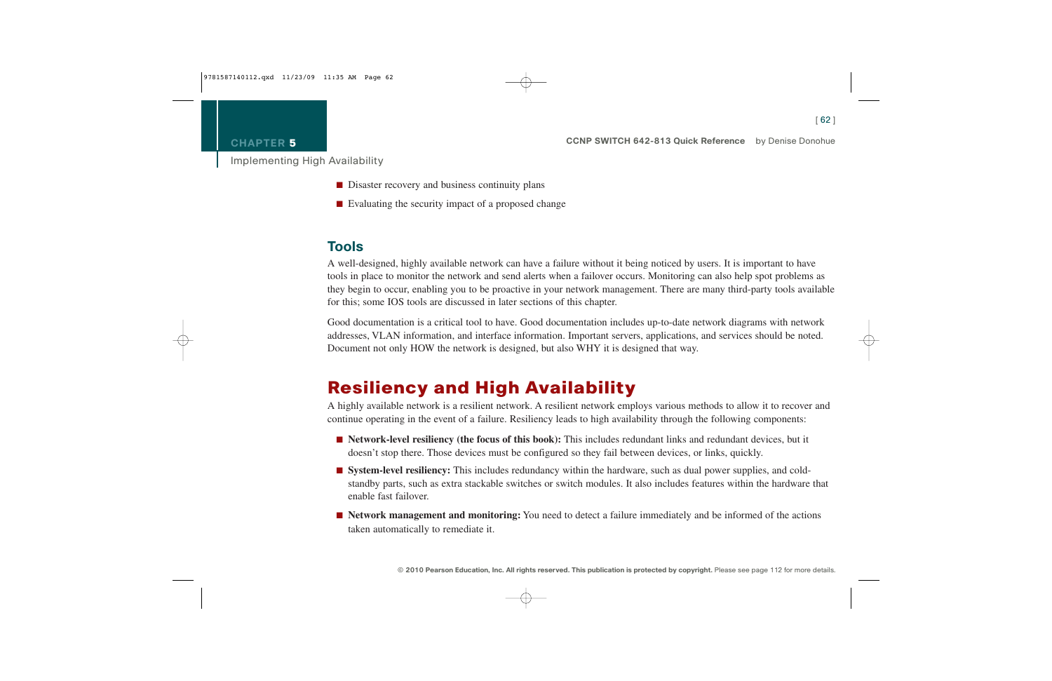- Disaster recovery and business continuity plans
- Evaluating the security impact of a proposed change

### Tools

A well-designed, highly available network can have a failure without it being noticed by users. It is important to have tools in place to monitor the network and send alerts when a failover occurs. Monitoring can also help spot problems as they begin to occur, enabling you to be proactive in your network management. There are many third-party tools available for this; some IOS tools are discussed in later sections of this chapter.

Good documentation is a critical tool to have. Good documentation includes up-to-date network diagrams with network addresses, VLAN information, and interface information. Important servers, applications, and services should be noted. Document not only HOW the network is designed, but also WHY it is designed that way.

## Resiliency and High Availability

A highly available network is a resilient network. A resilient network employs various methods to allow it to recover and continue operating in the event of a failure. Resiliency leads to high availability through the following components:

- **Network-level resiliency (the focus of this book):** This includes redundant links and redundant devices, but it doesn't stop there. Those devices must be configured so they fail between devices, or links, quickly.
- **System-level resiliency:** This includes redundancy within the hardware, such as dual power supplies, and cold-standby parts, such as extra stackable switches or switch modules. It also includes features within the hardware that enable fast failover.
- **Network management and monitoring:** You need to detect a failure immediately and be informed of the actions taken automatically to remediate it.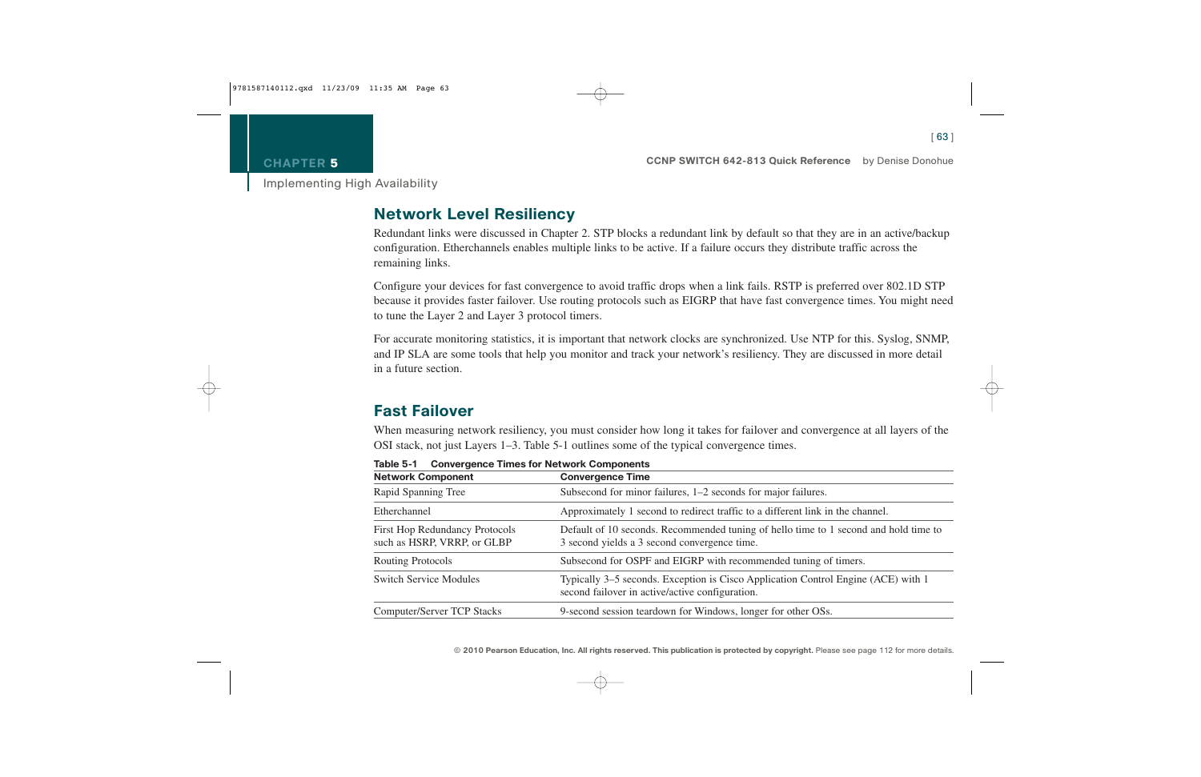## Network Level Resiliency

Redundant links were discussed in Chapter 2. STP blocks a redundant link by default so that they are in an active/backup configuration. Etherchannels enables multiple links to be active. If a failure occurs they distribute traffic across the remaining links.

Configure your devices for fast convergence to avoid traffic drops when a link fails. RSTP is preferred over 802.1D STP because it provides faster failover. Use routing protocols such as EIGRP that have fast convergence times. You might need to tune the Layer 2 and Layer 3 protocol timers.

For accurate monitoring statistics, it is important that network clocks are synchronized. Use NTP for this. Syslog, SNMP, and IP SLA are some tools that help you monitor and track your network's resiliency. They are discussed in more detail in a future section.

## Fast Failover

When measuring network resiliency, you must consider how long it takes for failover and convergence at all layers of the OSI stack, not just Layers 1–3. Table 5-1 outlines some of the typical convergence times.

**Table 5-1 Convergence Times for Network Components**

| Network Component | Convergence Time |
|---|---|
| Rapid Spanning Tree | Subsecond for minor failures, 1–2 seconds for major failures. |
| Etherchannel | Approximately 1 second to redirect traffic to a different link in the channel. |
| First Hop Redundancy Protocols such as HSRP, VRRP, or GLBP | Default of 10 seconds. Recommended tuning of hello time to 1 second and hold time to 3 second yields a 3 second convergence time. |
| Routing Protocols | Subsecond for OSPF and EIGRP with recommended tuning of timers. |
| Switch Service Modules | Typically 3–5 seconds. Exception is Cisco Application Control Engine (ACE) with 1 second failover in active/active configuration. |
| Computer/Server TCP Stacks | 9-second session teardown for Windows, longer for other OSs. |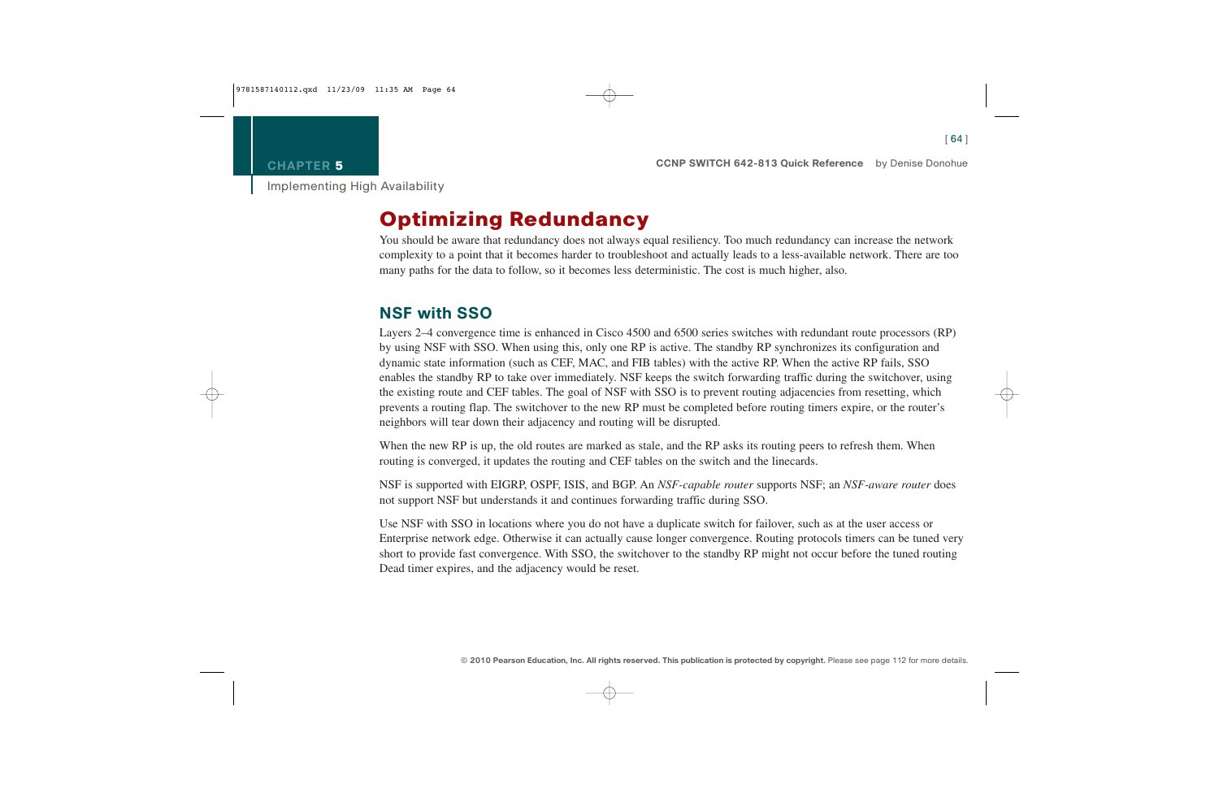## Optimizing Redundancy

You should be aware that redundancy does not always equal resiliency. Too much redundancy can increase the network complexity to a point that it becomes harder to troubleshoot and actually leads to a less-available network. There are too many paths for the data to follow, so it becomes less deterministic. The cost is much higher, also.

### NSF with SSO

Layers 2–4 convergence time is enhanced in Cisco 4500 and 6500 series switches with redundant route processors (RP) by using NSF with SSO. When using this, only one RP is active. The standby RP synchronizes its configuration and dynamic state information (such as CEF, MAC, and FIB tables) with the active RP. When the active RP fails, SSO enables the standby RP to take over immediately. NSF keeps the switch forwarding traffic during the switchover, using the existing route and CEF tables. The goal of NSF with SSO is to prevent routing adjacencies from resetting, which prevents a routing flap. The switchover to the new RP must be completed before routing timers expire, or the router's neighbors will tear down their adjacency and routing will be disrupted.

When the new RP is up, the old routes are marked as stale, and the RP asks its routing peers to refresh them. When routing is converged, it updates the routing and CEF tables on the switch and the linecards.

NSF is supported with EIGRP, OSPF, ISIS, and BGP. An *NSF-capable router* supports NSF; an *NSF-aware router* does not support NSF but understands it and continues forwarding traffic during SSO.

Use NSF with SSO in locations where you do not have a duplicate switch for failover, such as at the user access or Enterprise network edge. Otherwise it can actually cause longer convergence. Routing protocols timers can be tuned very short to provide fast convergence. With SSO, the switchover to the standby RP might not occur before the tuned routing Dead timer expires, and the adjacency would be reset.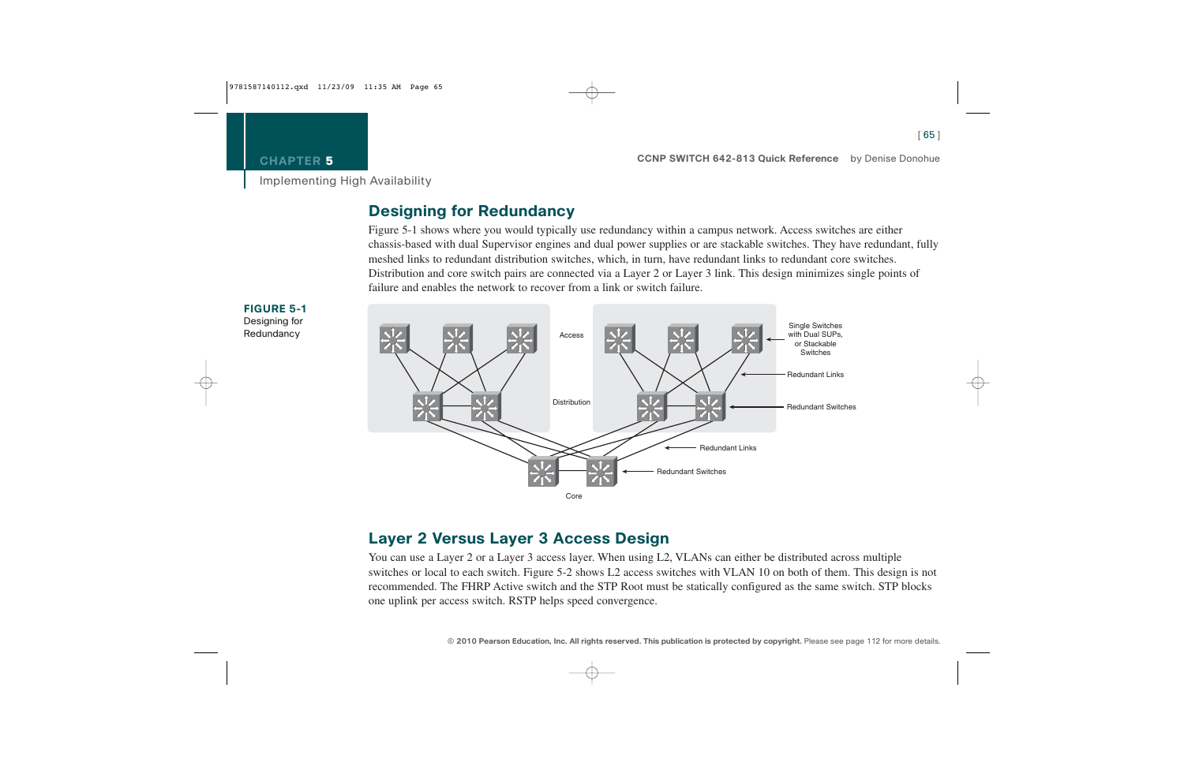## Designing for Redundancy

Figure 5-1 shows where you would typically use redundancy within a campus network. Access switches are either chassis-based with dual Supervisor engines and dual power supplies or are stackable switches. They have redundant, fully meshed links to redundant distribution switches, which, in turn, have redundant links to redundant core switches. Distribution and core switch pairs are connected via a Layer 2 or Layer 3 link. This design minimizes single points of failure and enables the network to recover from a link or switch failure.

**FIGURE 5-1** Designing for Redundancy

## Layer 2 Versus Layer 3 Access Design

You can use a Layer 2 or a Layer 3 access layer. When using L2, VLANs can either be distributed across multiple switches or local to each switch. Figure 5-2 shows L2 access switches with VLAN 10 on both of them. This design is not recommended. The FHRP Active switch and the STP Root must be statically configured as the same switch. STP blocks one uplink per access switch. RSTP helps speed convergence.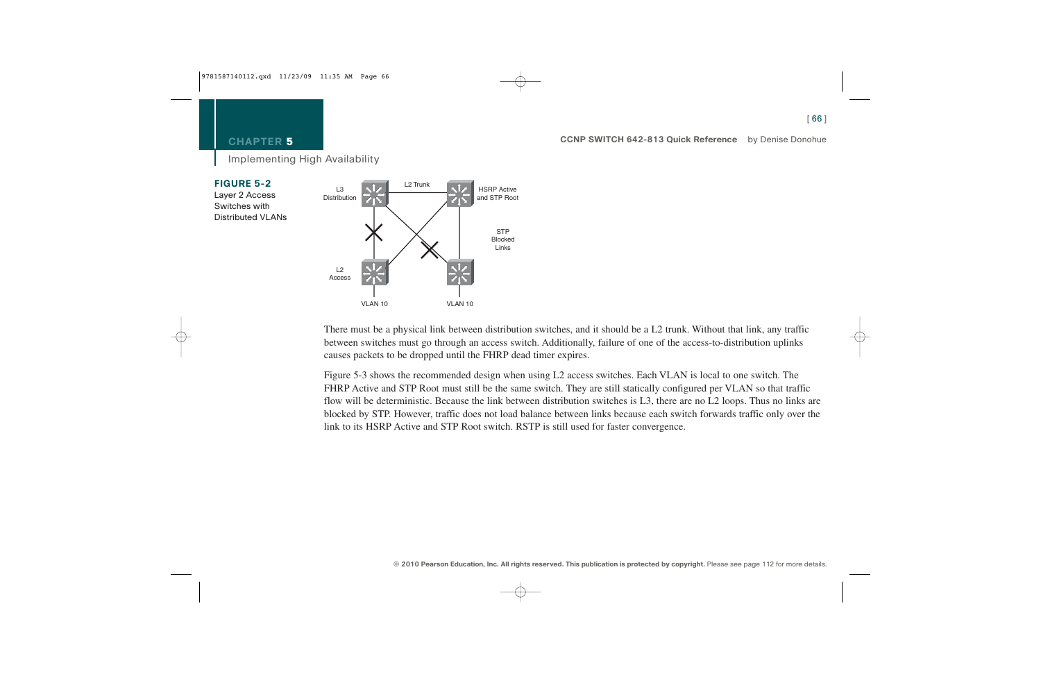**FIGURE 5-2**
Layer 2 Access Switches with Distributed VLANs

There must be a physical link between distribution switches, and it should be a L2 trunk. Without that link, any traffic between switches must go through an access switch. Additionally, failure of one of the access-to-distribution uplinks causes packets to be dropped until the FHRP dead timer expires.

Figure 5-3 shows the recommended design when using L2 access switches. Each VLAN is local to one switch. The FHRP Active and STP Root must still be the same switch. They are still statically configured per VLAN so that traffic flow will be deterministic. Because the link between distribution switches is L3, there are no L2 loops. Thus no links are blocked by STP. However, traffic does not load balance between links because each switch forwards traffic only over the link to its HSRP Active and STP Root switch. RSTP is still used for faster convergence.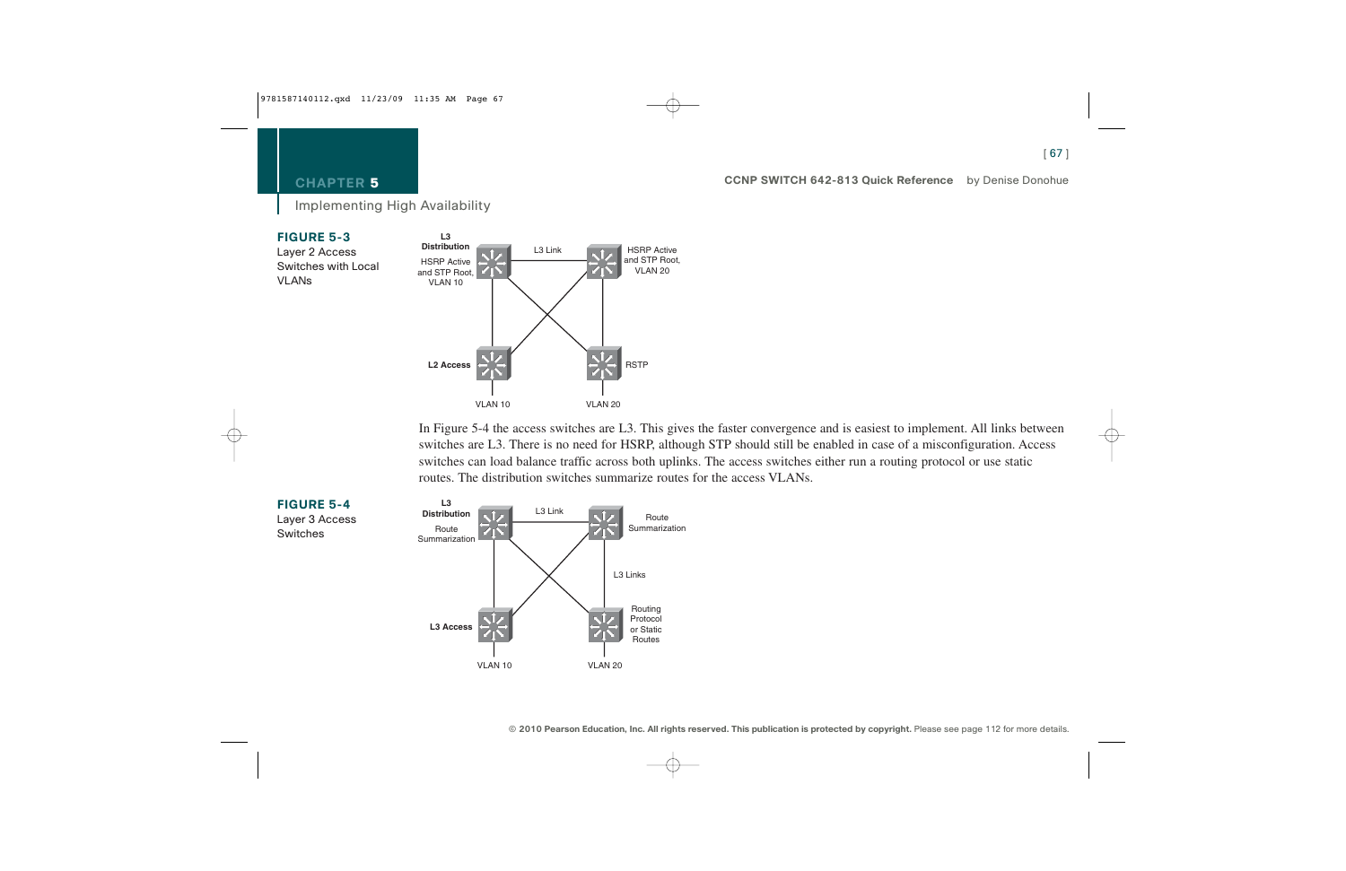**FIGURE 5-3**
Layer 2 Access Switches with Local VLANs

In Figure 5-4 the access switches are L3. This gives the faster convergence and is easiest to implement. All links between switches are L3. There is no need for HSRP, although STP should still be enabled in case of a misconfiguration. Access switches can load balance traffic across both uplinks. The access switches either run a routing protocol or use static routes. The distribution switches summarize routes for the access VLANs.

**FIGURE 5-4**
Layer 3 Access Switches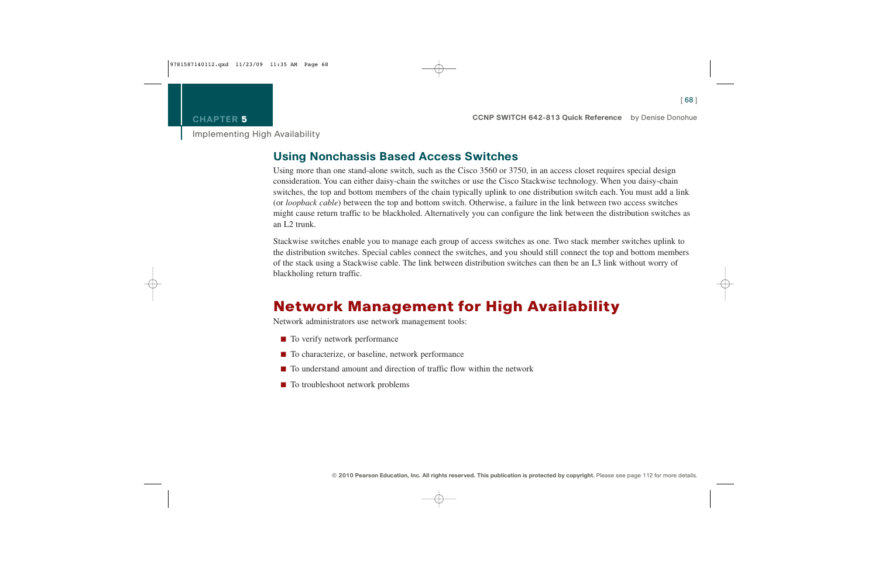## Using Nonchassis Based Access Switches

Using more than one stand-alone switch, such as the Cisco 3560 or 3750, in an access closet requires special design consideration. You can either daisy-chain the switches or use the Cisco Stackwise technology. When you daisy-chain switches, the top and bottom members of the chain typically uplink to one distribution switch each. You must add a link (or *loopback cable*) between the top and bottom switch. Otherwise, a failure in the link between two access switches might cause return traffic to be blackholed. Alternatively you can configure the link between the distribution switches as an L2 trunk.

Stackwise switches enable you to manage each group of access switches as one. Two stack member switches uplink to the distribution switches. Special cables connect the switches, and you should still connect the top and bottom members of the stack using a Stackwise cable. The link between distribution switches can then be an L3 link without worry of blackholing return traffic.

# Network Management for High Availability

Network administrators use network management tools:

- To verify network performance
- To characterize, or baseline, network performance
- To understand amount and direction of traffic flow within the network
- To troubleshoot network problems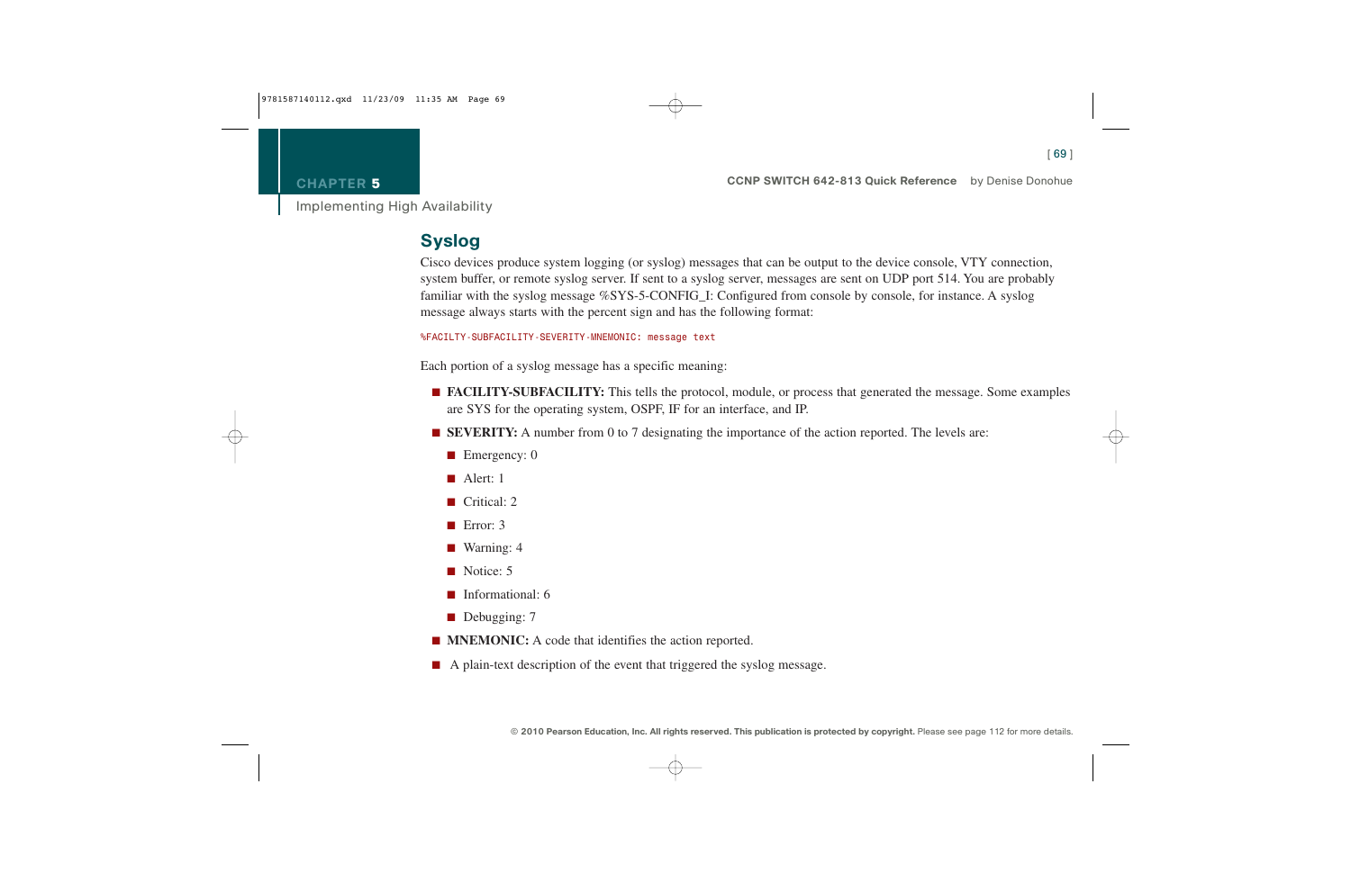## Syslog

Cisco devices produce system logging (or syslog) messages that can be output to the device console, VTY connection, system buffer, or remote syslog server. If sent to a syslog server, messages are sent on UDP port 514. You are probably familiar with the syslog message %SYS-5-CONFIG_I: Configured from console by console, for instance. A syslog message always starts with the percent sign and has the following format:

```
%FACILTY-SUBFACILITY-SEVERITY-MNEMONIC: message text
```

Each portion of a syslog message has a specific meaning:

- **FACILITY-SUBFACILITY:** This tells the protocol, module, or process that generated the message. Some examples are SYS for the operating system, OSPF, IF for an interface, and IP.
- **SEVERITY:** A number from 0 to 7 designating the importance of the action reported. The levels are:
  - Emergency: 0
  - Alert: 1
  - Critical: 2
  - Error: 3
  - Warning: 4
  - Notice: 5
  - Informational: 6
  - Debugging: 7
- **MNEMONIC:** A code that identifies the action reported.
- A plain-text description of the event that triggered the syslog message.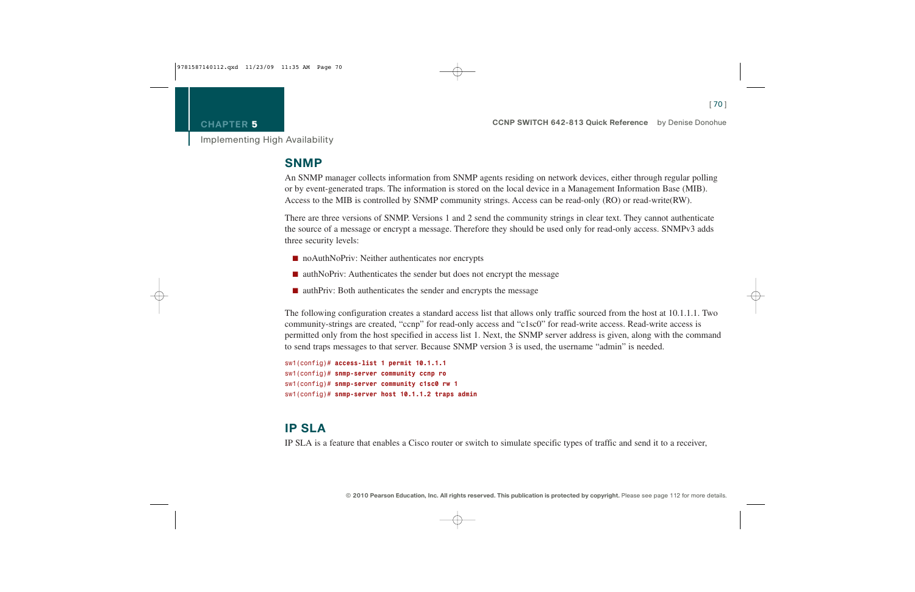## SNMP

An SNMP manager collects information from SNMP agents residing on network devices, either through regular polling or by event-generated traps. The information is stored on the local device in a Management Information Base (MIB). Access to the MIB is controlled by SNMP community strings. Access can be read-only (RO) or read-write(RW).

There are three versions of SNMP. Versions 1 and 2 send the community strings in clear text. They cannot authenticate the source of a message or encrypt a message. Therefore they should be used only for read-only access. SNMPv3 adds three security levels:

- noAuthNoPriv: Neither authenticates nor encrypts
- authNoPriv: Authenticates the sender but does not encrypt the message
- authPriv: Both authenticates the sender and encrypts the message

The following configuration creates a standard access list that allows only traffic sourced from the host at 10.1.1.1. Two community-strings are created, "ccnp" for read-only access and "c1sc0" for read-write access. Read-write access is permitted only from the host specified in access list 1. Next, the SNMP server address is given, along with the command to send traps messages to that server. Because SNMP version 3 is used, the username "admin" is needed.

```
sw1(config)# access-list 1 permit 10.1.1.1
sw1(config)# snmp-server community ccnp ro
sw1(config)# snmp-server community c1sc0 rw 1
sw1(config)# snmp-server host 10.1.1.2 traps admin
```

## IP SLA

IP SLA is a feature that enables a Cisco router or switch to simulate specific types of traffic and send it to a receiver,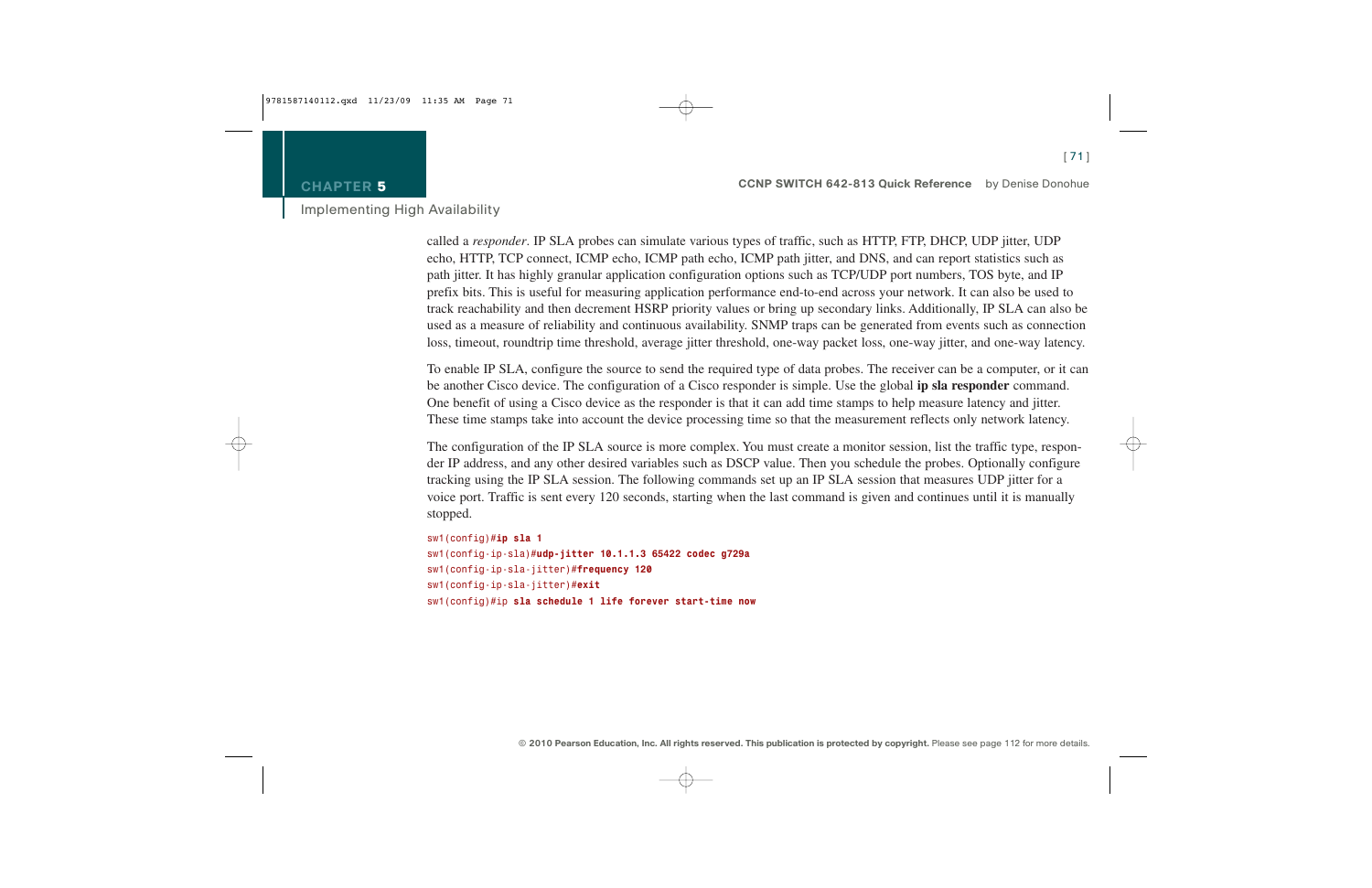called a *responder*. IP SLA probes can simulate various types of traffic, such as HTTP, FTP, DHCP, UDP jitter, UDP echo, HTTP, TCP connect, ICMP echo, ICMP path echo, ICMP path jitter, and DNS, and can report statistics such as path jitter. It has highly granular application configuration options such as TCP/UDP port numbers, TOS byte, and IP prefix bits. This is useful for measuring application performance end-to-end across your network. It can also be used to track reachability and then decrement HSRP priority values or bring up secondary links. Additionally, IP SLA can also be used as a measure of reliability and continuous availability. SNMP traps can be generated from events such as connection loss, timeout, roundtrip time threshold, average jitter threshold, one-way packet loss, one-way jitter, and one-way latency.

To enable IP SLA, configure the source to send the required type of data probes. The receiver can be a computer, or it can be another Cisco device. The configuration of a Cisco responder is simple. Use the global **ip sla responder** command. One benefit of using a Cisco device as the responder is that it can add time stamps to help measure latency and jitter. These time stamps take into account the device processing time so that the measurement reflects only network latency.

The configuration of the IP SLA source is more complex. You must create a monitor session, list the traffic type, responder IP address, and any other desired variables such as DSCP value. Then you schedule the probes. Optionally configure tracking using the IP SLA session. The following commands set up an IP SLA session that measures UDP jitter for a voice port. Traffic is sent every 120 seconds, starting when the last command is given and continues until it is manually stopped.

```
sw1(config)#ip sla 1
sw1(config-ip-sla)#udp-jitter 10.1.1.3 65422 codec g729a
sw1(config-ip-sla-jitter)#frequency 120
sw1(config-ip-sla-jitter)#exit
sw1(config)#ip sla schedule 1 life forever start-time now
```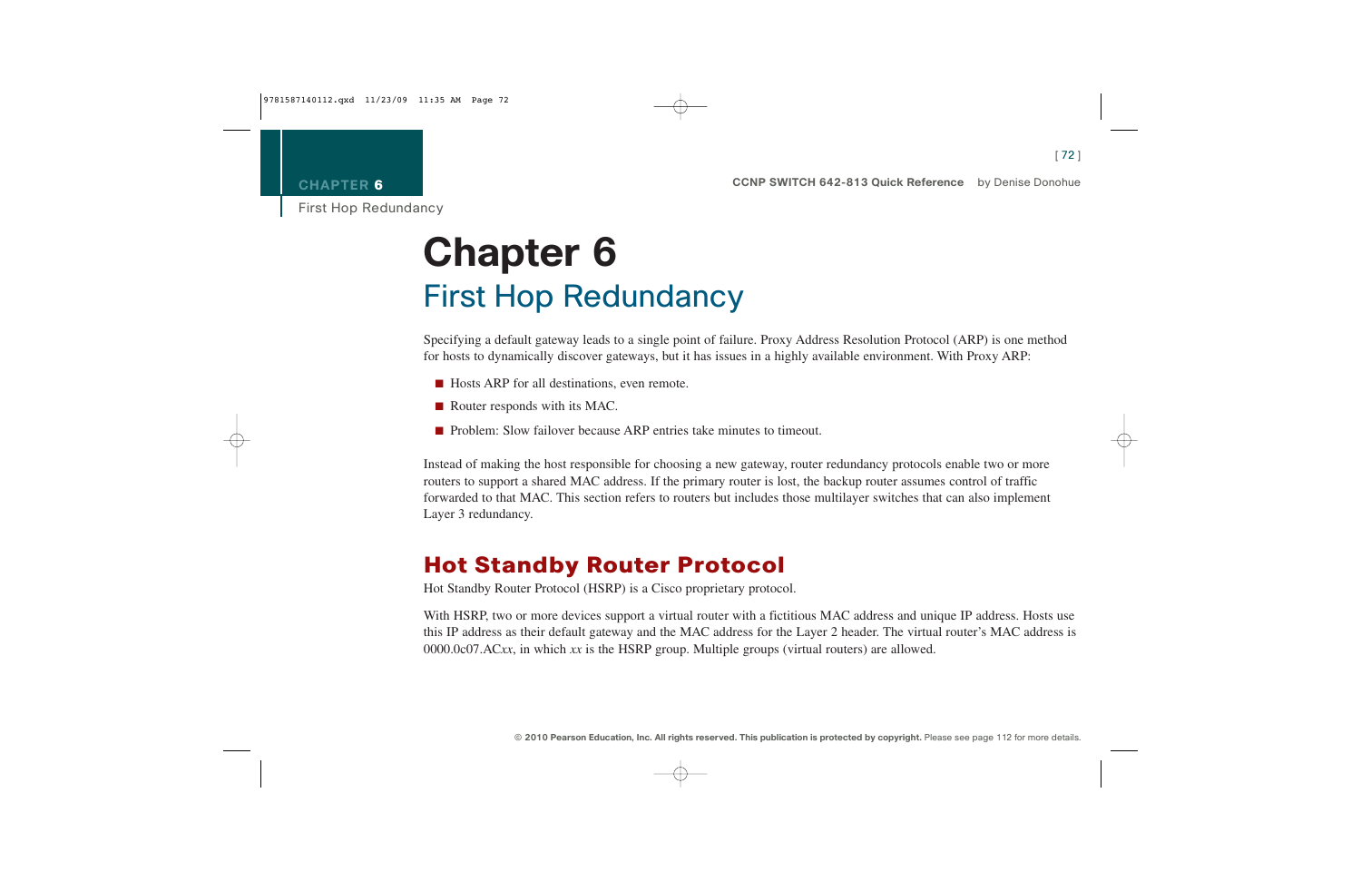# Chapter 6

## First Hop Redundancy

Specifying a default gateway leads to a single point of failure. Proxy Address Resolution Protocol (ARP) is one method for hosts to dynamically discover gateways, but it has issues in a highly available environment. With Proxy ARP:

- Hosts ARP for all destinations, even remote.
- Router responds with its MAC.
- Problem: Slow failover because ARP entries take minutes to timeout.

Instead of making the host responsible for choosing a new gateway, router redundancy protocols enable two or more routers to support a shared MAC address. If the primary router is lost, the backup router assumes control of traffic forwarded to that MAC. This section refers to routers but includes those multilayer switches that can also implement Layer 3 redundancy.

## Hot Standby Router Protocol

Hot Standby Router Protocol (HSRP) is a Cisco proprietary protocol.

With HSRP, two or more devices support a virtual router with a fictitious MAC address and unique IP address. Hosts use this IP address as their default gateway and the MAC address for the Layer 2 header. The virtual router's MAC address is 0000.0c07.AC*xx*, in which *xx* is the HSRP group. Multiple groups (virtual routers) are allowed.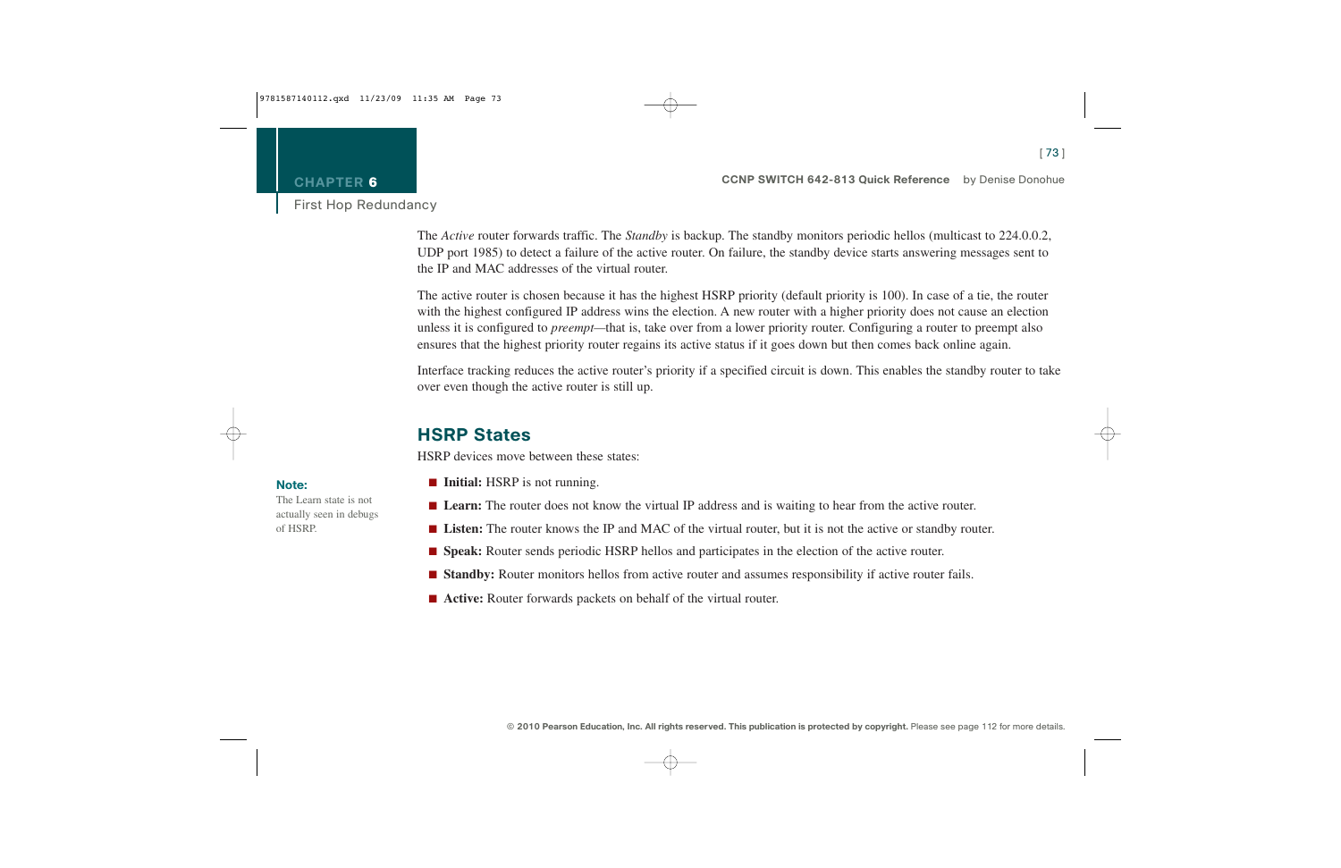The *Active* router forwards traffic. The *Standby* is backup. The standby monitors periodic hellos (multicast to 224.0.0.2, UDP port 1985) to detect a failure of the active router. On failure, the standby device starts answering messages sent to the IP and MAC addresses of the virtual router.

The active router is chosen because it has the highest HSRP priority (default priority is 100). In case of a tie, the router with the highest configured IP address wins the election. A new router with a higher priority does not cause an election unless it is configured to *preempt*—that is, take over from a lower priority router. Configuring a router to preempt also ensures that the highest priority router regains its active status if it goes down but then comes back online again.

Interface tracking reduces the active router's priority if a specified circuit is down. This enables the standby router to take over even though the active router is still up.

## HSRP States

HSRP devices move between these states:

- **Initial:** HSRP is not running.
- **Learn:** The router does not know the virtual IP address and is waiting to hear from the active router.
- **Listen:** The router knows the IP and MAC of the virtual router, but it is not the active or standby router.
- **Speak:** Router sends periodic HSRP hellos and participates in the election of the active router.
- **Standby:** Router monitors hellos from active router and assumes responsibility if active router fails.
- **Active:** Router forwards packets on behalf of the virtual router.

**Note:**
The Learn state is not actually seen in debugs of HSRP.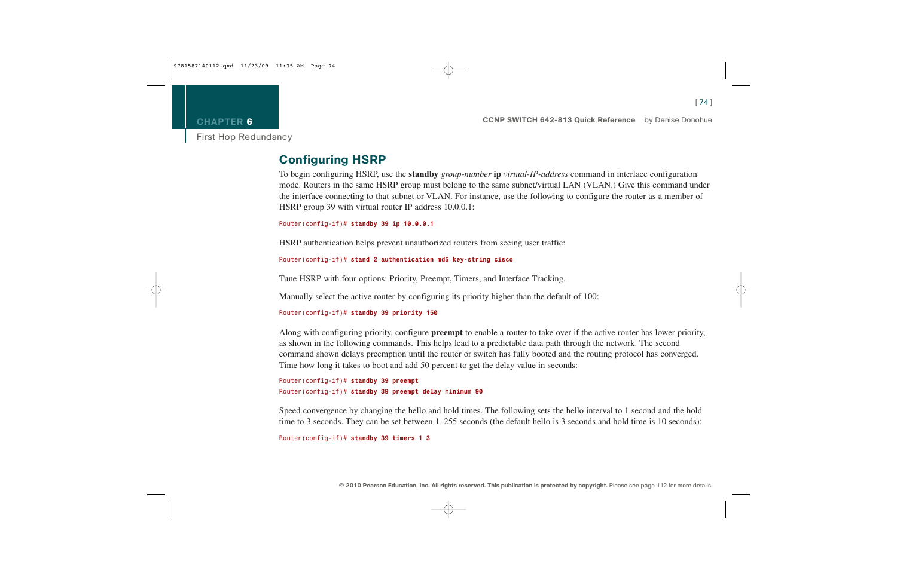## Configuring HSRP

To begin configuring HSRP, use the **standby** *group-number* **ip** *virtual-IP-address* command in interface configuration mode. Routers in the same HSRP group must belong to the same subnet/virtual LAN (VLAN.) Give this command under the interface connecting to that subnet or VLAN. For instance, use the following to configure the router as a member of HSRP group 39 with virtual router IP address 10.0.0.1:

```
Router(config-if)# standby 39 ip 10.0.0.1
```

HSRP authentication helps prevent unauthorized routers from seeing user traffic:

```
Router(config-if)# stand 2 authentication md5 key-string cisco
```

Tune HSRP with four options: Priority, Preempt, Timers, and Interface Tracking.

Manually select the active router by configuring its priority higher than the default of 100:

```
Router(config-if)# standby 39 priority 150
```

Along with configuring priority, configure **preempt** to enable a router to take over if the active router has lower priority, as shown in the following commands. This helps lead to a predictable data path through the network. The second command shown delays preemption until the router or switch has fully booted and the routing protocol has converged. Time how long it takes to boot and add 50 percent to get the delay value in seconds:

```
Router(config-if)# standby 39 preempt
Router(config-if)# standby 39 preempt delay minimum 90
```

Speed convergence by changing the hello and hold times. The following sets the hello interval to 1 second and the hold time to 3 seconds. They can be set between 1–255 seconds (the default hello is 3 seconds and hold time is 10 seconds):

```
Router(config-if)# standby 39 timers 1 3
```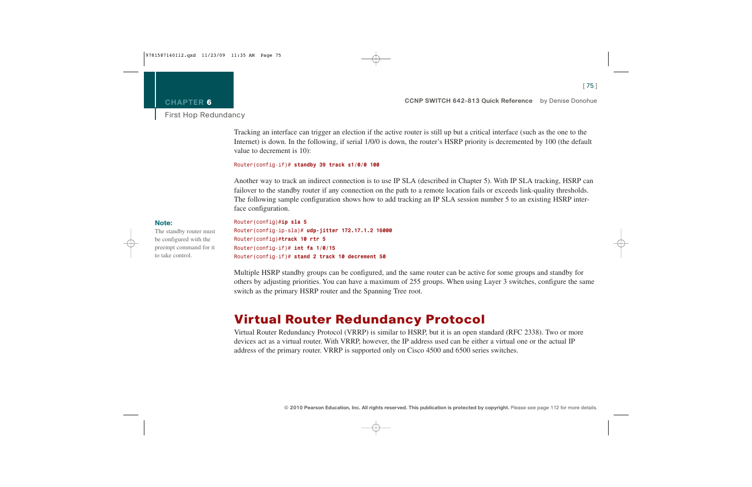Tracking an interface can trigger an election if the active router is still up but a critical interface (such as the one to the Internet) is down. In the following, if serial 1/0/0 is down, the router's HSRP priority is decremented by 100 (the default value to decrement is 10):

```
Router(config-if)# standby 39 track s1/0/0 100
```

Another way to track an indirect connection is to use IP SLA (described in Chapter 5). With IP SLA tracking, HSRP can failover to the standby router if any connection on the path to a remote location fails or exceeds link-quality thresholds. The following sample configuration shows how to add tracking an IP SLA session number 5 to an existing HSRP interface configuration.

**Note:**
The standby router must be configured with the preempt command for it to take control.

```
Router(config)#ip sla 5
Router(config-ip-sla)# udp-jitter 172.17.1.2 16000
Router(config)#track 10 rtr 5
Router(config-if)# int fa 1/0/15
Router(config-if)# stand 2 track 10 decrement 50
```

Multiple HSRP standby groups can be configured, and the same router can be active for some groups and standby for others by adjusting priorities. You can have a maximum of 255 groups. When using Layer 3 switches, configure the same switch as the primary HSRP router and the Spanning Tree root.

## Virtual Router Redundancy Protocol

Virtual Router Redundancy Protocol (VRRP) is similar to HSRP, but it is an open standard (RFC 2338). Two or more devices act as a virtual router. With VRRP, however, the IP address used can be either a virtual one or the actual IP address of the primary router. VRRP is supported only on Cisco 4500 and 6500 series switches.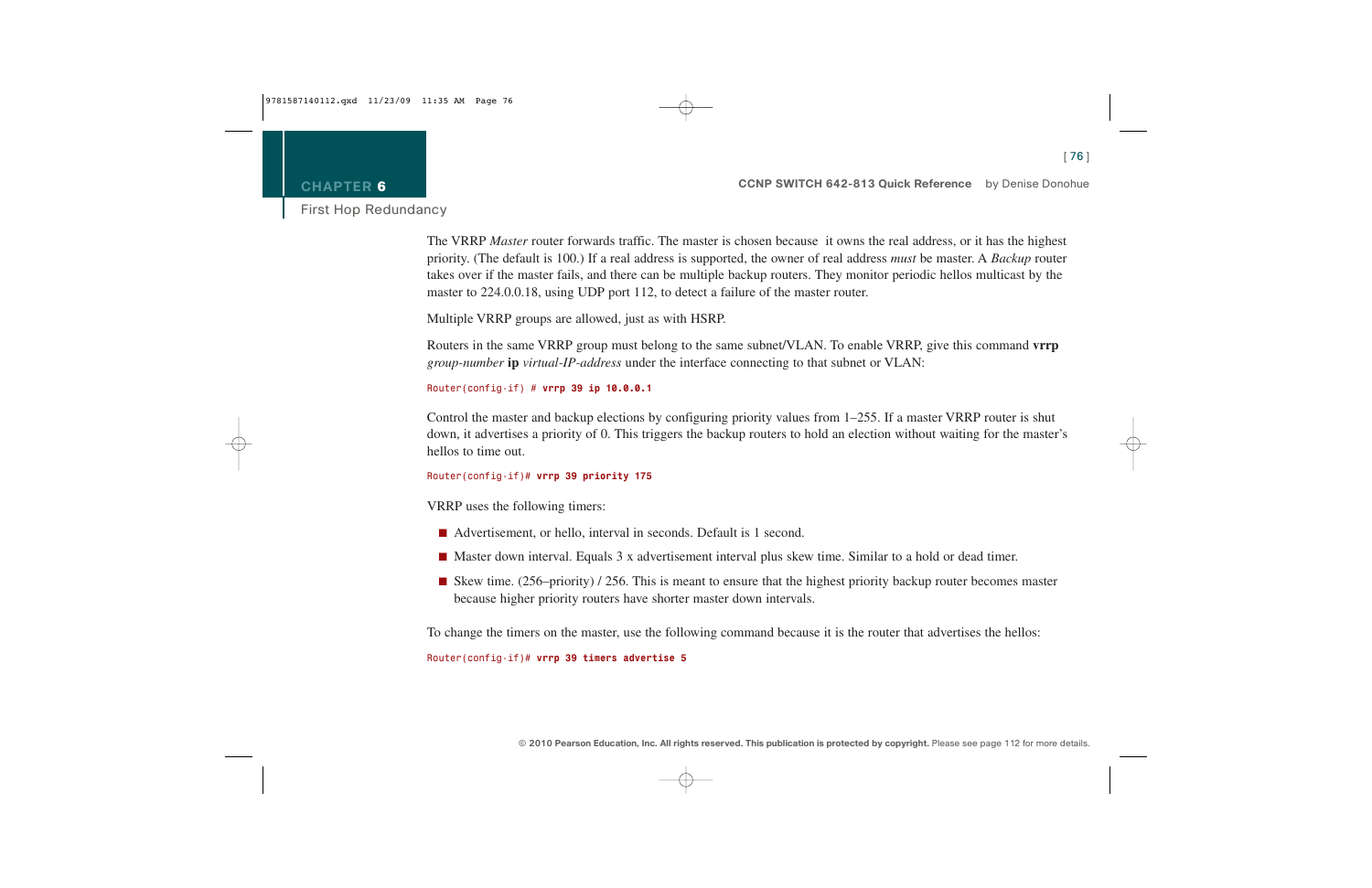The VRRP *Master* router forwards traffic. The master is chosen because  it owns the real address, or it has the highest priority. (The default is 100.) If a real address is supported, the owner of real address *must* be master. A *Backup* router takes over if the master fails, and there can be multiple backup routers. They monitor periodic hellos multicast by the master to 224.0.0.18, using UDP port 112, to detect a failure of the master router.

Multiple VRRP groups are allowed, just as with HSRP.

Routers in the same VRRP group must belong to the same subnet/VLAN. To enable VRRP, give this command **vrrp** *group-number* **ip** *virtual-IP-address* under the interface connecting to that subnet or VLAN:

```
Router(config-if) # vrrp 39 ip 10.0.0.1
```

Control the master and backup elections by configuring priority values from 1–255. If a master VRRP router is shut down, it advertises a priority of 0. This triggers the backup routers to hold an election without waiting for the master's hellos to time out.

```
Router(config-if)# vrrp 39 priority 175
```

VRRP uses the following timers:

- Advertisement, or hello, interval in seconds. Default is 1 second.
- Master down interval. Equals 3 x advertisement interval plus skew time. Similar to a hold or dead timer.
- Skew time. (256–priority) / 256. This is meant to ensure that the highest priority backup router becomes master because higher priority routers have shorter master down intervals.

To change the timers on the master, use the following command because it is the router that advertises the hellos:

```
Router(config-if)# vrrp 39 timers advertise 5
```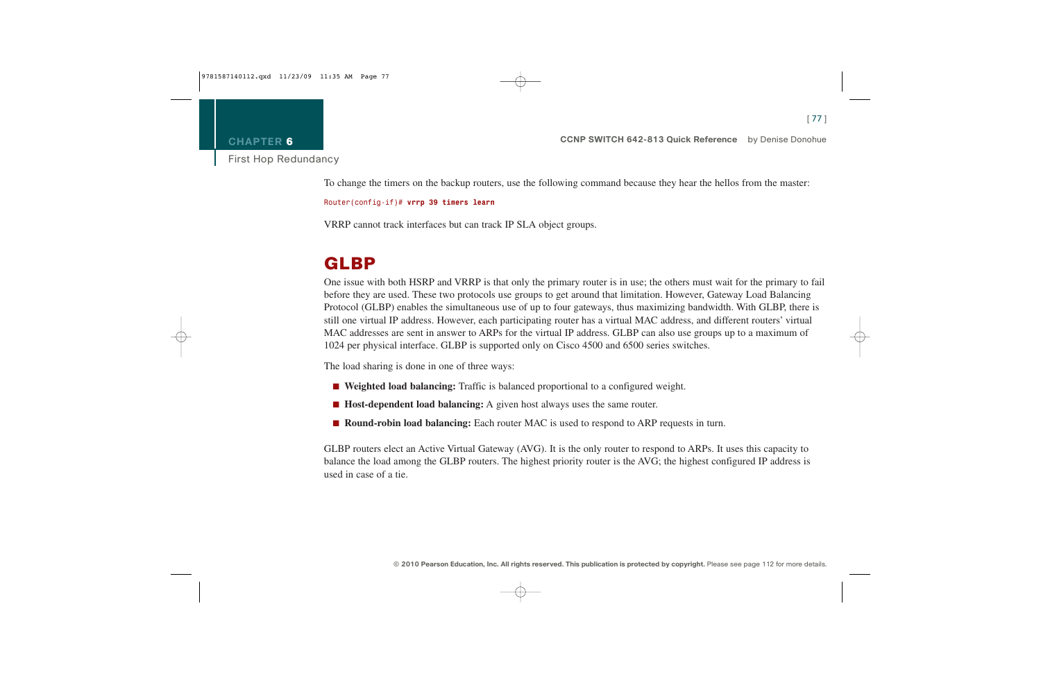To change the timers on the backup routers, use the following command because they hear the hellos from the master:

```
Router(config-if)# vrrp 39 timers learn
```

VRRP cannot track interfaces but can track IP SLA object groups.

## GLBP

One issue with both HSRP and VRRP is that only the primary router is in use; the others must wait for the primary to fail before they are used. These two protocols use groups to get around that limitation. However, Gateway Load Balancing Protocol (GLBP) enables the simultaneous use of up to four gateways, thus maximizing bandwidth. With GLBP, there is still one virtual IP address. However, each participating router has a virtual MAC address, and different routers' virtual MAC addresses are sent in answer to ARPs for the virtual IP address. GLBP can also use groups up to a maximum of 1024 per physical interface. GLBP is supported only on Cisco 4500 and 6500 series switches.

The load sharing is done in one of three ways:

- **Weighted load balancing:** Traffic is balanced proportional to a configured weight.
- **Host-dependent load balancing:** A given host always uses the same router.
- **Round-robin load balancing:** Each router MAC is used to respond to ARP requests in turn.

GLBP routers elect an Active Virtual Gateway (AVG). It is the only router to respond to ARPs. It uses this capacity to balance the load among the GLBP routers. The highest priority router is the AVG; the highest configured IP address is used in case of a tie.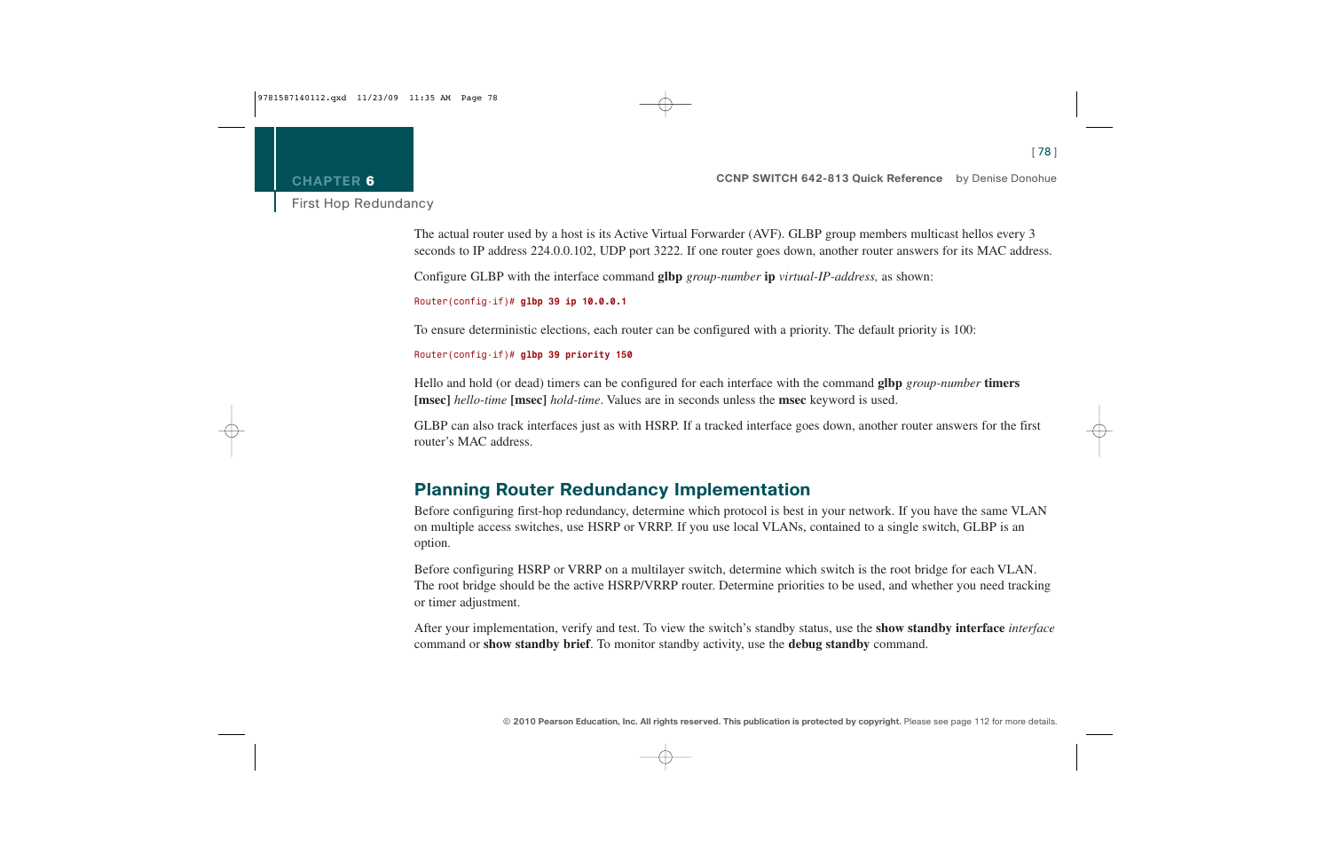The actual router used by a host is its Active Virtual Forwarder (AVF). GLBP group members multicast hellos every 3 seconds to IP address 224.0.0.102, UDP port 3222. If one router goes down, another router answers for its MAC address.

Configure GLBP with the interface command **glbp** *group-number* **ip** *virtual-IP-address,* as shown:

```
Router(config-if)# glbp 39 ip 10.0.0.1
```

To ensure deterministic elections, each router can be configured with a priority. The default priority is 100:

```
Router(config-if)# glbp 39 priority 150
```

Hello and hold (or dead) timers can be configured for each interface with the command **glbp** *group-number* **timers [msec]** *hello-time* **[msec]** *hold-time*. Values are in seconds unless the **msec** keyword is used.

GLBP can also track interfaces just as with HSRP. If a tracked interface goes down, another router answers for the first router's MAC address.

## Planning Router Redundancy Implementation

Before configuring first-hop redundancy, determine which protocol is best in your network. If you have the same VLAN on multiple access switches, use HSRP or VRRP. If you use local VLANs, contained to a single switch, GLBP is an option.

Before configuring HSRP or VRRP on a multilayer switch, determine which switch is the root bridge for each VLAN. The root bridge should be the active HSRP/VRRP router. Determine priorities to be used, and whether you need tracking or timer adjustment.

After your implementation, verify and test. To view the switch's standby status, use the **show standby interface** *interface* command or **show standby brief**. To monitor standby activity, use the **debug standby** command.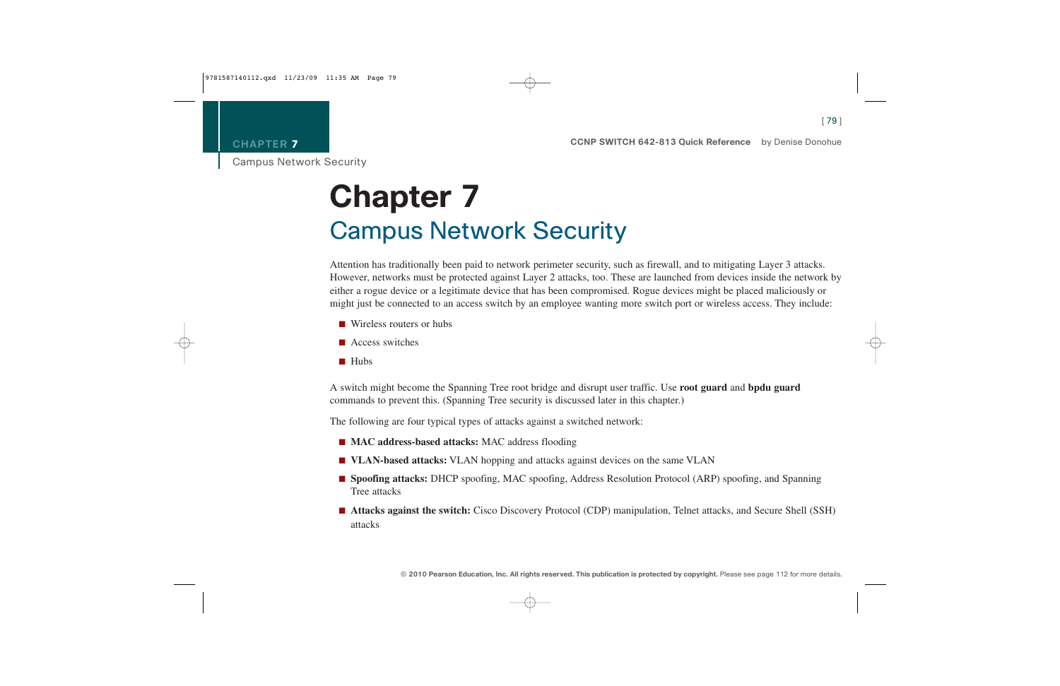# Chapter 7

## Campus Network Security

Attention has traditionally been paid to network perimeter security, such as firewall, and to mitigating Layer 3 attacks. However, networks must be protected against Layer 2 attacks, too. These are launched from devices inside the network by either a rogue device or a legitimate device that has been compromised. Rogue devices might be placed maliciously or might just be connected to an access switch by an employee wanting more switch port or wireless access. They include:

- Wireless routers or hubs
- Access switches
- Hubs

A switch might become the Spanning Tree root bridge and disrupt user traffic. Use **root guard** and **bpdu guard** commands to prevent this. (Spanning Tree security is discussed later in this chapter.)

The following are four typical types of attacks against a switched network:

- **MAC address-based attacks:** MAC address flooding
- **VLAN-based attacks:** VLAN hopping and attacks against devices on the same VLAN
- **Spoofing attacks:** DHCP spoofing, MAC spoofing, Address Resolution Protocol (ARP) spoofing, and Spanning Tree attacks
- **Attacks against the switch:** Cisco Discovery Protocol (CDP) manipulation, Telnet attacks, and Secure Shell (SSH) attacks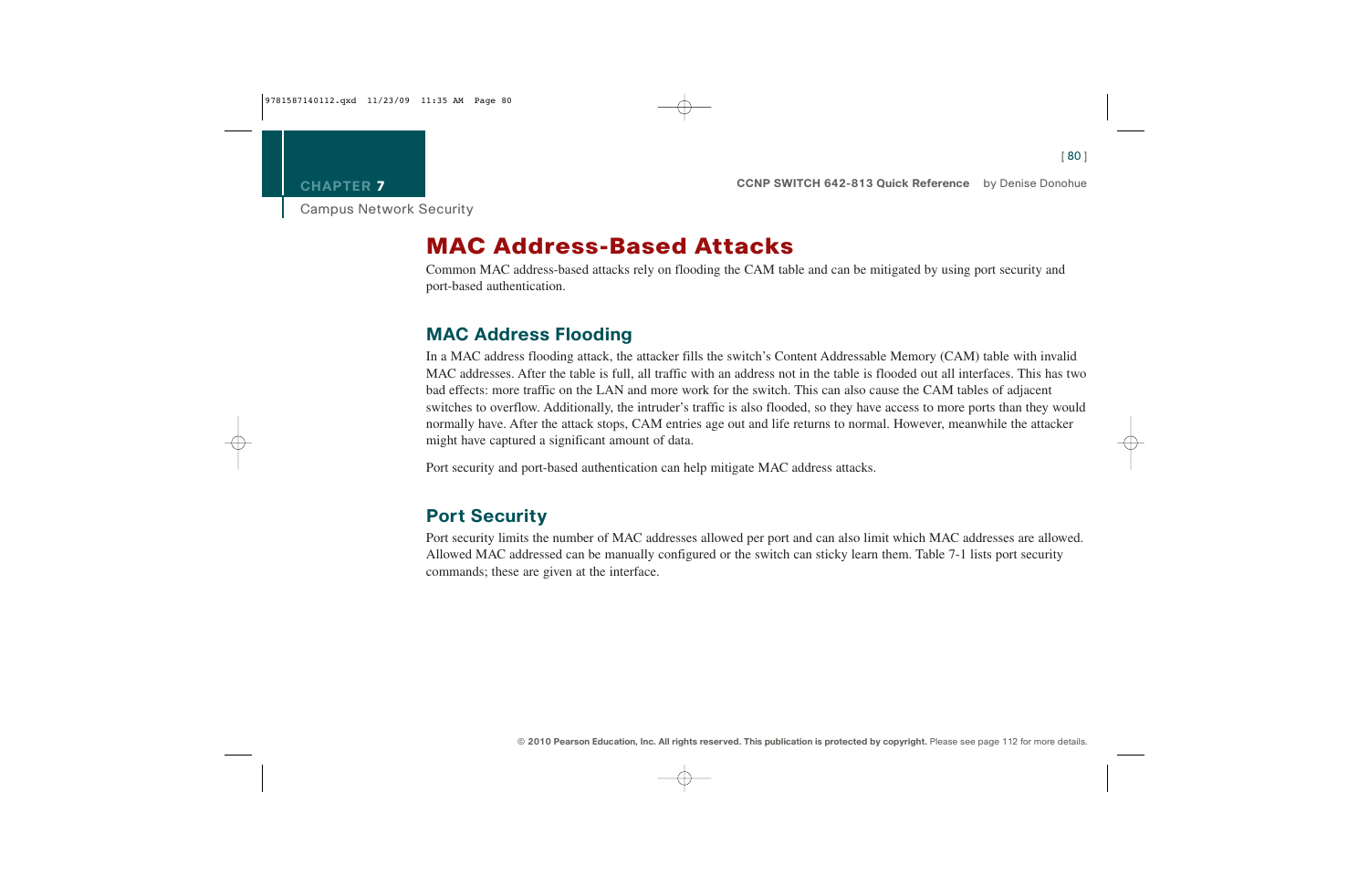# MAC Address-Based Attacks

Common MAC address-based attacks rely on flooding the CAM table and can be mitigated by using port security and port-based authentication.

## MAC Address Flooding

In a MAC address flooding attack, the attacker fills the switch's Content Addressable Memory (CAM) table with invalid MAC addresses. After the table is full, all traffic with an address not in the table is flooded out all interfaces. This has two bad effects: more traffic on the LAN and more work for the switch. This can also cause the CAM tables of adjacent switches to overflow. Additionally, the intruder's traffic is also flooded, so they have access to more ports than they would normally have. After the attack stops, CAM entries age out and life returns to normal. However, meanwhile the attacker might have captured a significant amount of data.

Port security and port-based authentication can help mitigate MAC address attacks.

## Port Security

Port security limits the number of MAC addresses allowed per port and can also limit which MAC addresses are allowed. Allowed MAC addressed can be manually configured or the switch can sticky learn them. Table 7-1 lists port security commands; these are given at the interface.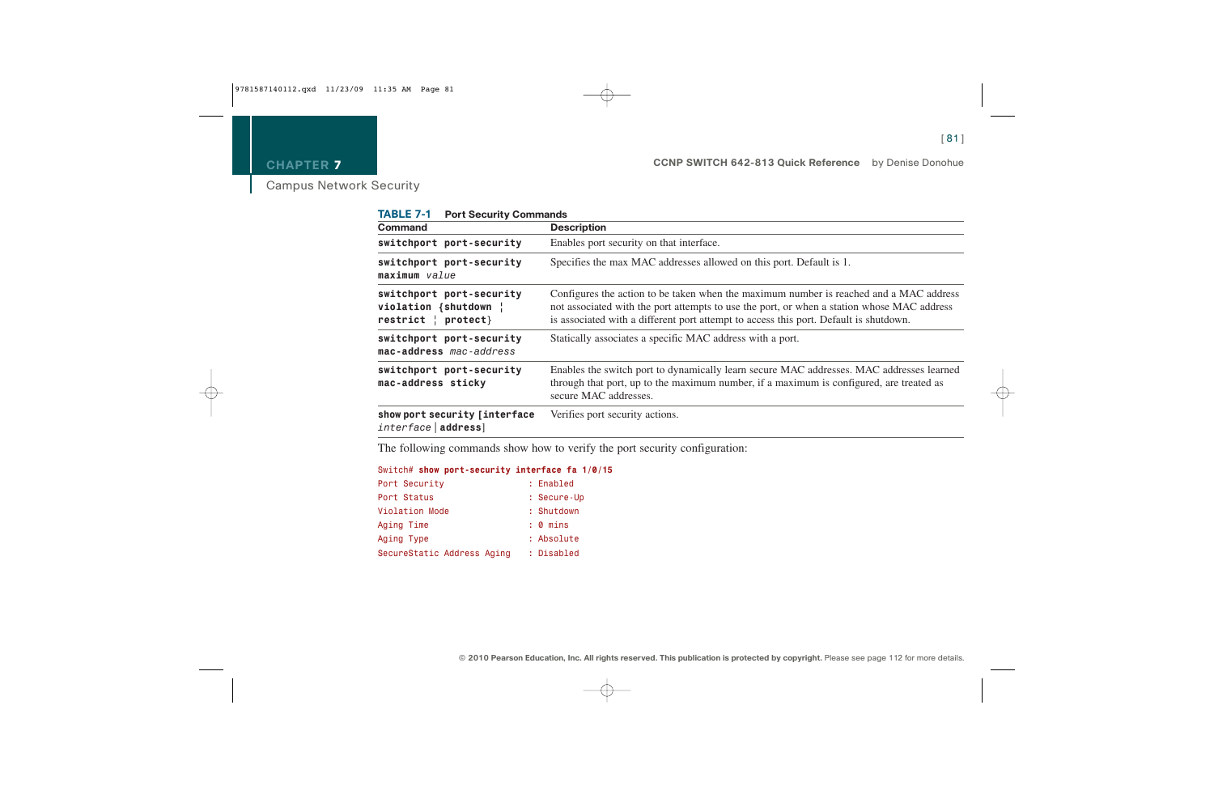**TABLE 7-1 Port Security Commands**

| Command | Description |
| --- | --- |
| **switchport port-security** | Enables port security on that interface. |
| **switchport port-security maximum** *value* | Specifies the max MAC addresses allowed on this port. Default is 1. |
| **switchport port-security violation {shutdown ¦ restrict ¦ protect}** | Configures the action to be taken when the maximum number is reached and a MAC address not associated with the port attempts to use the port, or when a station whose MAC address is associated with a different port attempt to access this port. Default is shutdown. |
| **switchport port-security mac-address** *mac-address* | Statically associates a specific MAC address with a port. |
| **switchport port-security mac-address sticky** | Enables the switch port to dynamically learn secure MAC addresses. MAC addresses learned through that port, up to the maximum number, if a maximum is configured, are treated as secure MAC addresses. |
| **show port security [interface** *interface* \| **address**] | Verifies port security actions. |

The following commands show how to verify the port security configuration:

```
Switch# show port-security interface fa 1/0/15
Port Security              : Enabled
Port Status                : Secure-Up
Violation Mode             : Shutdown
Aging Time                 : 0 mins
Aging Type                 : Absolute
SecureStatic Address Aging : Disabled
```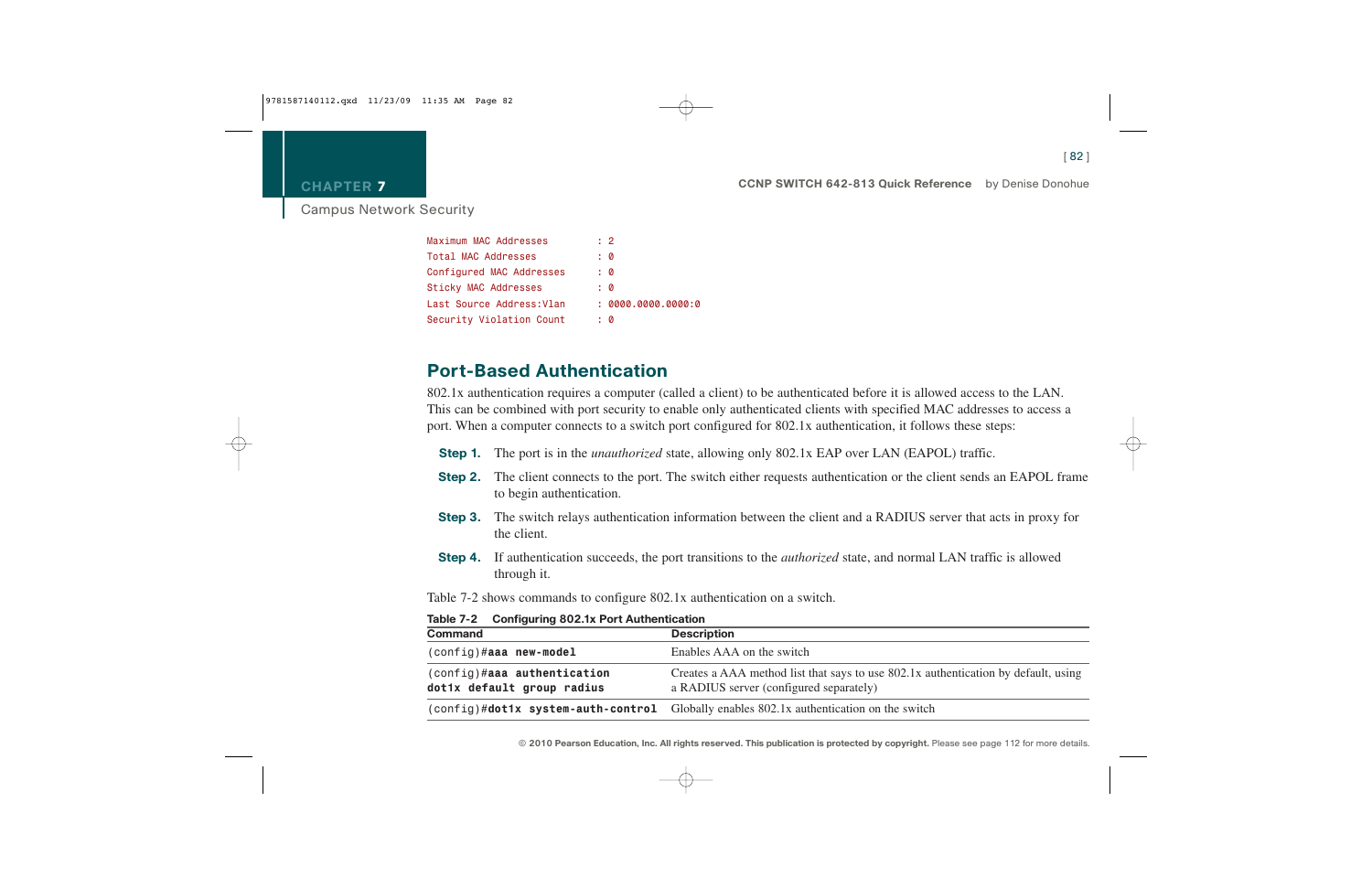```
Maximum MAC Addresses        : 2
Total MAC Addresses          : 0
Configured MAC Addresses     : 0
Sticky MAC Addresses         : 0
Last Source Address:Vlan     : 0000.0000.0000:0
Security Violation Count     : 0
```

## Port-Based Authentication

802.1x authentication requires a computer (called a client) to be authenticated before it is allowed access to the LAN. This can be combined with port security to enable only authenticated clients with specified MAC addresses to access a port. When a computer connects to a switch port configured for 802.1x authentication, it follows these steps:

**Step 1.** The port is in the *unauthorized* state, allowing only 802.1x EAP over LAN (EAPOL) traffic.

**Step 2.** The client connects to the port. The switch either requests authentication or the client sends an EAPOL frame to begin authentication.

**Step 3.** The switch relays authentication information between the client and a RADIUS server that acts in proxy for the client.

**Step 4.** If authentication succeeds, the port transitions to the *authorized* state, and normal LAN traffic is allowed through it.

Table 7-2 shows commands to configure 802.1x authentication on a switch.

**Table 7-2 Configuring 802.1x Port Authentication**

| Command | Description |
|---|---|
| `(config)#`**`aaa new-model`** | Enables AAA on the switch |
| `(config)#`**`aaa authentication dot1x default group radius`** | Creates a AAA method list that says to use 802.1x authentication by default, using a RADIUS server (configured separately) |
| `(config)#`**`dot1x system-auth-control`** | Globally enables 802.1x authentication on the switch |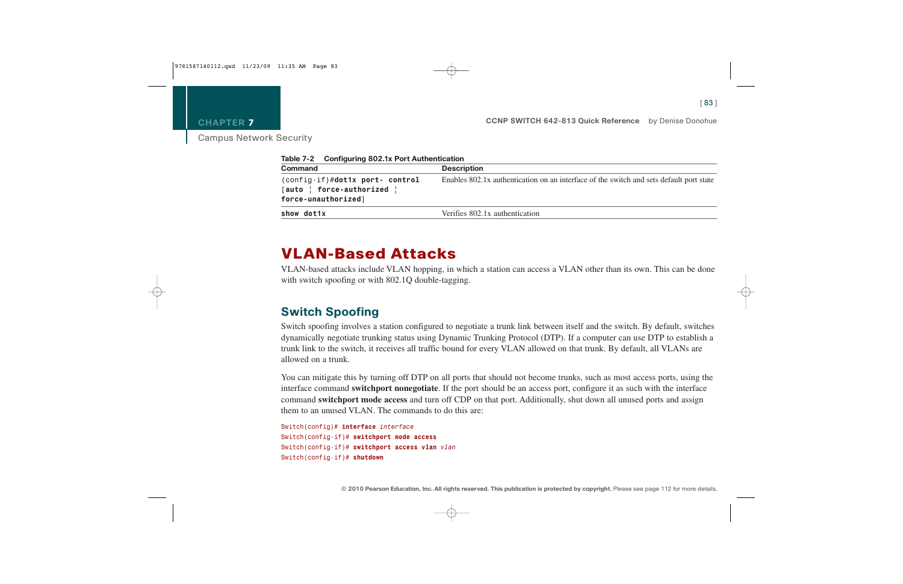**Table 7-2 Configuring 802.1x Port Authentication**

| Command | Description |
| --- | --- |
| (config-if)#**dot1x port- control** [**auto** ¦ **force-authorized** ¦ **force-unauthorized**] | Enables 802.1x authentication on an interface of the switch and sets default port state |
| **show dot1x** | Verifies 802.1x authentication |

# VLAN-Based Attacks

VLAN-based attacks include VLAN hopping, in which a station can access a VLAN other than its own. This can be done with switch spoofing or with 802.1Q double-tagging.

## Switch Spoofing

Switch spoofing involves a station configured to negotiate a trunk link between itself and the switch. By default, switches dynamically negotiate trunking status using Dynamic Trunking Protocol (DTP). If a computer can use DTP to establish a trunk link to the switch, it receives all traffic bound for every VLAN allowed on that trunk. By default, all VLANs are allowed on a trunk.

You can mitigate this by turning off DTP on all ports that should not become trunks, such as most access ports, using the interface command **switchport nonegotiate**. If the port should be an access port, configure it as such with the interface command **switchport mode access** and turn off CDP on that port. Additionally, shut down all unused ports and assign them to an unused VLAN. The commands to do this are:

```
Switch(config)# interface interface
Switch(config-if)# switchport mode access
Switch(config-if)# switchport access vlan vlan
Switch(config-if)# shutdown
```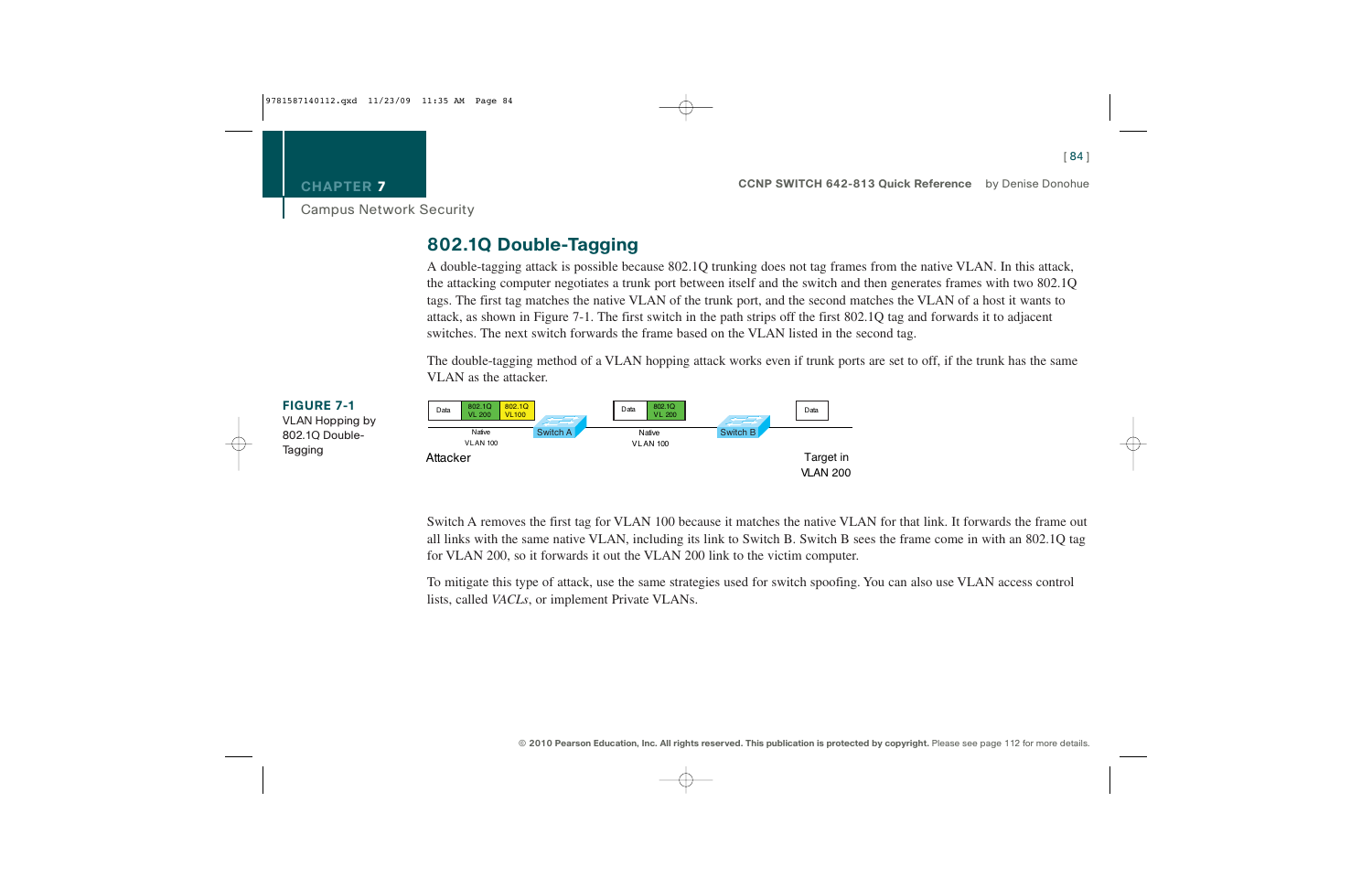## 802.1Q Double-Tagging

A double-tagging attack is possible because 802.1Q trunking does not tag frames from the native VLAN. In this attack, the attacking computer negotiates a trunk port between itself and the switch and then generates frames with two 802.1Q tags. The first tag matches the native VLAN of the trunk port, and the second matches the VLAN of a host it wants to attack, as shown in Figure 7-1. The first switch in the path strips off the first 802.1Q tag and forwards it to adjacent switches. The next switch forwards the frame based on the VLAN listed in the second tag.

The double-tagging method of a VLAN hopping attack works even if trunk ports are set to off, if the trunk has the same VLAN as the attacker.

**FIGURE 7-1**
VLAN Hopping by 802.1Q Double-Tagging

Switch A removes the first tag for VLAN 100 because it matches the native VLAN for that link. It forwards the frame out all links with the same native VLAN, including its link to Switch B. Switch B sees the frame come in with an 802.1Q tag for VLAN 200, so it forwards it out the VLAN 200 link to the victim computer.

To mitigate this type of attack, use the same strategies used for switch spoofing. You can also use VLAN access control lists, called *VACLs*, or implement Private VLANs.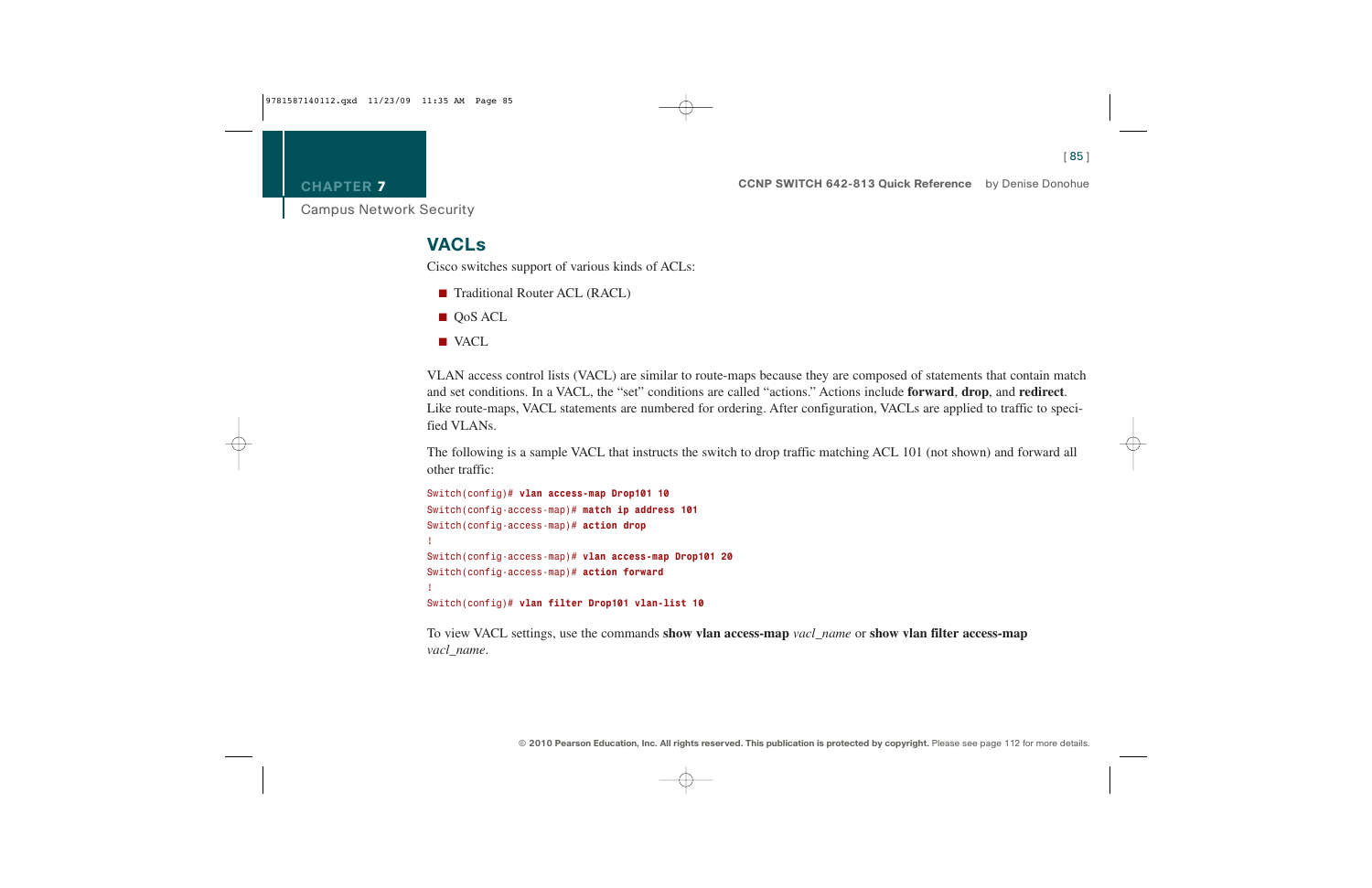## VACLs

Cisco switches support of various kinds of ACLs:

- Traditional Router ACL (RACL)
- QoS ACL
- VACL

VLAN access control lists (VACL) are similar to route-maps because they are composed of statements that contain match and set conditions. In a VACL, the "set" conditions are called "actions." Actions include **forward**, **drop**, and **redirect**. Like route-maps, VACL statements are numbered for ordering. After configuration, VACLs are applied to traffic to specified VLANs.

The following is a sample VACL that instructs the switch to drop traffic matching ACL 101 (not shown) and forward all other traffic:

```
Switch(config)# vlan access-map Drop101 10
Switch(config-access-map)# match ip address 101
Switch(config-access-map)# action drop
!
Switch(config-access-map)# vlan access-map Drop101 20
Switch(config-access-map)# action forward
!
Switch(config)# vlan filter Drop101 vlan-list 10
```

To view VACL settings, use the commands **show vlan access-map** *vacl_name* or **show vlan filter access-map** *vacl_name*.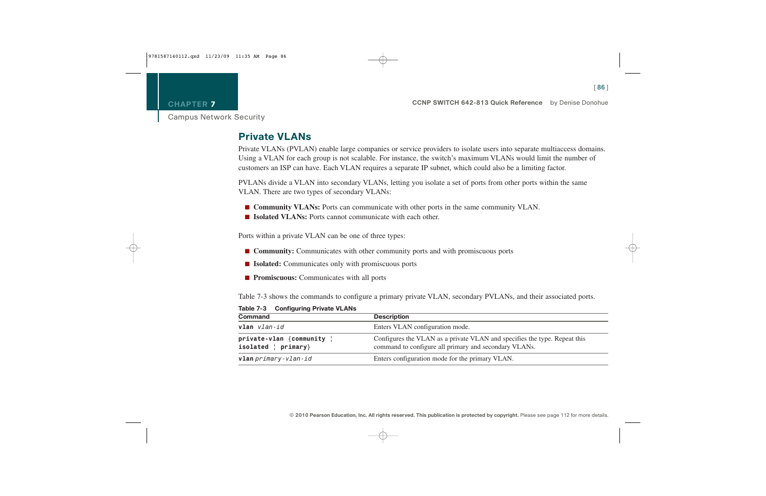## Private VLANs

Private VLANs (PVLAN) enable large companies or service providers to isolate users into separate multiaccess domains. Using a VLAN for each group is not scalable. For instance, the switch's maximum VLANs would limit the number of customers an ISP can have. Each VLAN requires a separate IP subnet, which could also be a limiting factor.

PVLANs divide a VLAN into secondary VLANs, letting you isolate a set of ports from other ports within the same VLAN. There are two types of secondary VLANs:

- **Community VLANs:** Ports can communicate with other ports in the same community VLAN.
- **Isolated VLANs:** Ports cannot communicate with each other.

Ports within a private VLAN can be one of three types:

- **Community:** Communicates with other community ports and with promiscuous ports
- **Isolated:** Communicates only with promiscuous ports
- **Promiscuous:** Communicates with all ports

Table 7-3 shows the commands to configure a primary private VLAN, secondary PVLANs, and their associated ports.

**Table 7-3 Configuring Private VLANs**

| Command | Description |
|---|---|
| **vlan** *vlan-id* | Enters VLAN configuration mode. |
| **private-vlan** {**community** ¦ **isolated** ¦ **primary**} | Configures the VLAN as a private VLAN and specifies the type. Repeat this command to configure all primary and secondary VLANs. |
| **vlan** *primary-vlan-id* | Enters configuration mode for the primary VLAN. |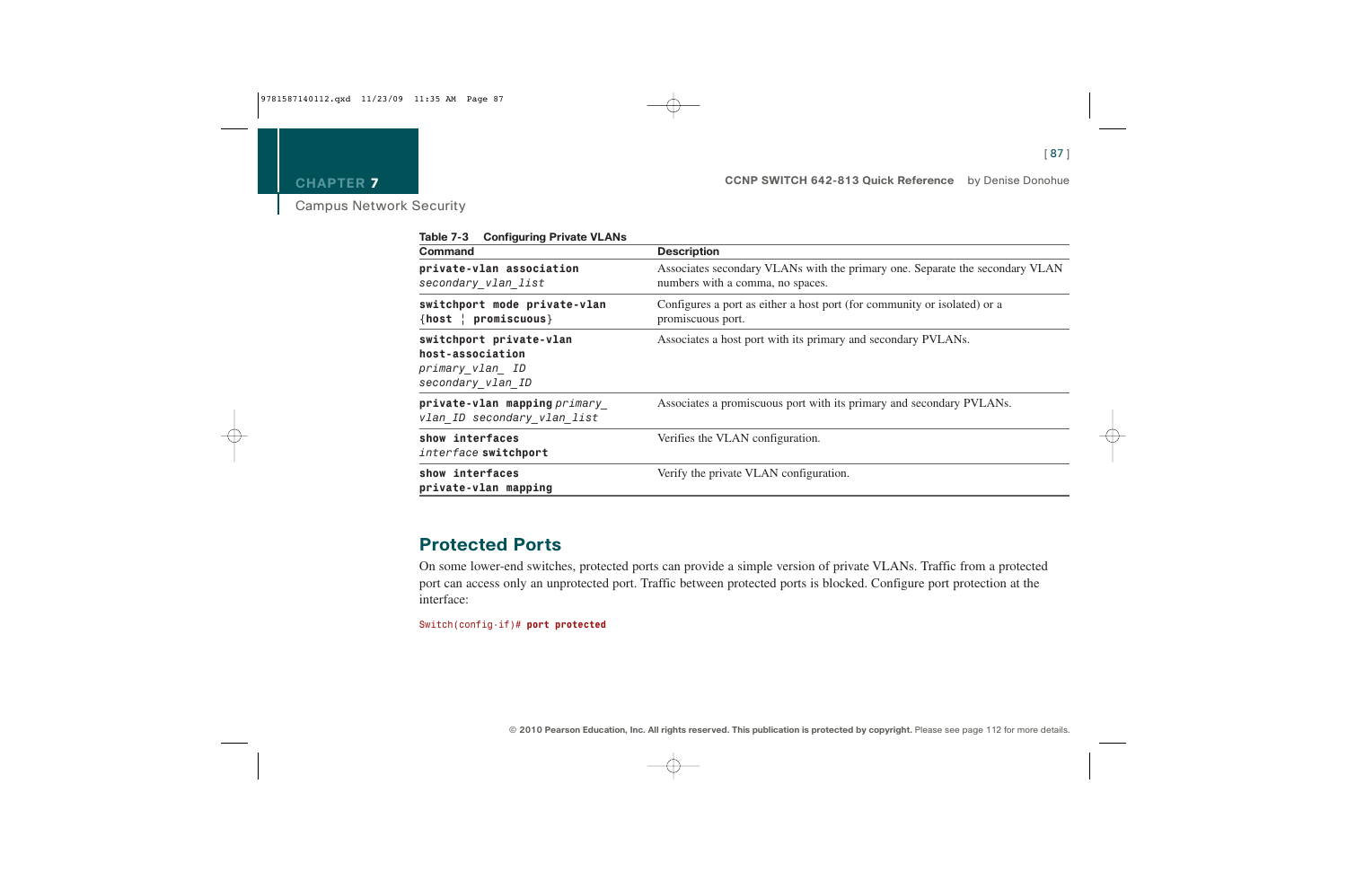**Table 7-3 Configuring Private VLANs**

| Command | Description |
|---|---|
| **private-vlan association** *secondary_vlan_list* | Associates secondary VLANs with the primary one. Separate the secondary VLAN numbers with a comma, no spaces. |
| **switchport mode private-vlan** {**host** ¦ **promiscuous**} | Configures a port as either a host port (for community or isolated) or a promiscuous port. |
| **switchport private-vlan host-association** *primary_vlan_ ID secondary_vlan_ID* | Associates a host port with its primary and secondary PVLANs. |
| **private-vlan mapping** *primary_ vlan_ID secondary_vlan_list* | Associates a promiscuous port with its primary and secondary PVLANs. |
| **show interfaces** *interface* **switchport** | Verifies the VLAN configuration. |
| **show interfaces private-vlan mapping** | Verify the private VLAN configuration. |

## Protected Ports

On some lower-end switches, protected ports can provide a simple version of private VLANs. Traffic from a protected port can access only an unprotected port. Traffic between protected ports is blocked. Configure port protection at the interface:

```
Switch(config-if)# port protected
```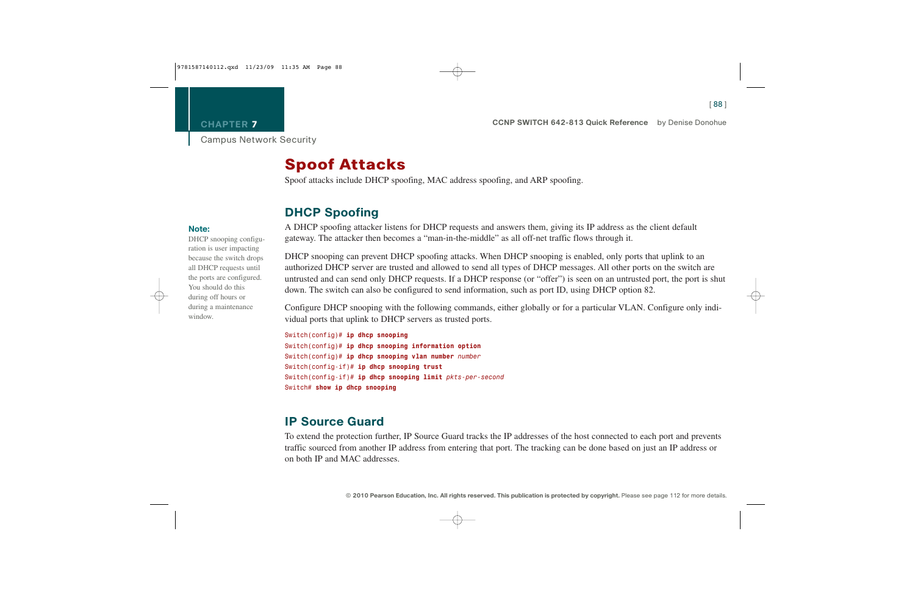# Spoof Attacks

Spoof attacks include DHCP spoofing, MAC address spoofing, and ARP spoofing.

## DHCP Spoofing

A DHCP spoofing attacker listens for DHCP requests and answers them, giving its IP address as the client default gateway. The attacker then becomes a "man-in-the-middle" as all off-net traffic flows through it.

**Note:**
DHCP snooping configuration is user impacting because the switch drops all DHCP requests until the ports are configured. You should do this during off hours or during a maintenance window.

DHCP snooping can prevent DHCP spoofing attacks. When DHCP snooping is enabled, only ports that uplink to an authorized DHCP server are trusted and allowed to send all types of DHCP messages. All other ports on the switch are untrusted and can send only DHCP requests. If a DHCP response (or "offer") is seen on an untrusted port, the port is shut down. The switch can also be configured to send information, such as port ID, using DHCP option 82.

Configure DHCP snooping with the following commands, either globally or for a particular VLAN. Configure only individual ports that uplink to DHCP servers as trusted ports.

```
Switch(config)# ip dhcp snooping
Switch(config)# ip dhcp snooping information option
Switch(config)# ip dhcp snooping vlan number number
Switch(config-if)# ip dhcp snooping trust
Switch(config-if)# ip dhcp snooping limit pkts-per-second
Switch# show ip dhcp snooping
```

## IP Source Guard

To extend the protection further, IP Source Guard tracks the IP addresses of the host connected to each port and prevents traffic sourced from another IP address from entering that port. The tracking can be done based on just an IP address or on both IP and MAC addresses.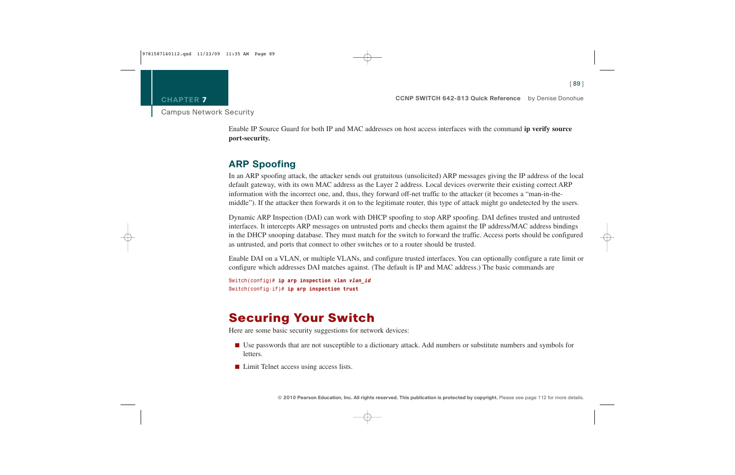Enable IP Source Guard for both IP and MAC addresses on host access interfaces with the command **ip verify source port-security.**

## ARP Spoofing

In an ARP spoofing attack, the attacker sends out gratuitous (unsolicited) ARP messages giving the IP address of the local default gateway, with its own MAC address as the Layer 2 address. Local devices overwrite their existing correct ARP information with the incorrect one, and, thus, they forward off-net traffic to the attacker (it becomes a "man-in-the-middle"). If the attacker then forwards it on to the legitimate router, this type of attack might go undetected by the users.

Dynamic ARP Inspection (DAI) can work with DHCP spoofing to stop ARP spoofing. DAI defines trusted and untrusted interfaces. It intercepts ARP messages on untrusted ports and checks them against the IP address/MAC address bindings in the DHCP snooping database. They must match for the switch to forward the traffic. Access ports should be configured as untrusted, and ports that connect to other switches or to a router should be trusted.

Enable DAI on a VLAN, or multiple VLANs, and configure trusted interfaces. You can optionally configure a rate limit or configure which addresses DAI matches against. (The default is IP and MAC address.) The basic commands are

```
Switch(config)# ip arp inspection vlan vlan_id
Switch(config-if)# ip arp inspection trust
```

# Securing Your Switch

Here are some basic security suggestions for network devices:

- Use passwords that are not susceptible to a dictionary attack. Add numbers or substitute numbers and symbols for letters.
- Limit Telnet access using access lists.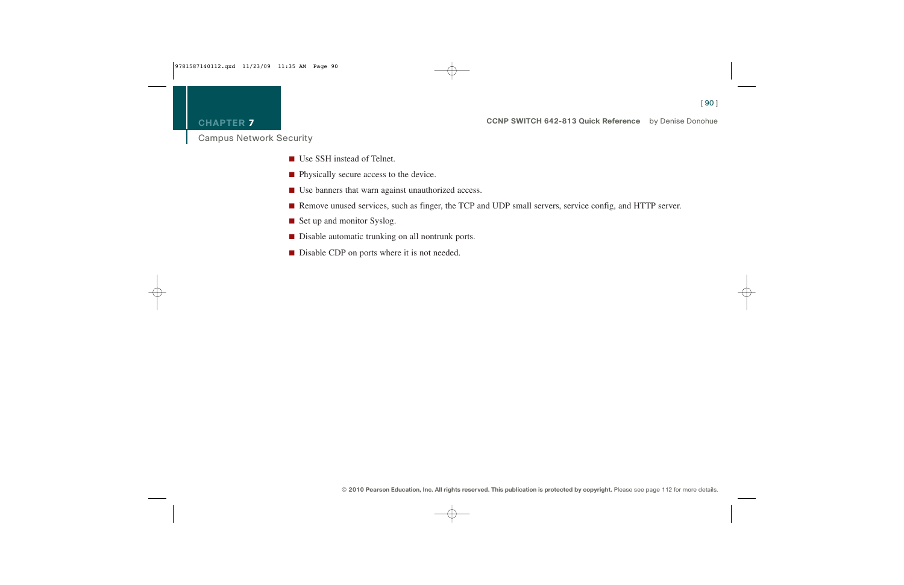- Use SSH instead of Telnet.
- Physically secure access to the device.
- Use banners that warn against unauthorized access.
- Remove unused services, such as finger, the TCP and UDP small servers, service config, and HTTP server.
- Set up and monitor Syslog.
- Disable automatic trunking on all nontrunk ports.
- Disable CDP on ports where it is not needed.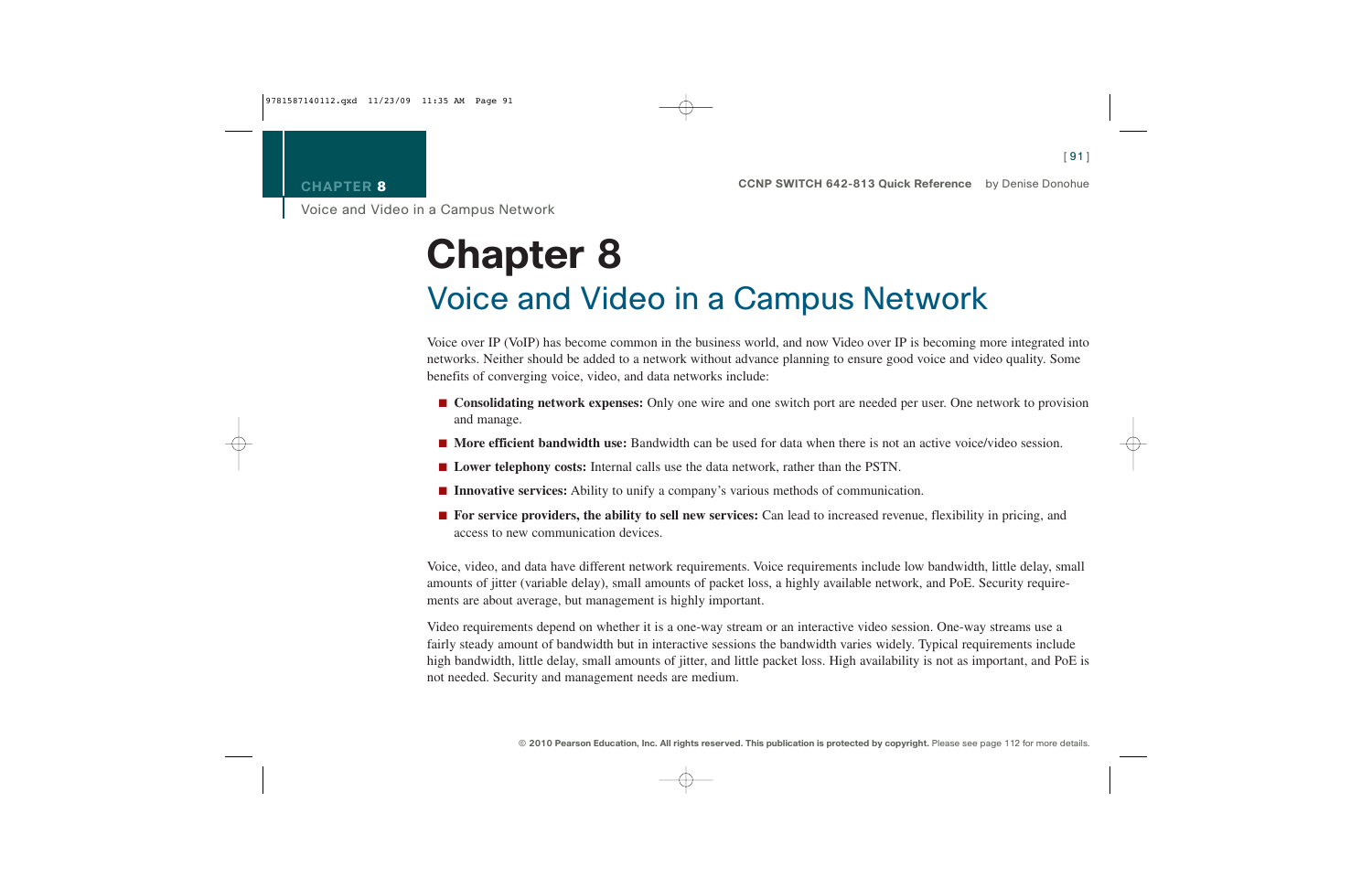# Chapter 8

## Voice and Video in a Campus Network

Voice over IP (VoIP) has become common in the business world, and now Video over IP is becoming more integrated into networks. Neither should be added to a network without advance planning to ensure good voice and video quality. Some benefits of converging voice, video, and data networks include:

- **Consolidating network expenses:** Only one wire and one switch port are needed per user. One network to provision and manage.
- **More efficient bandwidth use:** Bandwidth can be used for data when there is not an active voice/video session.
- **Lower telephony costs:** Internal calls use the data network, rather than the PSTN.
- **Innovative services:** Ability to unify a company's various methods of communication.
- **For service providers, the ability to sell new services:** Can lead to increased revenue, flexibility in pricing, and access to new communication devices.

Voice, video, and data have different network requirements. Voice requirements include low bandwidth, little delay, small amounts of jitter (variable delay), small amounts of packet loss, a highly available network, and PoE. Security requirements are about average, but management is highly important.

Video requirements depend on whether it is a one-way stream or an interactive video session. One-way streams use a fairly steady amount of bandwidth but in interactive sessions the bandwidth varies widely. Typical requirements include high bandwidth, little delay, small amounts of jitter, and little packet loss. High availability is not as important, and PoE is not needed. Security and management needs are medium.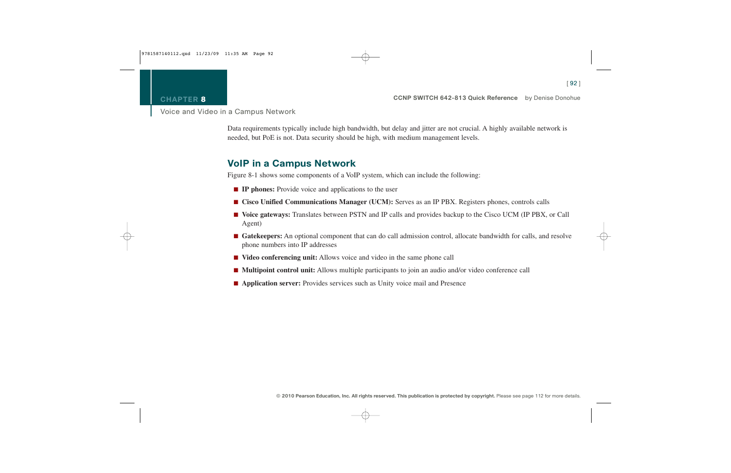Data requirements typically include high bandwidth, but delay and jitter are not crucial. A highly available network is needed, but PoE is not. Data security should be high, with medium management levels.

## VoIP in a Campus Network

Figure 8-1 shows some components of a VoIP system, which can include the following:

- **IP phones:** Provide voice and applications to the user
- **Cisco Unified Communications Manager (UCM):** Serves as an IP PBX. Registers phones, controls calls
- **Voice gateways:** Translates between PSTN and IP calls and provides backup to the Cisco UCM (IP PBX, or Call Agent)
- **Gatekeepers:** An optional component that can do call admission control, allocate bandwidth for calls, and resolve phone numbers into IP addresses
- **Video conferencing unit:** Allows voice and video in the same phone call
- **Multipoint control unit:** Allows multiple participants to join an audio and/or video conference call
- **Application server:** Provides services such as Unity voice mail and Presence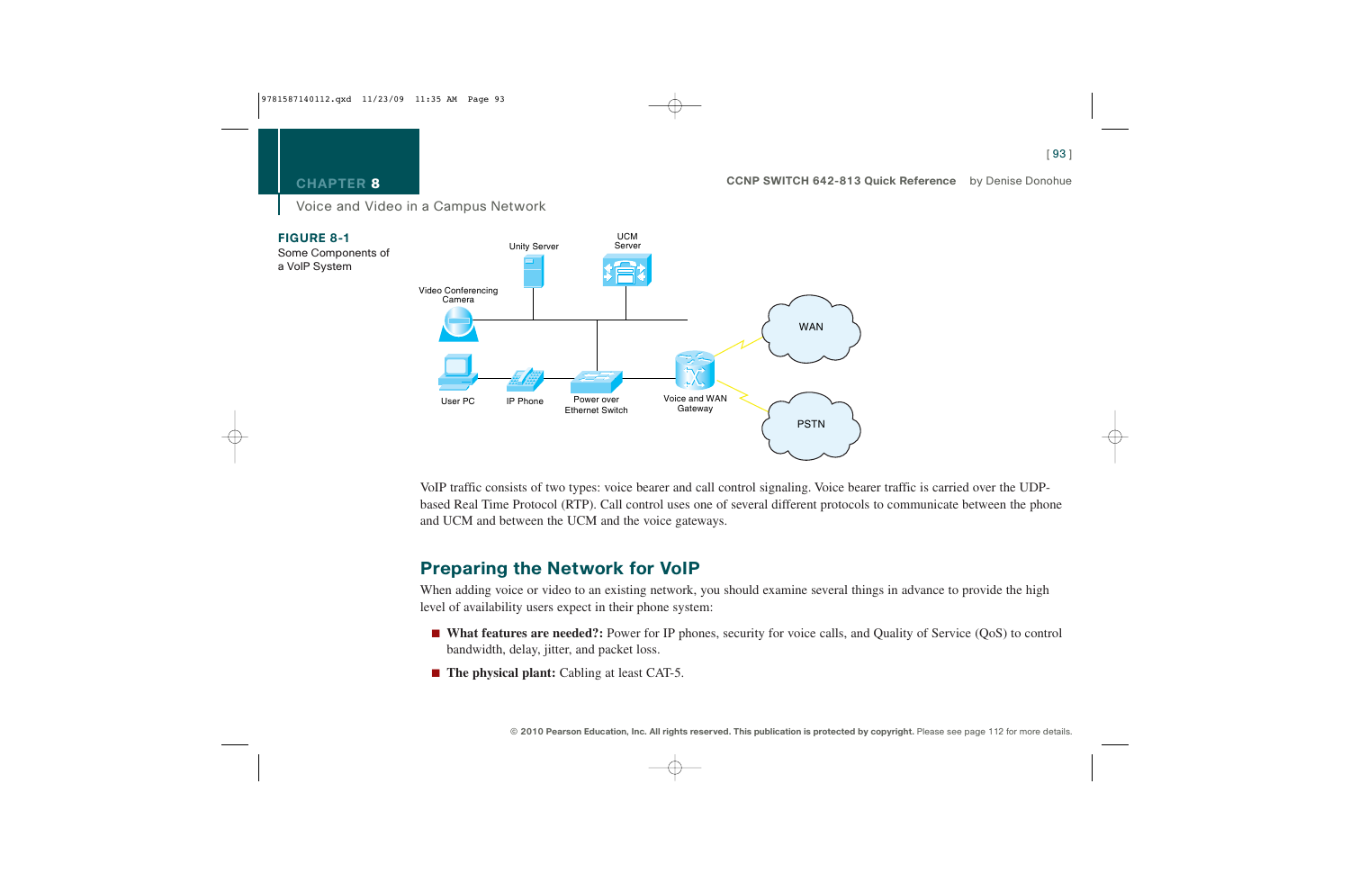# CHAPTER 8

Voice and Video in a Campus Network

**FIGURE 8-1**
Some Components of a VoIP System

VoIP traffic consists of two types: voice bearer and call control signaling. Voice bearer traffic is carried over the UDP-based Real Time Protocol (RTP). Call control uses one of several different protocols to communicate between the phone and UCM and between the UCM and the voice gateways.

## Preparing the Network for VoIP

When adding voice or video to an existing network, you should examine several things in advance to provide the high level of availability users expect in their phone system:

- **What features are needed?:** Power for IP phones, security for voice calls, and Quality of Service (QoS) to control bandwidth, delay, jitter, and packet loss.
- **The physical plant:** Cabling at least CAT-5.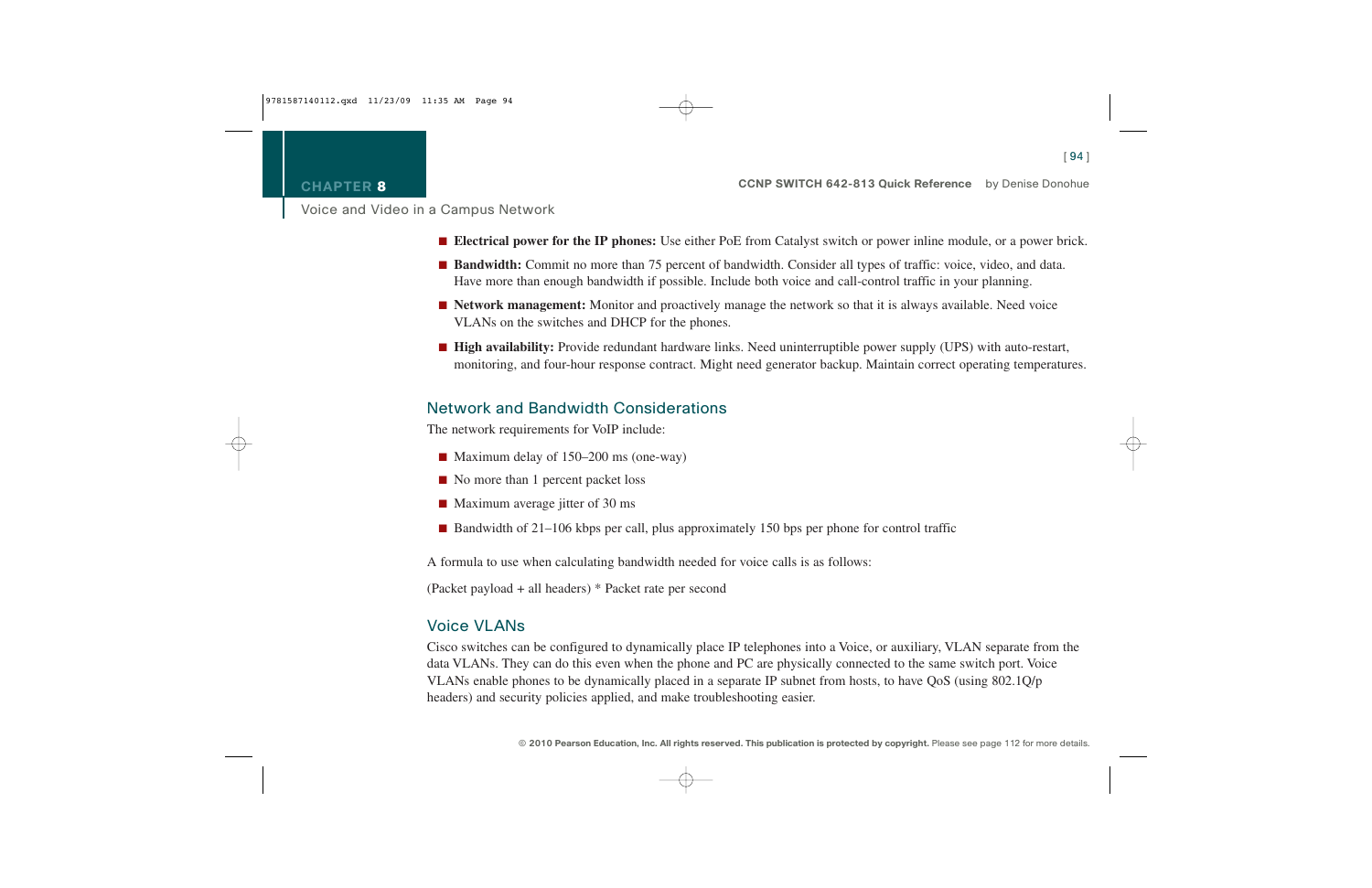- **Electrical power for the IP phones:** Use either PoE from Catalyst switch or power inline module, or a power brick.
- **Bandwidth:** Commit no more than 75 percent of bandwidth. Consider all types of traffic: voice, video, and data. Have more than enough bandwidth if possible. Include both voice and call-control traffic in your planning.
- **Network management:** Monitor and proactively manage the network so that it is always available. Need voice VLANs on the switches and DHCP for the phones.
- **High availability:** Provide redundant hardware links. Need uninterruptible power supply (UPS) with auto-restart, monitoring, and four-hour response contract. Might need generator backup. Maintain correct operating temperatures.

## Network and Bandwidth Considerations

The network requirements for VoIP include:

- Maximum delay of 150–200 ms (one-way)
- No more than 1 percent packet loss
- Maximum average jitter of 30 ms
- Bandwidth of 21–106 kbps per call, plus approximately 150 bps per phone for control traffic

A formula to use when calculating bandwidth needed for voice calls is as follows:

(Packet payload + all headers) * Packet rate per second

## Voice VLANs

Cisco switches can be configured to dynamically place IP telephones into a Voice, or auxiliary, VLAN separate from the data VLANs. They can do this even when the phone and PC are physically connected to the same switch port. Voice VLANs enable phones to be dynamically placed in a separate IP subnet from hosts, to have QoS (using 802.1Q/p headers) and security policies applied, and make troubleshooting easier.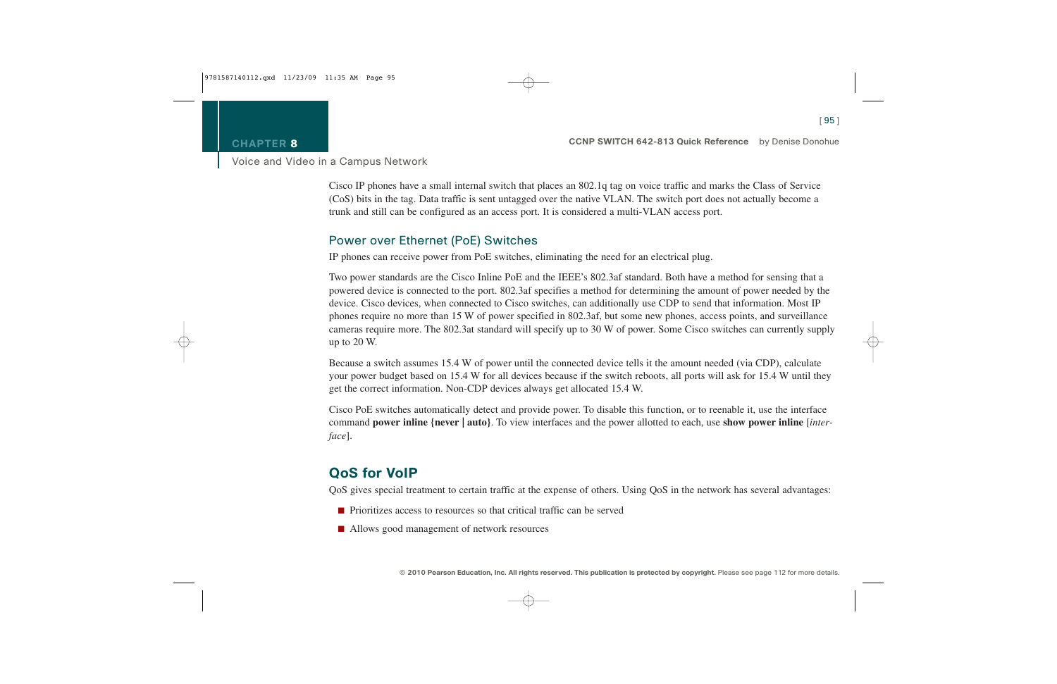Cisco IP phones have a small internal switch that places an 802.1q tag on voice traffic and marks the Class of Service (CoS) bits in the tag. Data traffic is sent untagged over the native VLAN. The switch port does not actually become a trunk and still can be configured as an access port. It is considered a multi-VLAN access port.

### Power over Ethernet (PoE) Switches

IP phones can receive power from PoE switches, eliminating the need for an electrical plug.

Two power standards are the Cisco Inline PoE and the IEEE's 802.3af standard. Both have a method for sensing that a powered device is connected to the port. 802.3af specifies a method for determining the amount of power needed by the device. Cisco devices, when connected to Cisco switches, can additionally use CDP to send that information. Most IP phones require no more than 15 W of power specified in 802.3af, but some new phones, access points, and surveillance cameras require more. The 802.3at standard will specify up to 30 W of power. Some Cisco switches can currently supply up to 20 W.

Because a switch assumes 15.4 W of power until the connected device tells it the amount needed (via CDP), calculate your power budget based on 15.4 W for all devices because if the switch reboots, all ports will ask for 15.4 W until they get the correct information. Non-CDP devices always get allocated 15.4 W.

Cisco PoE switches automatically detect and provide power. To disable this function, or to reenable it, use the interface command **power inline {never | auto}**. To view interfaces and the power allotted to each, use **show power inline** [*interface*].

## QoS for VoIP

QoS gives special treatment to certain traffic at the expense of others. Using QoS in the network has several advantages:

- Prioritizes access to resources so that critical traffic can be served
- Allows good management of network resources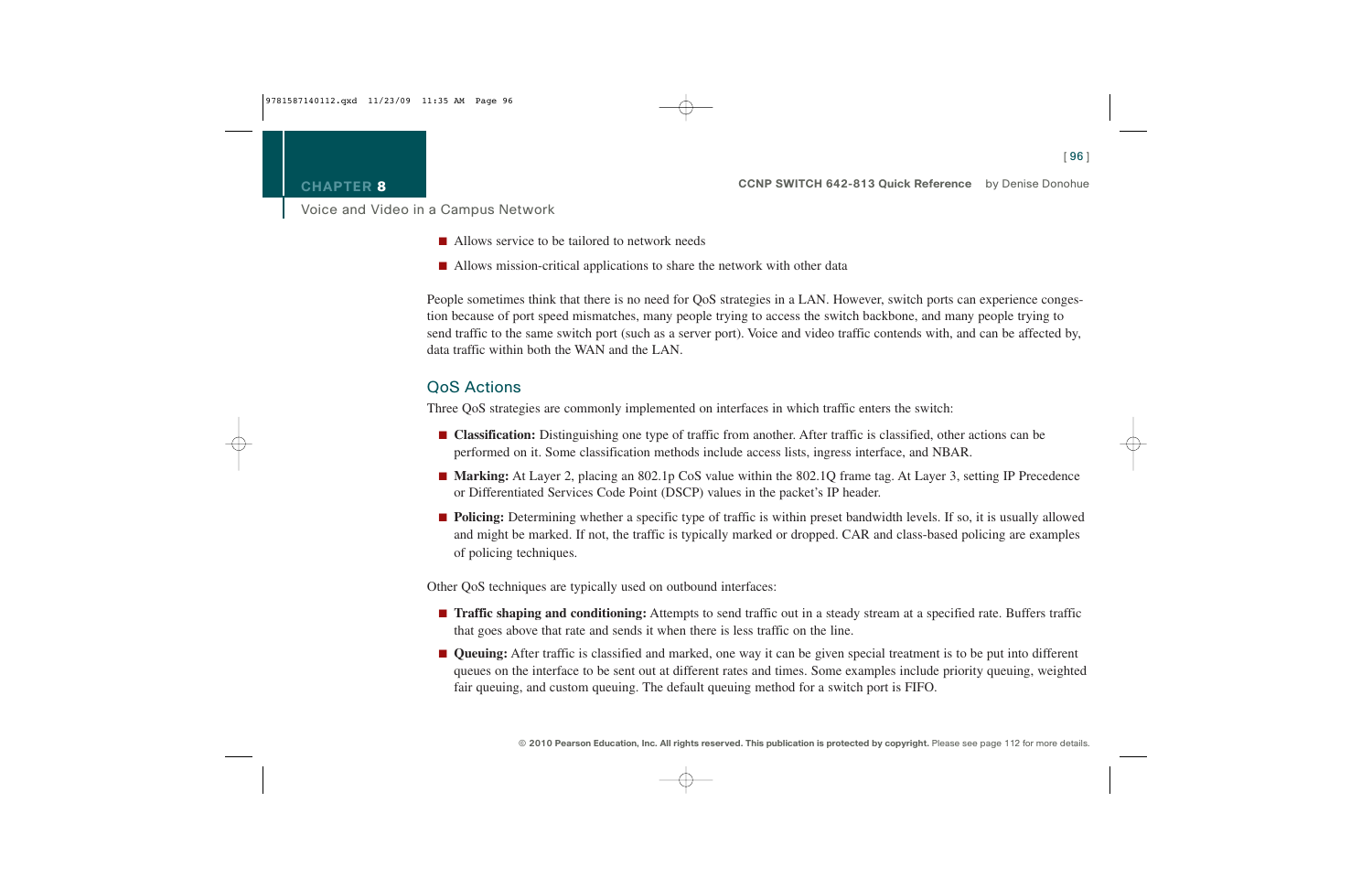- Allows service to be tailored to network needs
- Allows mission-critical applications to share the network with other data

People sometimes think that there is no need for QoS strategies in a LAN. However, switch ports can experience congestion because of port speed mismatches, many people trying to access the switch backbone, and many people trying to send traffic to the same switch port (such as a server port). Voice and video traffic contends with, and can be affected by, data traffic within both the WAN and the LAN.

## QoS Actions

Three QoS strategies are commonly implemented on interfaces in which traffic enters the switch:

- **Classification:** Distinguishing one type of traffic from another. After traffic is classified, other actions can be performed on it. Some classification methods include access lists, ingress interface, and NBAR.
- **Marking:** At Layer 2, placing an 802.1p CoS value within the 802.1Q frame tag. At Layer 3, setting IP Precedence or Differentiated Services Code Point (DSCP) values in the packet's IP header.
- **Policing:** Determining whether a specific type of traffic is within preset bandwidth levels. If so, it is usually allowed and might be marked. If not, the traffic is typically marked or dropped. CAR and class-based policing are examples of policing techniques.

Other QoS techniques are typically used on outbound interfaces:

- **Traffic shaping and conditioning:** Attempts to send traffic out in a steady stream at a specified rate. Buffers traffic that goes above that rate and sends it when there is less traffic on the line.
- **Queuing:** After traffic is classified and marked, one way it can be given special treatment is to be put into different queues on the interface to be sent out at different rates and times. Some examples include priority queuing, weighted fair queuing, and custom queuing. The default queuing method for a switch port is FIFO.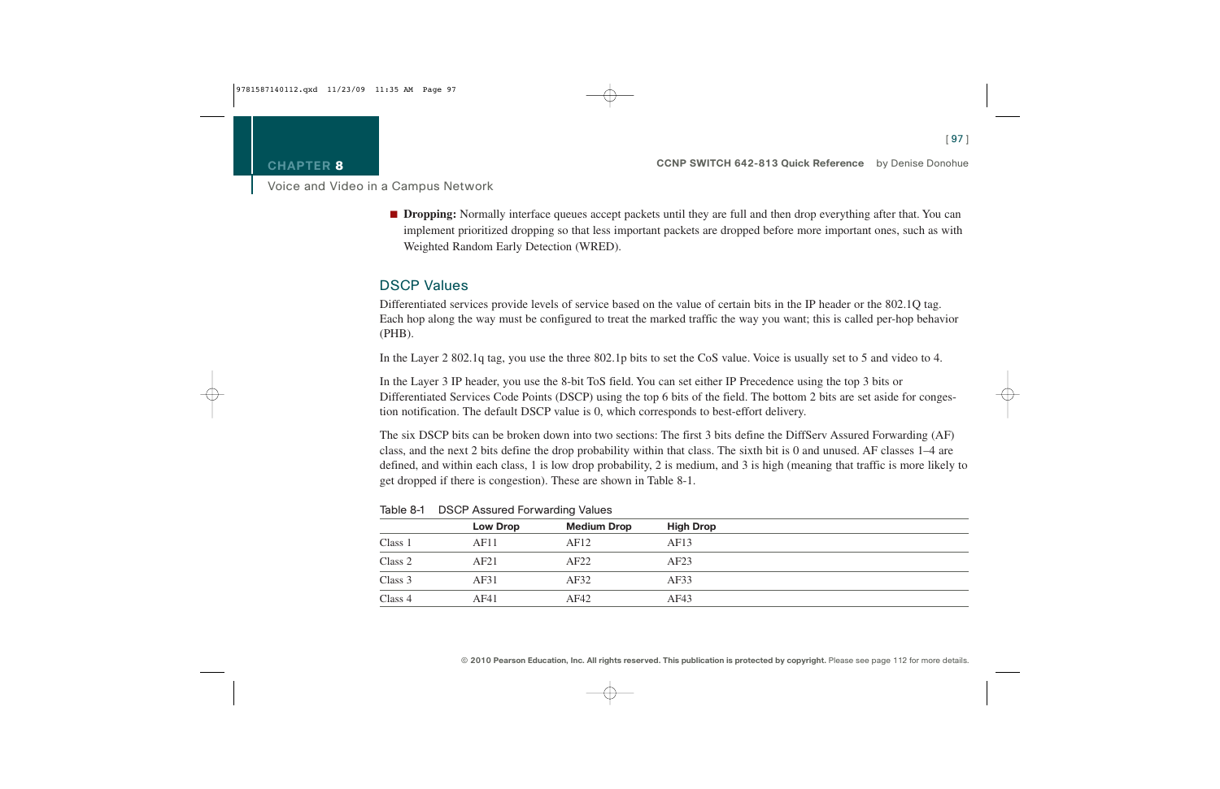- **Dropping:** Normally interface queues accept packets until they are full and then drop everything after that. You can implement prioritized dropping so that less important packets are dropped before more important ones, such as with Weighted Random Early Detection (WRED).

## DSCP Values

Differentiated services provide levels of service based on the value of certain bits in the IP header or the 802.1Q tag. Each hop along the way must be configured to treat the marked traffic the way you want; this is called per-hop behavior (PHB).

In the Layer 2 802.1q tag, you use the three 802.1p bits to set the CoS value. Voice is usually set to 5 and video to 4.

In the Layer 3 IP header, you use the 8-bit ToS field. You can set either IP Precedence using the top 3 bits or Differentiated Services Code Points (DSCP) using the top 6 bits of the field. The bottom 2 bits are set aside for congestion notification. The default DSCP value is 0, which corresponds to best-effort delivery.

The six DSCP bits can be broken down into two sections: The first 3 bits define the DiffServ Assured Forwarding (AF) class, and the next 2 bits define the drop probability within that class. The sixth bit is 0 and unused. AF classes 1–4 are defined, and within each class, 1 is low drop probability, 2 is medium, and 3 is high (meaning that traffic is more likely to get dropped if there is congestion). These are shown in Table 8-1.

Table 8-1 DSCP Assured Forwarding Values

| | Low Drop | Medium Drop | High Drop |
|---|---|---|---|
| Class 1 | AF11 | AF12 | AF13 |
| Class 2 | AF21 | AF22 | AF23 |
| Class 3 | AF31 | AF32 | AF33 |
| Class 4 | AF41 | AF42 | AF43 |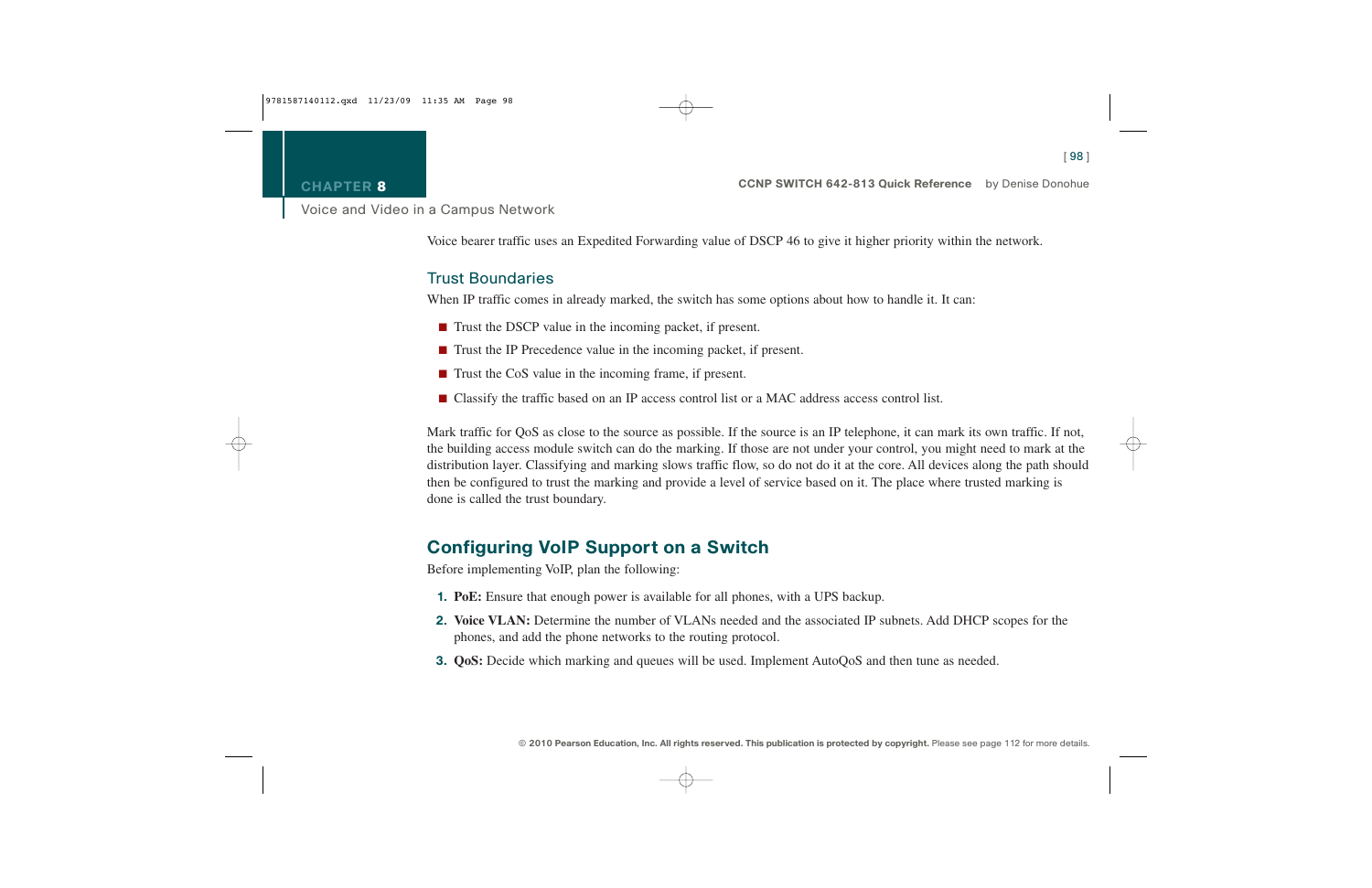Voice bearer traffic uses an Expedited Forwarding value of DSCP 46 to give it higher priority within the network.

### Trust Boundaries

When IP traffic comes in already marked, the switch has some options about how to handle it. It can:

- Trust the DSCP value in the incoming packet, if present.
- Trust the IP Precedence value in the incoming packet, if present.
- Trust the CoS value in the incoming frame, if present.
- Classify the traffic based on an IP access control list or a MAC address access control list.

Mark traffic for QoS as close to the source as possible. If the source is an IP telephone, it can mark its own traffic. If not, the building access module switch can do the marking. If those are not under your control, you might need to mark at the distribution layer. Classifying and marking slows traffic flow, so do not do it at the core. All devices along the path should then be configured to trust the marking and provide a level of service based on it. The place where trusted marking is done is called the trust boundary.

## Configuring VoIP Support on a Switch

Before implementing VoIP, plan the following:

1. **PoE:** Ensure that enough power is available for all phones, with a UPS backup.
2. **Voice VLAN:** Determine the number of VLANs needed and the associated IP subnets. Add DHCP scopes for the phones, and add the phone networks to the routing protocol.
3. **QoS:** Decide which marking and queues will be used. Implement AutoQoS and then tune as needed.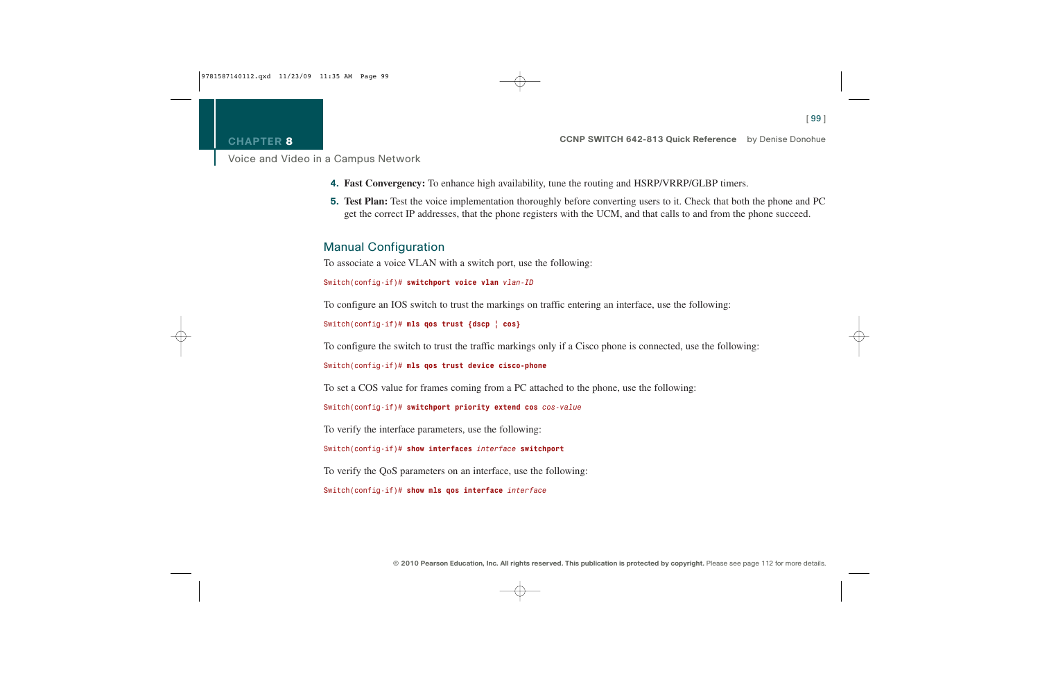4. **Fast Convergency:** To enhance high availability, tune the routing and HSRP/VRRP/GLBP timers.
5. **Test Plan:** Test the voice implementation thoroughly before converting users to it. Check that both the phone and PC get the correct IP addresses, that the phone registers with the UCM, and that calls to and from the phone succeed.

## Manual Configuration

To associate a voice VLAN with a switch port, use the following:

```
Switch(config-if)# switchport voice vlan vlan-ID
```

To configure an IOS switch to trust the markings on traffic entering an interface, use the following:

```
Switch(config-if)# mls qos trust {dscp | cos}
```

To configure the switch to trust the traffic markings only if a Cisco phone is connected, use the following:

```
Switch(config-if)# mls qos trust device cisco-phone
```

To set a COS value for frames coming from a PC attached to the phone, use the following:

```
Switch(config-if)# switchport priority extend cos cos-value
```

To verify the interface parameters, use the following:

```
Switch(config-if)# show interfaces interface switchport
```

To verify the QoS parameters on an interface, use the following:

```
Switch(config-if)# show mls qos interface interface
```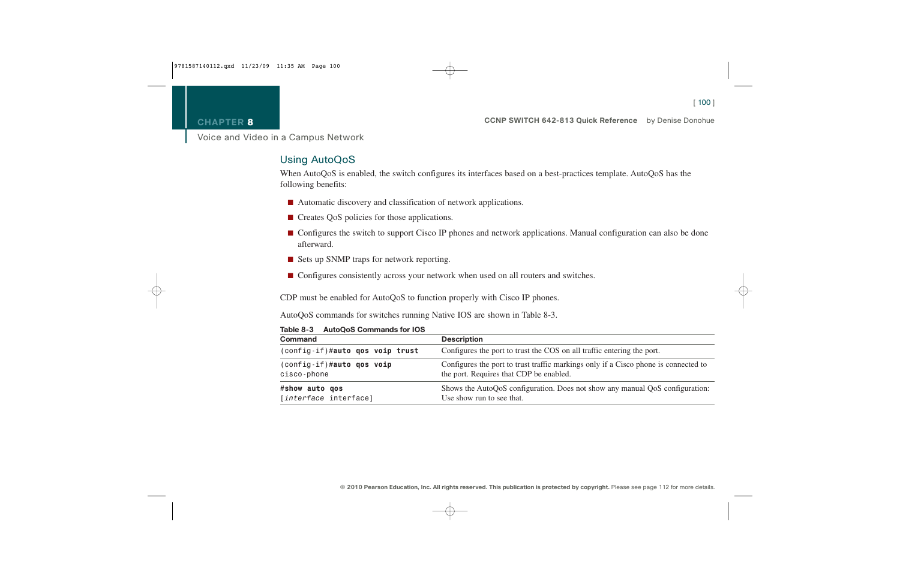## Using AutoQoS

When AutoQoS is enabled, the switch configures its interfaces based on a best-practices template. AutoQoS has the following benefits:

- Automatic discovery and classification of network applications.
- Creates QoS policies for those applications.
- Configures the switch to support Cisco IP phones and network applications. Manual configuration can also be done afterward.
- Sets up SNMP traps for network reporting.
- Configures consistently across your network when used on all routers and switches.

CDP must be enabled for AutoQoS to function properly with Cisco IP phones.

AutoQoS commands for switches running Native IOS are shown in Table 8-3.

**Table 8-3 AutoQoS Commands for IOS**

| Command | Description |
|---|---|
| `(config-if)#`**`auto qos voip trust`** | Configures the port to trust the COS on all traffic entering the port. |
| `(config-if)#`**`auto qos voip`** `cisco-phone` | Configures the port to trust traffic markings only if a Cisco phone is connected to the port. Requires that CDP be enabled. |
| `#`**`show auto qos`** `[`*`interface`* `interface]` | Shows the AutoQoS configuration. Does not show any manual QoS configuration: Use show run to see that. |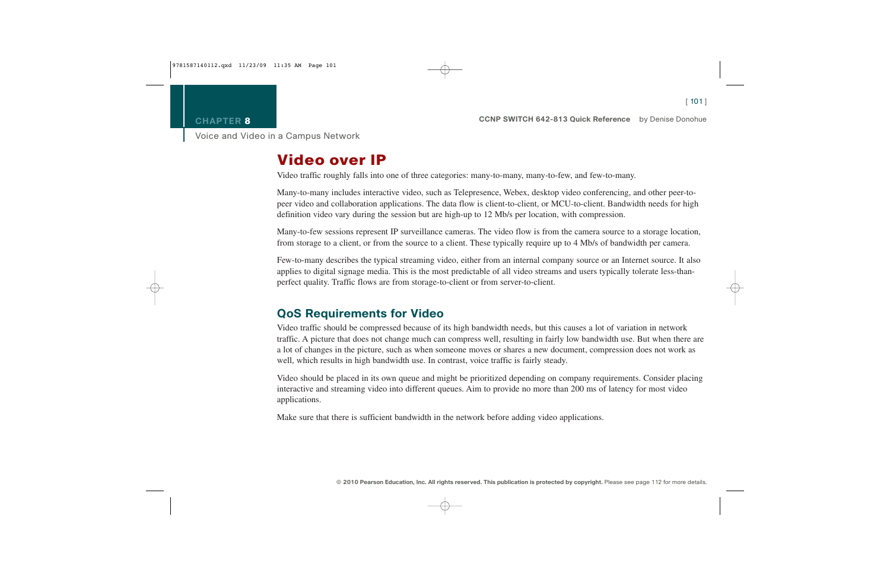# Video over IP

Video traffic roughly falls into one of three categories: many-to-many, many-to-few, and few-to-many.

Many-to-many includes interactive video, such as Telepresence, Webex, desktop video conferencing, and other peer-to-peer video and collaboration applications. The data flow is client-to-client, or MCU-to-client. Bandwidth needs for high definition video vary during the session but are high-up to 12 Mb/s per location, with compression.

Many-to-few sessions represent IP surveillance cameras. The video flow is from the camera source to a storage location, from storage to a client, or from the source to a client. These typically require up to 4 Mb/s of bandwidth per camera.

Few-to-many describes the typical streaming video, either from an internal company source or an Internet source. It also applies to digital signage media. This is the most predictable of all video streams and users typically tolerate less-than-perfect quality. Traffic flows are from storage-to-client or from server-to-client.

## QoS Requirements for Video

Video traffic should be compressed because of its high bandwidth needs, but this causes a lot of variation in network traffic. A picture that does not change much can compress well, resulting in fairly low bandwidth use. But when there are a lot of changes in the picture, such as when someone moves or shares a new document, compression does not work as well, which results in high bandwidth use. In contrast, voice traffic is fairly steady.

Video should be placed in its own queue and might be prioritized depending on company requirements. Consider placing interactive and streaming video into different queues. Aim to provide no more than 200 ms of latency for most video applications.

Make sure that there is sufficient bandwidth in the network before adding video applications.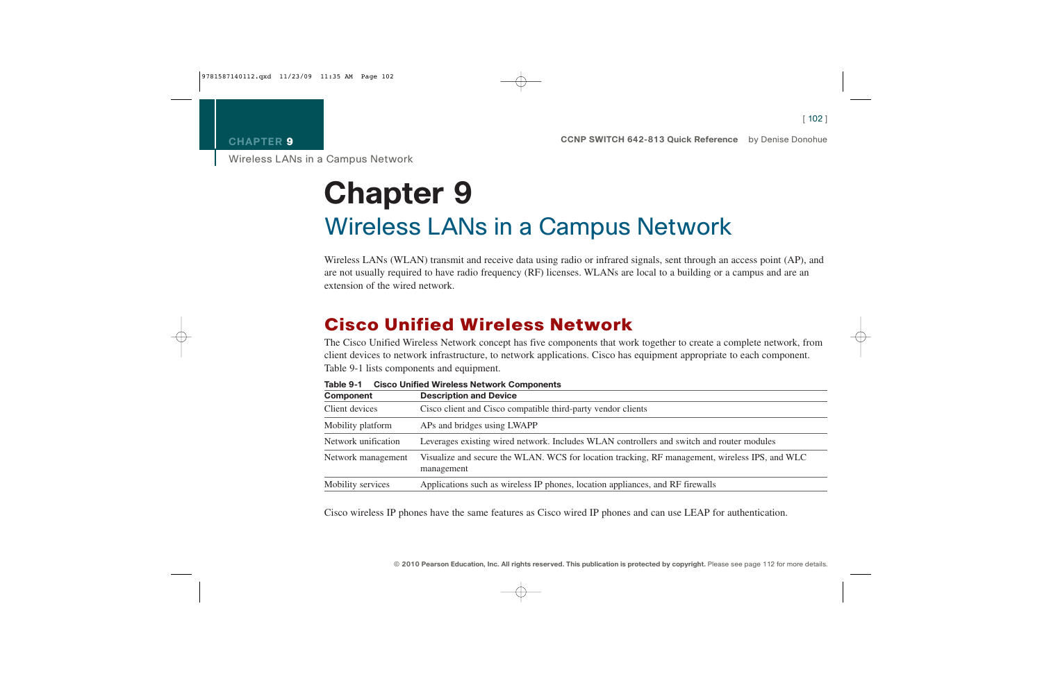# Chapter 9

## Wireless LANs in a Campus Network

Wireless LANs (WLAN) transmit and receive data using radio or infrared signals, sent through an access point (AP), and are not usually required to have radio frequency (RF) licenses. WLANs are local to a building or a campus and are an extension of the wired network.

## Cisco Unified Wireless Network

The Cisco Unified Wireless Network concept has five components that work together to create a complete network, from client devices to network infrastructure, to network applications. Cisco has equipment appropriate to each component. Table 9-1 lists components and equipment.

**Table 9-1 Cisco Unified Wireless Network Components**

| Component | Description and Device |
|---|---|
| Client devices | Cisco client and Cisco compatible third-party vendor clients |
| Mobility platform | APs and bridges using LWAPP |
| Network unification | Leverages existing wired network. Includes WLAN controllers and switch and router modules |
| Network management | Visualize and secure the WLAN. WCS for location tracking, RF management, wireless IPS, and WLC management |
| Mobility services | Applications such as wireless IP phones, location appliances, and RF firewalls |

Cisco wireless IP phones have the same features as Cisco wired IP phones and can use LEAP for authentication.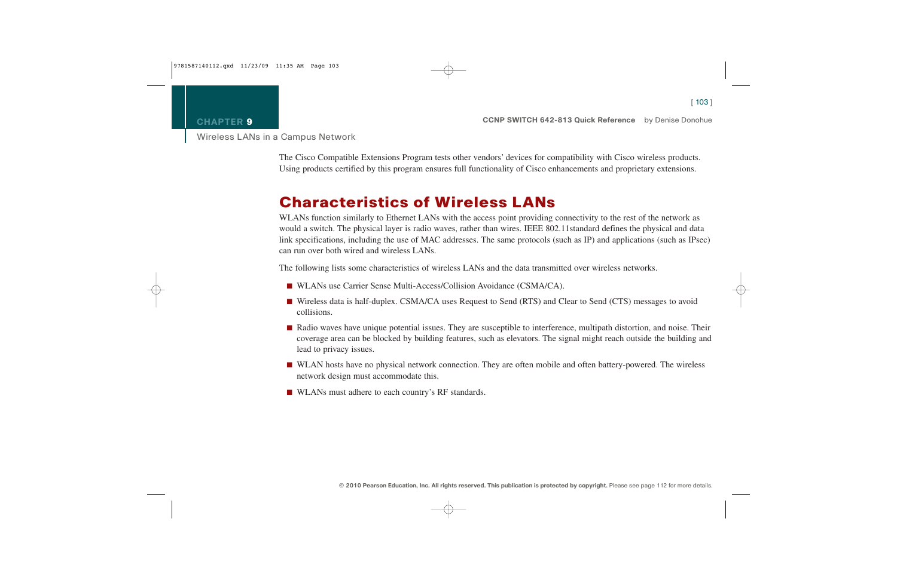The Cisco Compatible Extensions Program tests other vendors' devices for compatibility with Cisco wireless products. Using products certified by this program ensures full functionality of Cisco enhancements and proprietary extensions.

## Characteristics of Wireless LANs

WLANs function similarly to Ethernet LANs with the access point providing connectivity to the rest of the network as would a switch. The physical layer is radio waves, rather than wires. IEEE 802.11standard defines the physical and data link specifications, including the use of MAC addresses. The same protocols (such as IP) and applications (such as IPsec) can run over both wired and wireless LANs.

The following lists some characteristics of wireless LANs and the data transmitted over wireless networks.

- WLANs use Carrier Sense Multi-Access/Collision Avoidance (CSMA/CA).
- Wireless data is half-duplex. CSMA/CA uses Request to Send (RTS) and Clear to Send (CTS) messages to avoid collisions.
- Radio waves have unique potential issues. They are susceptible to interference, multipath distortion, and noise. Their coverage area can be blocked by building features, such as elevators. The signal might reach outside the building and lead to privacy issues.
- WLAN hosts have no physical network connection. They are often mobile and often battery-powered. The wireless network design must accommodate this.
- WLANs must adhere to each country's RF standards.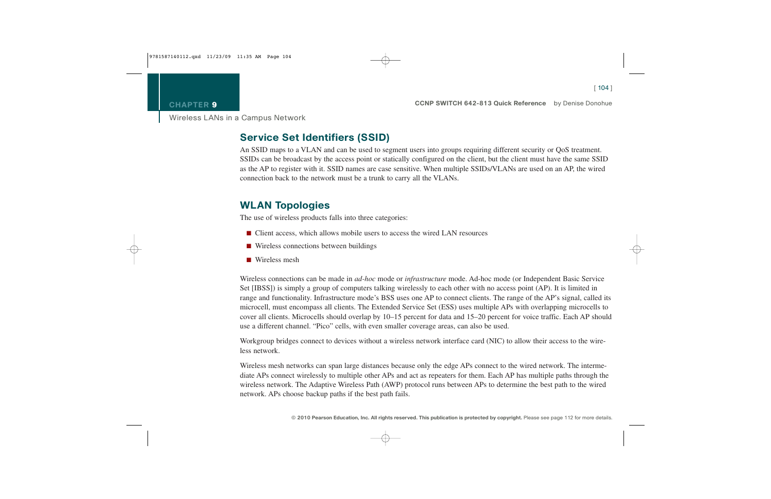## Service Set Identifiers (SSID)

An SSID maps to a VLAN and can be used to segment users into groups requiring different security or QoS treatment. SSIDs can be broadcast by the access point or statically configured on the client, but the client must have the same SSID as the AP to register with it. SSID names are case sensitive. When multiple SSIDs/VLANs are used on an AP, the wired connection back to the network must be a trunk to carry all the VLANs.

## WLAN Topologies

The use of wireless products falls into three categories:

- Client access, which allows mobile users to access the wired LAN resources
- Wireless connections between buildings
- Wireless mesh

Wireless connections can be made in *ad-hoc* mode or *infrastructure* mode. Ad-hoc mode (or Independent Basic Service Set [IBSS]) is simply a group of computers talking wirelessly to each other with no access point (AP). It is limited in range and functionality. Infrastructure mode's BSS uses one AP to connect clients. The range of the AP's signal, called its microcell, must encompass all clients. The Extended Service Set (ESS) uses multiple APs with overlapping microcells to cover all clients. Microcells should overlap by 10–15 percent for data and 15–20 percent for voice traffic. Each AP should use a different channel. "Pico" cells, with even smaller coverage areas, can also be used.

Workgroup bridges connect to devices without a wireless network interface card (NIC) to allow their access to the wireless network.

Wireless mesh networks can span large distances because only the edge APs connect to the wired network. The intermediate APs connect wirelessly to multiple other APs and act as repeaters for them. Each AP has multiple paths through the wireless network. The Adaptive Wireless Path (AWP) protocol runs between APs to determine the best path to the wired network. APs choose backup paths if the best path fails.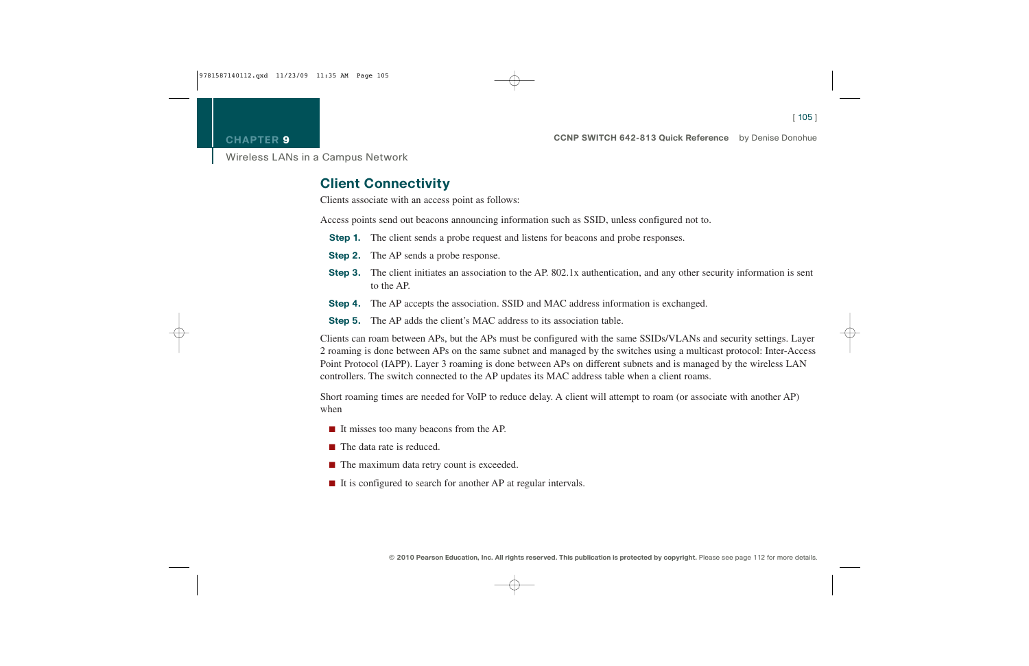## Client Connectivity

Clients associate with an access point as follows:

Access points send out beacons announcing information such as SSID, unless configured not to.

**Step 1.** The client sends a probe request and listens for beacons and probe responses.

**Step 2.** The AP sends a probe response.

**Step 3.** The client initiates an association to the AP. 802.1x authentication, and any other security information is sent to the AP.

**Step 4.** The AP accepts the association. SSID and MAC address information is exchanged.

**Step 5.** The AP adds the client's MAC address to its association table.

Clients can roam between APs, but the APs must be configured with the same SSIDs/VLANs and security settings. Layer 2 roaming is done between APs on the same subnet and managed by the switches using a multicast protocol: Inter-Access Point Protocol (IAPP). Layer 3 roaming is done between APs on different subnets and is managed by the wireless LAN controllers. The switch connected to the AP updates its MAC address table when a client roams.

Short roaming times are needed for VoIP to reduce delay. A client will attempt to roam (or associate with another AP) when

- It misses too many beacons from the AP.
- The data rate is reduced.
- The maximum data retry count is exceeded.
- It is configured to search for another AP at regular intervals.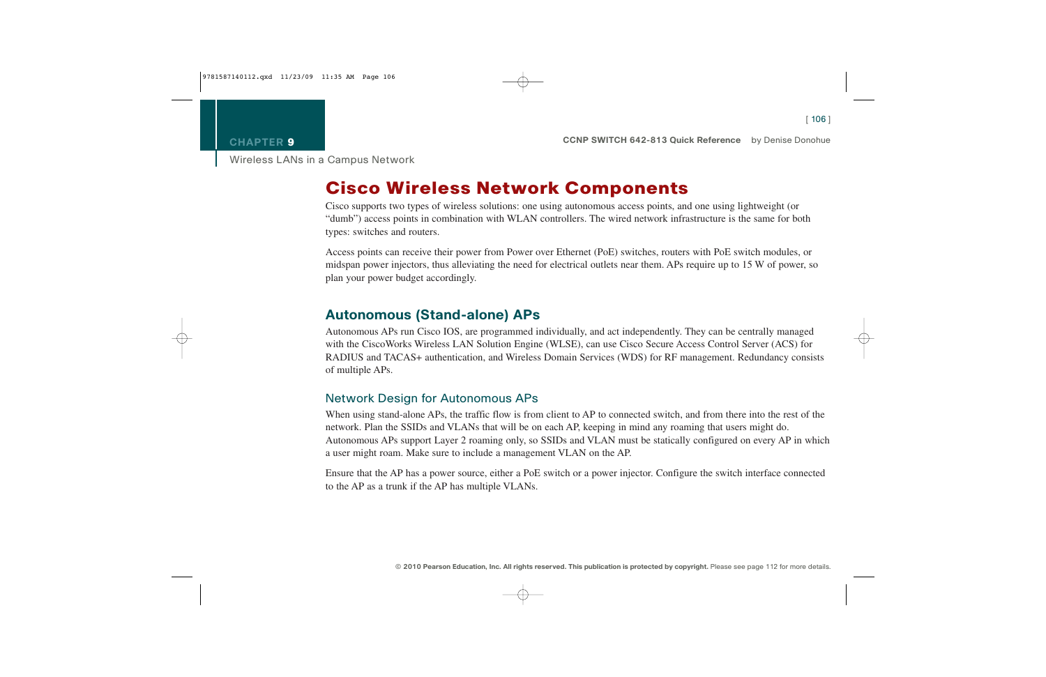# Cisco Wireless Network Components

Cisco supports two types of wireless solutions: one using autonomous access points, and one using lightweight (or "dumb") access points in combination with WLAN controllers. The wired network infrastructure is the same for both types: switches and routers.

Access points can receive their power from Power over Ethernet (PoE) switches, routers with PoE switch modules, or midspan power injectors, thus alleviating the need for electrical outlets near them. APs require up to 15 W of power, so plan your power budget accordingly.

## Autonomous (Stand-alone) APs

Autonomous APs run Cisco IOS, are programmed individually, and act independently. They can be centrally managed with the CiscoWorks Wireless LAN Solution Engine (WLSE), can use Cisco Secure Access Control Server (ACS) for RADIUS and TACAS+ authentication, and Wireless Domain Services (WDS) for RF management. Redundancy consists of multiple APs.

### Network Design for Autonomous APs

When using stand-alone APs, the traffic flow is from client to AP to connected switch, and from there into the rest of the network. Plan the SSIDs and VLANs that will be on each AP, keeping in mind any roaming that users might do. Autonomous APs support Layer 2 roaming only, so SSIDs and VLAN must be statically configured on every AP in which a user might roam. Make sure to include a management VLAN on the AP.

Ensure that the AP has a power source, either a PoE switch or a power injector. Configure the switch interface connected to the AP as a trunk if the AP has multiple VLANs.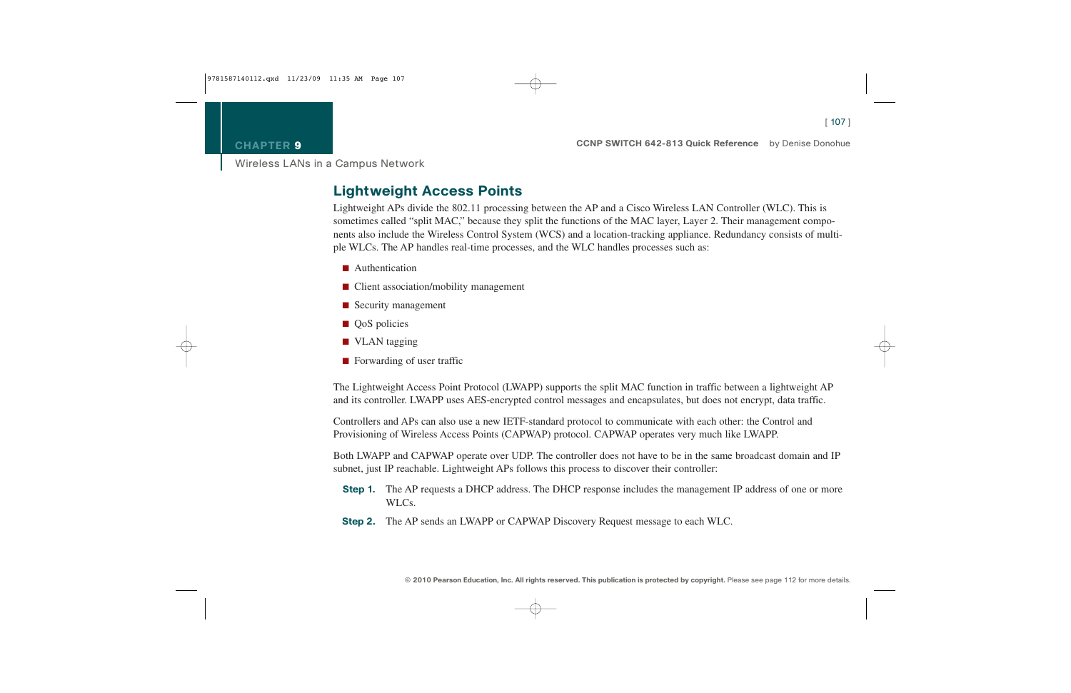## Lightweight Access Points

Lightweight APs divide the 802.11 processing between the AP and a Cisco Wireless LAN Controller (WLC). This is sometimes called "split MAC," because they split the functions of the MAC layer, Layer 2. Their management components also include the Wireless Control System (WCS) and a location-tracking appliance. Redundancy consists of multiple WLCs. The AP handles real-time processes, and the WLC handles processes such as:

- Authentication
- Client association/mobility management
- Security management
- QoS policies
- VLAN tagging
- Forwarding of user traffic

The Lightweight Access Point Protocol (LWAPP) supports the split MAC function in traffic between a lightweight AP and its controller. LWAPP uses AES-encrypted control messages and encapsulates, but does not encrypt, data traffic.

Controllers and APs can also use a new IETF-standard protocol to communicate with each other: the Control and Provisioning of Wireless Access Points (CAPWAP) protocol. CAPWAP operates very much like LWAPP.

Both LWAPP and CAPWAP operate over UDP. The controller does not have to be in the same broadcast domain and IP subnet, just IP reachable. Lightweight APs follows this process to discover their controller:

**Step 1.** The AP requests a DHCP address. The DHCP response includes the management IP address of one or more WLCs.

**Step 2.** The AP sends an LWAPP or CAPWAP Discovery Request message to each WLC.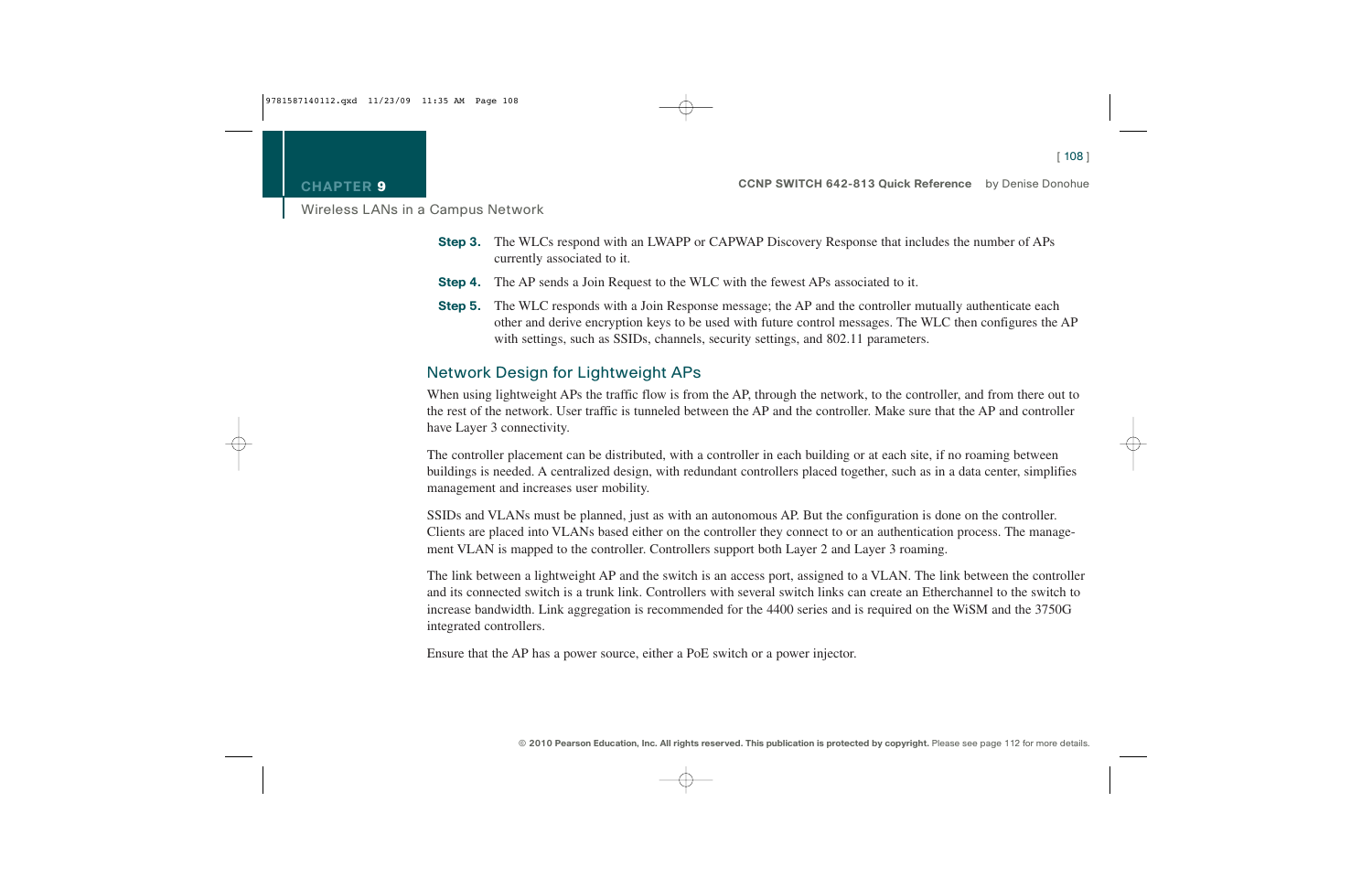**Step 3.** The WLCs respond with an LWAPP or CAPWAP Discovery Response that includes the number of APs currently associated to it.

**Step 4.** The AP sends a Join Request to the WLC with the fewest APs associated to it.

**Step 5.** The WLC responds with a Join Response message; the AP and the controller mutually authenticate each other and derive encryption keys to be used with future control messages. The WLC then configures the AP with settings, such as SSIDs, channels, security settings, and 802.11 parameters.

## Network Design for Lightweight APs

When using lightweight APs the traffic flow is from the AP, through the network, to the controller, and from there out to the rest of the network. User traffic is tunneled between the AP and the controller. Make sure that the AP and controller have Layer 3 connectivity.

The controller placement can be distributed, with a controller in each building or at each site, if no roaming between buildings is needed. A centralized design, with redundant controllers placed together, such as in a data center, simplifies management and increases user mobility.

SSIDs and VLANs must be planned, just as with an autonomous AP. But the configuration is done on the controller. Clients are placed into VLANs based either on the controller they connect to or an authentication process. The management VLAN is mapped to the controller. Controllers support both Layer 2 and Layer 3 roaming.

The link between a lightweight AP and the switch is an access port, assigned to a VLAN. The link between the controller and its connected switch is a trunk link. Controllers with several switch links can create an Etherchannel to the switch to increase bandwidth. Link aggregation is recommended for the 4400 series and is required on the WiSM and the 3750G integrated controllers.

Ensure that the AP has a power source, either a PoE switch or a power injector.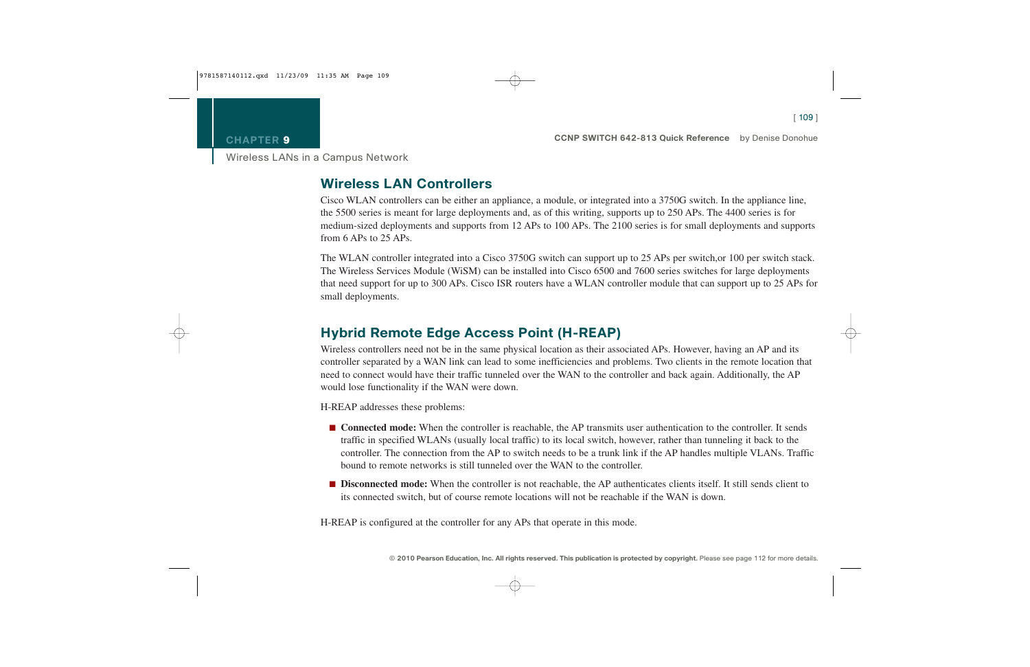## Wireless LAN Controllers

Cisco WLAN controllers can be either an appliance, a module, or integrated into a 3750G switch. In the appliance line, the 5500 series is meant for large deployments and, as of this writing, supports up to 250 APs. The 4400 series is for medium-sized deployments and supports from 12 APs to 100 APs. The 2100 series is for small deployments and supports from 6 APs to 25 APs.

The WLAN controller integrated into a Cisco 3750G switch can support up to 25 APs per switch,or 100 per switch stack. The Wireless Services Module (WiSM) can be installed into Cisco 6500 and 7600 series switches for large deployments that need support for up to 300 APs. Cisco ISR routers have a WLAN controller module that can support up to 25 APs for small deployments.

## Hybrid Remote Edge Access Point (H-REAP)

Wireless controllers need not be in the same physical location as their associated APs. However, having an AP and its controller separated by a WAN link can lead to some inefficiencies and problems. Two clients in the remote location that need to connect would have their traffic tunneled over the WAN to the controller and back again. Additionally, the AP would lose functionality if the WAN were down.

H-REAP addresses these problems:

- **Connected mode:** When the controller is reachable, the AP transmits user authentication to the controller. It sends traffic in specified WLANs (usually local traffic) to its local switch, however, rather than tunneling it back to the controller. The connection from the AP to switch needs to be a trunk link if the AP handles multiple VLANs. Traffic bound to remote networks is still tunneled over the WAN to the controller.
- **Disconnected mode:** When the controller is not reachable, the AP authenticates clients itself. It still sends client to its connected switch, but of course remote locations will not be reachable if the WAN is down.

H-REAP is configured at the controller for any APs that operate in this mode.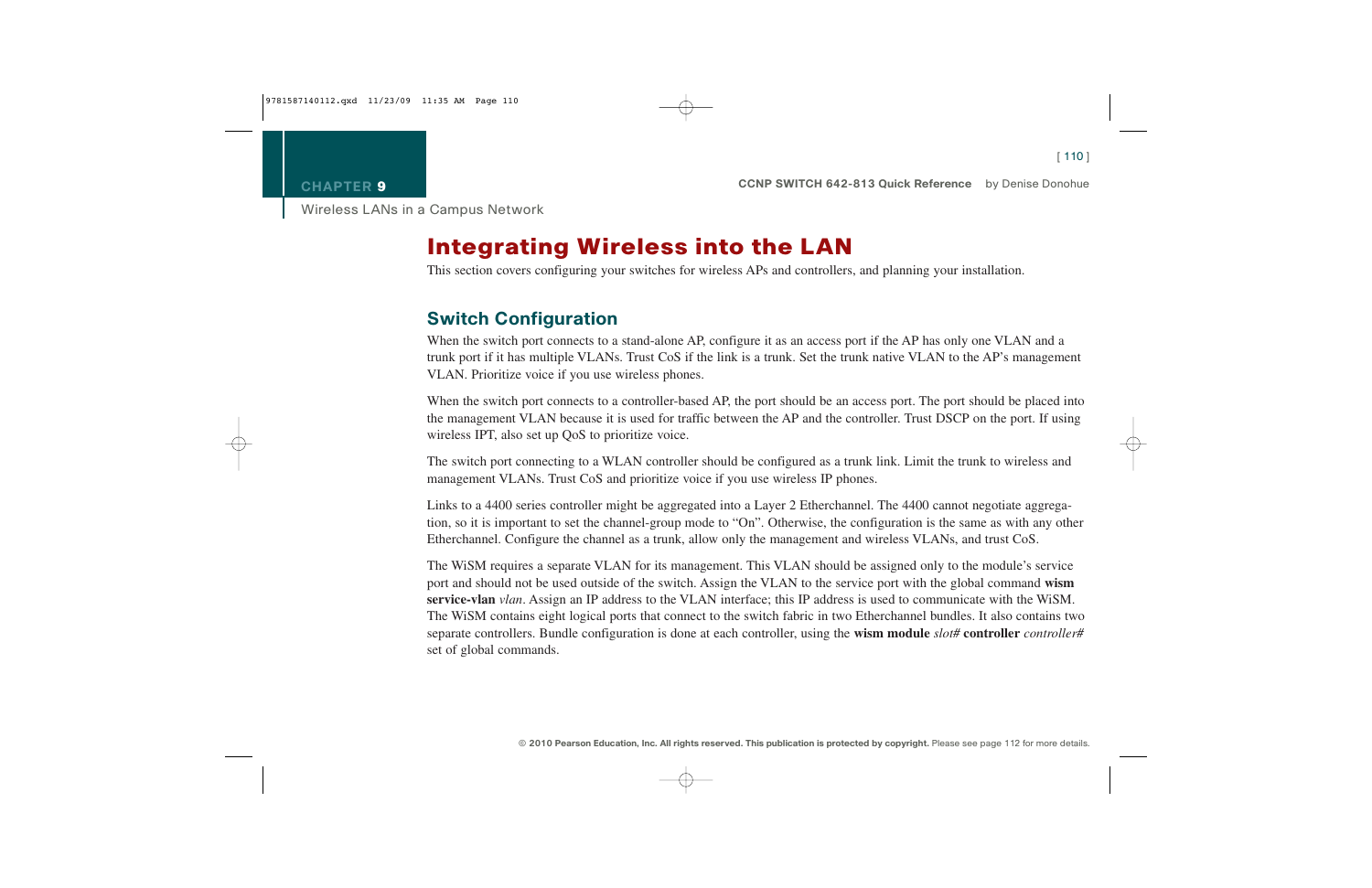# Integrating Wireless into the LAN

This section covers configuring your switches for wireless APs and controllers, and planning your installation.

## Switch Configuration

When the switch port connects to a stand-alone AP, configure it as an access port if the AP has only one VLAN and a trunk port if it has multiple VLANs. Trust CoS if the link is a trunk. Set the trunk native VLAN to the AP's management VLAN. Prioritize voice if you use wireless phones.

When the switch port connects to a controller-based AP, the port should be an access port. The port should be placed into the management VLAN because it is used for traffic between the AP and the controller. Trust DSCP on the port. If using wireless IPT, also set up QoS to prioritize voice.

The switch port connecting to a WLAN controller should be configured as a trunk link. Limit the trunk to wireless and management VLANs. Trust CoS and prioritize voice if you use wireless IP phones.

Links to a 4400 series controller might be aggregated into a Layer 2 Etherchannel. The 4400 cannot negotiate aggregation, so it is important to set the channel-group mode to "On". Otherwise, the configuration is the same as with any other Etherchannel. Configure the channel as a trunk, allow only the management and wireless VLANs, and trust CoS.

The WiSM requires a separate VLAN for its management. This VLAN should be assigned only to the module's service port and should not be used outside of the switch. Assign the VLAN to the service port with the global command **wism service-vlan** *vlan*. Assign an IP address to the VLAN interface; this IP address is used to communicate with the WiSM. The WiSM contains eight logical ports that connect to the switch fabric in two Etherchannel bundles. It also contains two separate controllers. Bundle configuration is done at each controller, using the **wism module** *slot#* **controller** *controller#* set of global commands.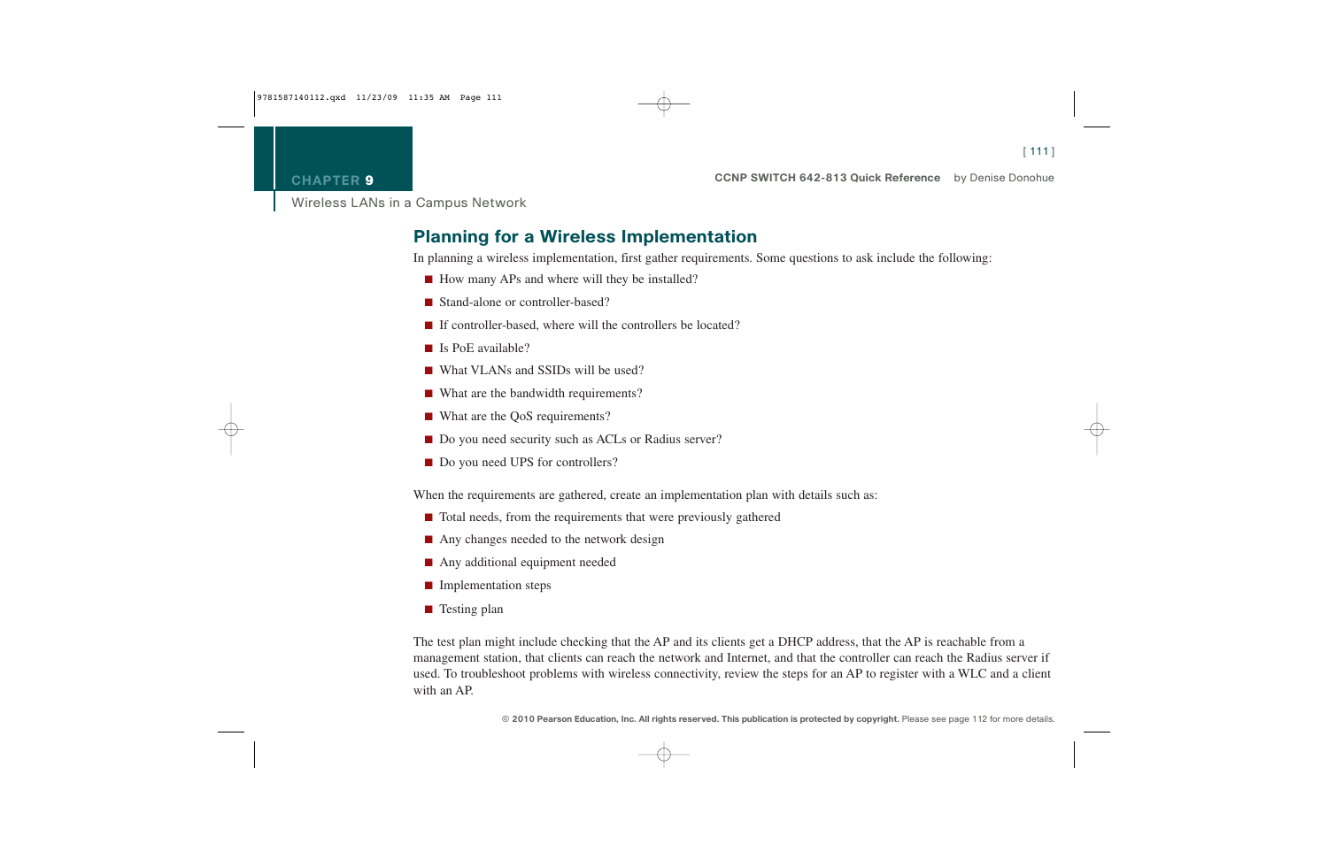# CHAPTER 9

Wireless LANs in a Campus Network

## Planning for a Wireless Implementation

In planning a wireless implementation, first gather requirements. Some questions to ask include the following:

- How many APs and where will they be installed?
- Stand-alone or controller-based?
- If controller-based, where will the controllers be located?
- Is PoE available?
- What VLANs and SSIDs will be used?
- What are the bandwidth requirements?
- What are the QoS requirements?
- Do you need security such as ACLs or Radius server?
- Do you need UPS for controllers?

When the requirements are gathered, create an implementation plan with details such as:

- Total needs, from the requirements that were previously gathered
- Any changes needed to the network design
- Any additional equipment needed
- Implementation steps
- Testing plan

The test plan might include checking that the AP and its clients get a DHCP address, that the AP is reachable from a management station, that clients can reach the network and Internet, and that the controller can reach the Radius server if used. To troubleshoot problems with wireless connectivity, review the steps for an AP to register with a WLC and a client with an AP.